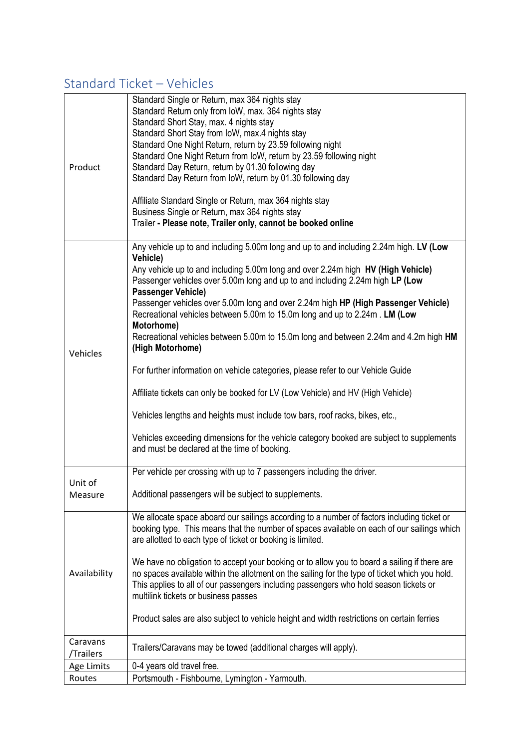## Standard Ticket – Vehicles

| | |
|---|---|
| Product | Standard Single or Return, max 364 nights stay<br>Standard Return only from IoW, max. 364 nights stay<br>Standard Short Stay, max. 4 nights stay<br>Standard Short Stay from IoW, max.4 nights stay<br>Standard One Night Return, return by 23.59 following night<br>Standard One Night Return from IoW, return by 23.59 following night<br>Standard Day Return, return by 01.30 following day<br>Standard Day Return from IoW, return by 01.30 following day<br><br>Affiliate Standard Single or Return, max 364 nights stay<br>Business Single or Return, max 364 nights stay<br>Trailer **- Please note, Trailer only, cannot be booked online** |
| Vehicles | Any vehicle up to and including 5.00m long and up to and including 2.24m high. **LV (Low Vehicle)**<br>Any vehicle up to and including 5.00m long and over 2.24m high **HV (High Vehicle)**<br>Passenger vehicles over 5.00m long and up to and including 2.24m high **LP (Low Passenger Vehicle)**<br>Passenger vehicles over 5.00m long and over 2.24m high **HP (High Passenger Vehicle)**<br>Recreational vehicles between 5.00m to 15.0m long and up to 2.24m . **LM (Low Motorhome)**<br>Recreational vehicles between 5.00m to 15.0m long and between 2.24m and 4.2m high **HM (High Motorhome)**<br><br>For further information on vehicle categories, please refer to our Vehicle Guide<br><br>Affiliate tickets can only be booked for LV (Low Vehicle) and HV (High Vehicle)<br><br>Vehicles lengths and heights must include tow bars, roof racks, bikes, etc.,<br><br>Vehicles exceeding dimensions for the vehicle category booked are subject to supplements and must be declared at the time of booking. |
| Unit of Measure | Per vehicle per crossing with up to 7 passengers including the driver.<br><br>Additional passengers will be subject to supplements. |
| Availability | We allocate space aboard our sailings according to a number of factors including ticket or booking type. This means that the number of spaces available on each of our sailings which are allotted to each type of ticket or booking is limited.<br><br>We have no obligation to accept your booking or to allow you to board a sailing if there are no spaces available within the allotment on the sailing for the type of ticket which you hold. This applies to all of our passengers including passengers who hold season tickets or multilink tickets or business passes<br><br>Product sales are also subject to vehicle height and width restrictions on certain ferries |
| Caravans /Trailers | Trailers/Caravans may be towed (additional charges will apply). |
| Age Limits | 0-4 years old travel free. |
| Routes | Portsmouth - Fishbourne, Lymington - Yarmouth. |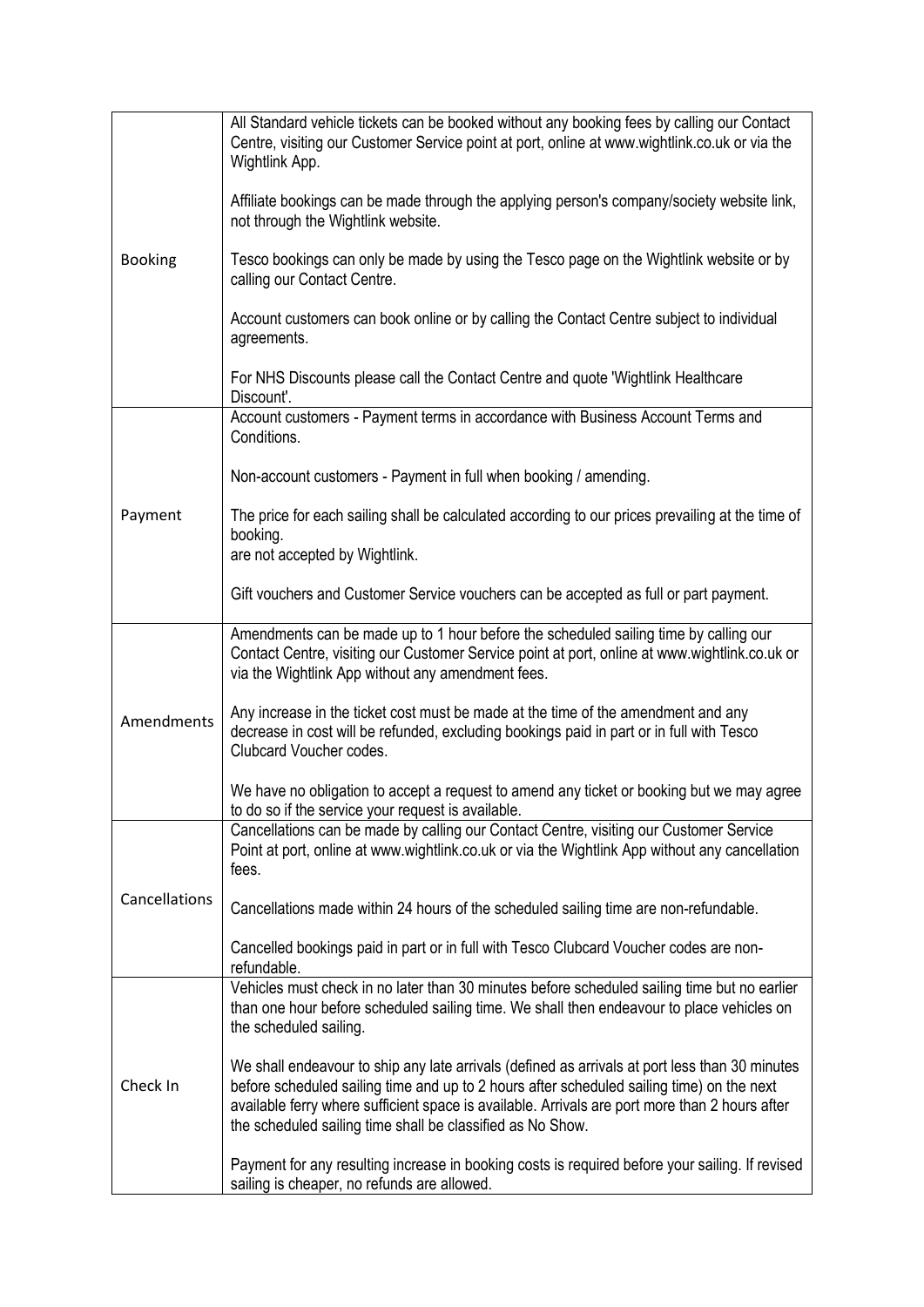| | |
|---|---|
| Booking | All Standard vehicle tickets can be booked without any booking fees by calling our Contact Centre, visiting our Customer Service point at port, online at www.wightlink.co.uk or via the Wightlink App.<br><br>Affiliate bookings can be made through the applying person's company/society website link, not through the Wightlink website.<br><br>Tesco bookings can only be made by using the Tesco page on the Wightlink website or by calling our Contact Centre.<br><br>Account customers can book online or by calling the Contact Centre subject to individual agreements.<br><br>For NHS Discounts please call the Contact Centre and quote 'Wightlink Healthcare Discount'. |
| Payment | Account customers - Payment terms in accordance with Business Account Terms and Conditions.<br><br>Non-account customers - Payment in full when booking / amending.<br><br>The price for each sailing shall be calculated according to our prices prevailing at the time of booking.<br>are not accepted by Wightlink.<br><br>Gift vouchers and Customer Service vouchers can be accepted as full or part payment. |
| Amendments | Amendments can be made up to 1 hour before the scheduled sailing time by calling our Contact Centre, visiting our Customer Service point at port, online at www.wightlink.co.uk or via the Wightlink App without any amendment fees.<br><br>Any increase in the ticket cost must be made at the time of the amendment and any decrease in cost will be refunded, excluding bookings paid in part or in full with Tesco Clubcard Voucher codes.<br><br>We have no obligation to accept a request to amend any ticket or booking but we may agree to do so if the service your request is available. |
| Cancellations | Cancellations can be made by calling our Contact Centre, visiting our Customer Service Point at port, online at www.wightlink.co.uk or via the Wightlink App without any cancellation fees.<br><br>Cancellations made within 24 hours of the scheduled sailing time are non-refundable.<br><br>Cancelled bookings paid in part or in full with Tesco Clubcard Voucher codes are non-refundable. |
| Check In | Vehicles must check in no later than 30 minutes before scheduled sailing time but no earlier than one hour before scheduled sailing time. We shall then endeavour to place vehicles on the scheduled sailing.<br><br>We shall endeavour to ship any late arrivals (defined as arrivals at port less than 30 minutes before scheduled sailing time and up to 2 hours after scheduled sailing time) on the next available ferry where sufficient space is available. Arrivals are port more than 2 hours after the scheduled sailing time shall be classified as No Show.<br><br>Payment for any resulting increase in booking costs is required before your sailing. If revised sailing is cheaper, no refunds are allowed. |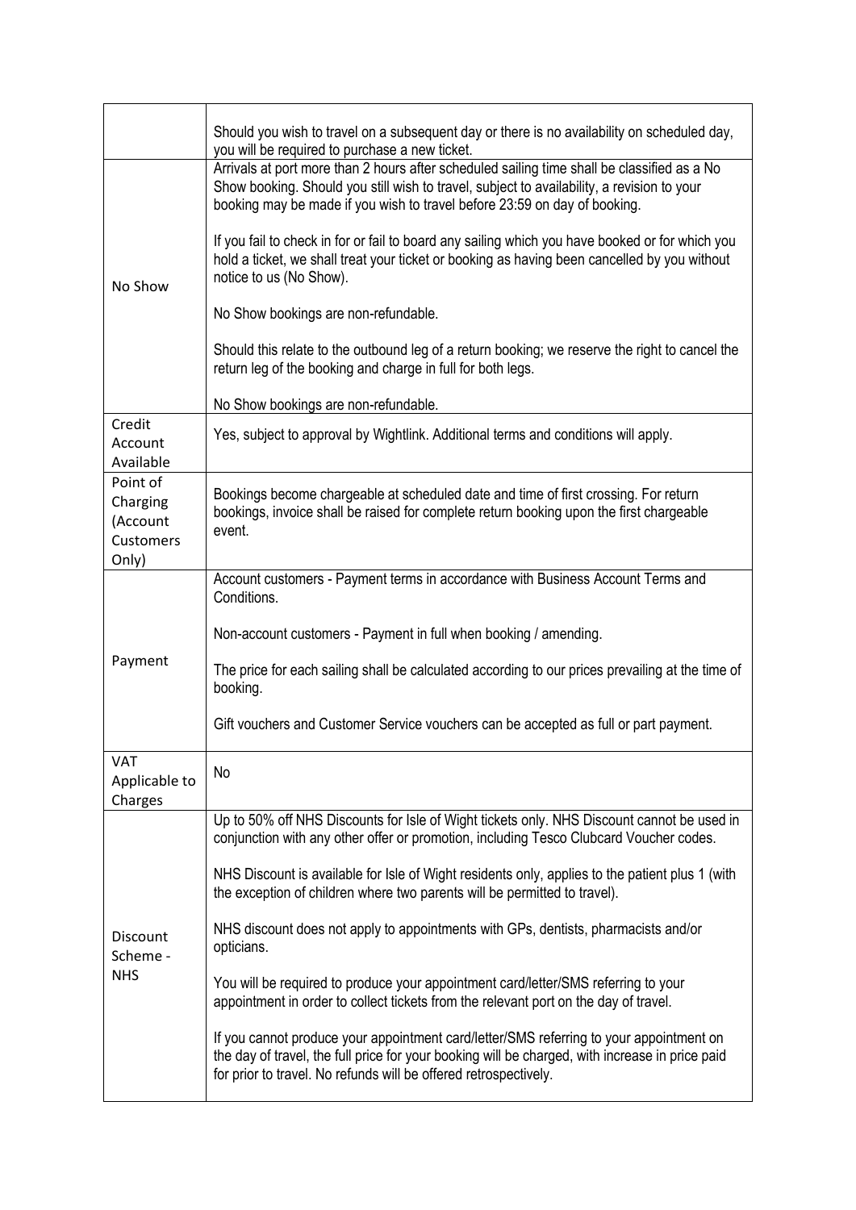| | |
|---|---|
| | Should you wish to travel on a subsequent day or there is no availability on scheduled day, you will be required to purchase a new ticket. |
| No Show | Arrivals at port more than 2 hours after scheduled sailing time shall be classified as a No Show booking. Should you still wish to travel, subject to availability, a revision to your booking may be made if you wish to travel before 23:59 on day of booking.<br><br>If you fail to check in for or fail to board any sailing which you have booked or for which you hold a ticket, we shall treat your ticket or booking as having been cancelled by you without notice to us (No Show).<br><br>No Show bookings are non-refundable.<br><br>Should this relate to the outbound leg of a return booking; we reserve the right to cancel the return leg of the booking and charge in full for both legs.<br><br>No Show bookings are non-refundable. |
| Credit Account Available | Yes, subject to approval by Wightlink. Additional terms and conditions will apply. |
| Point of Charging (Account Customers Only) | Bookings become chargeable at scheduled date and time of first crossing. For return bookings, invoice shall be raised for complete return booking upon the first chargeable event. |
| Payment | Account customers - Payment terms in accordance with Business Account Terms and Conditions.<br><br>Non-account customers - Payment in full when booking / amending.<br><br>The price for each sailing shall be calculated according to our prices prevailing at the time of booking.<br><br>Gift vouchers and Customer Service vouchers can be accepted as full or part payment. |
| VAT Applicable to Charges | No |
| Discount Scheme - NHS | Up to 50% off NHS Discounts for Isle of Wight tickets only. NHS Discount cannot be used in conjunction with any other offer or promotion, including Tesco Clubcard Voucher codes.<br><br>NHS Discount is available for Isle of Wight residents only, applies to the patient plus 1 (with the exception of children where two parents will be permitted to travel).<br><br>NHS discount does not apply to appointments with GPs, dentists, pharmacists and/or opticians.<br><br>You will be required to produce your appointment card/letter/SMS referring to your appointment in order to collect tickets from the relevant port on the day of travel.<br><br>If you cannot produce your appointment card/letter/SMS referring to your appointment on the day of travel, the full price for your booking will be charged, with increase in price paid for prior to travel. No refunds will be offered retrospectively. |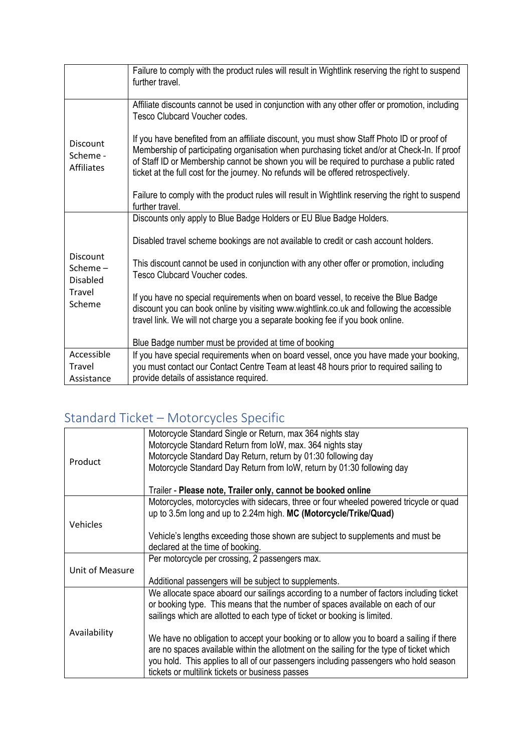| | |
|---|---|
| | Failure to comply with the product rules will result in Wightlink reserving the right to suspend further travel. |
| Discount Scheme - Affiliates | Affiliate discounts cannot be used in conjunction with any other offer or promotion, including Tesco Clubcard Voucher codes.<br><br>If you have benefited from an affiliate discount, you must show Staff Photo ID or proof of Membership of participating organisation when purchasing ticket and/or at Check-In. If proof of Staff ID or Membership cannot be shown you will be required to purchase a public rated ticket at the full cost for the journey. No refunds will be offered retrospectively.<br><br>Failure to comply with the product rules will result in Wightlink reserving the right to suspend further travel. |
| Discount Scheme – Disabled Travel Scheme | Discounts only apply to Blue Badge Holders or EU Blue Badge Holders.<br><br>Disabled travel scheme bookings are not available to credit or cash account holders.<br><br>This discount cannot be used in conjunction with any other offer or promotion, including Tesco Clubcard Voucher codes.<br><br>If you have no special requirements when on board vessel, to receive the Blue Badge discount you can book online by visiting www.wightlink.co.uk and following the accessible travel link. We will not charge you a separate booking fee if you book online.<br><br>Blue Badge number must be provided at time of booking |
| Accessible Travel Assistance | If you have special requirements when on board vessel, once you have made your booking, you must contact our Contact Centre Team at least 48 hours prior to required sailing to provide details of assistance required. |

## Standard Ticket – Motorcycles Specific

| | |
|---|---|
| Product | Motorcycle Standard Single or Return, max 364 nights stay<br>Motorcycle Standard Return from IoW, max. 364 nights stay<br>Motorcycle Standard Day Return, return by 01:30 following day<br>Motorcycle Standard Day Return from IoW, return by 01:30 following day<br><br>Trailer - **Please note, Trailer only, cannot be booked online** |
| Vehicles | Motorcycles, motorcycles with sidecars, three or four wheeled powered tricycle or quad up to 3.5m long and up to 2.24m high. **MC (Motorcycle/Trike/Quad)**<br><br>Vehicle's lengths exceeding those shown are subject to supplements and must be declared at the time of booking. |
| Unit of Measure | Per motorcycle per crossing, 2 passengers max.<br><br>Additional passengers will be subject to supplements. |
| Availability | We allocate space aboard our sailings according to a number of factors including ticket or booking type. This means that the number of spaces available on each of our sailings which are allotted to each type of ticket or booking is limited.<br><br>We have no obligation to accept your booking or to allow you to board a sailing if there are no spaces available within the allotment on the sailing for the type of ticket which you hold. This applies to all of our passengers including passengers who hold season tickets or multilink tickets or business passes |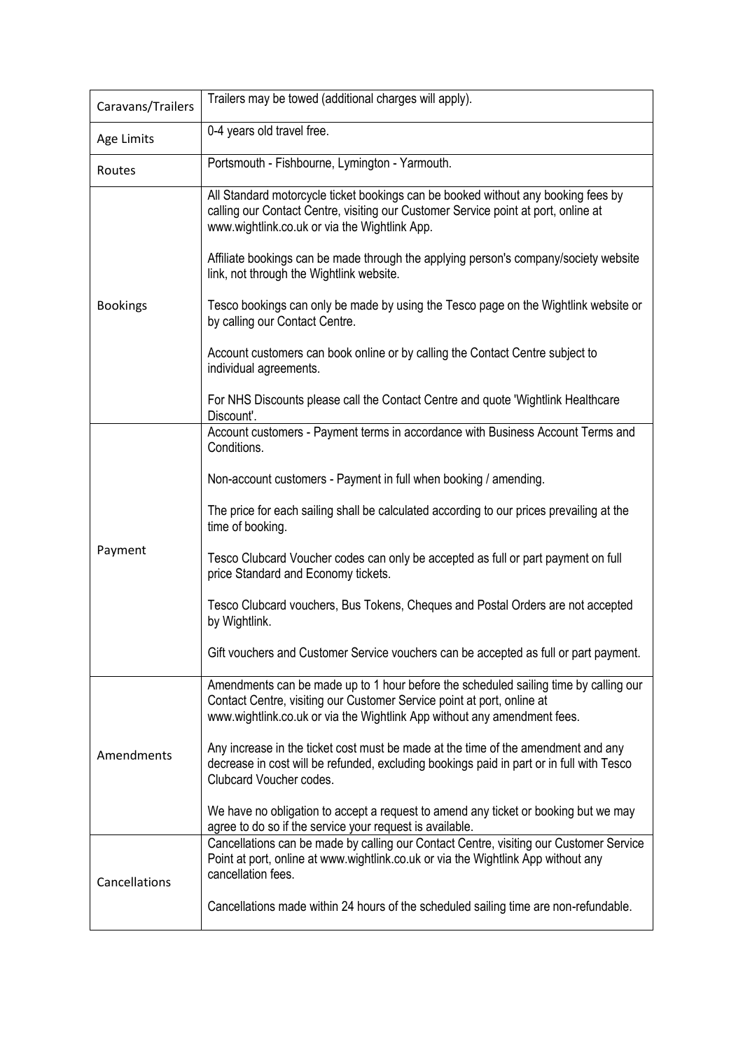| Caravans/Trailers | Trailers may be towed (additional charges will apply). |
|---|---|
| Age Limits | 0-4 years old travel free. |
| Routes | Portsmouth - Fishbourne, Lymington - Yarmouth. |
| Bookings | All Standard motorcycle ticket bookings can be booked without any booking fees by calling our Contact Centre, visiting our Customer Service point at port, online at www.wightlink.co.uk or via the Wightlink App.<br><br>Affiliate bookings can be made through the applying person's company/society website link, not through the Wightlink website.<br><br>Tesco bookings can only be made by using the Tesco page on the Wightlink website or by calling our Contact Centre.<br><br>Account customers can book online or by calling the Contact Centre subject to individual agreements.<br><br>For NHS Discounts please call the Contact Centre and quote 'Wightlink Healthcare Discount'. |
| Payment | Account customers - Payment terms in accordance with Business Account Terms and Conditions.<br><br>Non-account customers - Payment in full when booking / amending.<br><br>The price for each sailing shall be calculated according to our prices prevailing at the time of booking.<br><br>Tesco Clubcard Voucher codes can only be accepted as full or part payment on full price Standard and Economy tickets.<br><br>Tesco Clubcard vouchers, Bus Tokens, Cheques and Postal Orders are not accepted by Wightlink.<br><br>Gift vouchers and Customer Service vouchers can be accepted as full or part payment. |
| Amendments | Amendments can be made up to 1 hour before the scheduled sailing time by calling our Contact Centre, visiting our Customer Service point at port, online at www.wightlink.co.uk or via the Wightlink App without any amendment fees.<br><br>Any increase in the ticket cost must be made at the time of the amendment and any decrease in cost will be refunded, excluding bookings paid in part or in full with Tesco Clubcard Voucher codes.<br><br>We have no obligation to accept a request to amend any ticket or booking but we may agree to do so if the service your request is available. |
| Cancellations | Cancellations can be made by calling our Contact Centre, visiting our Customer Service Point at port, online at www.wightlink.co.uk or via the Wightlink App without any cancellation fees.<br><br>Cancellations made within 24 hours of the scheduled sailing time are non-refundable. |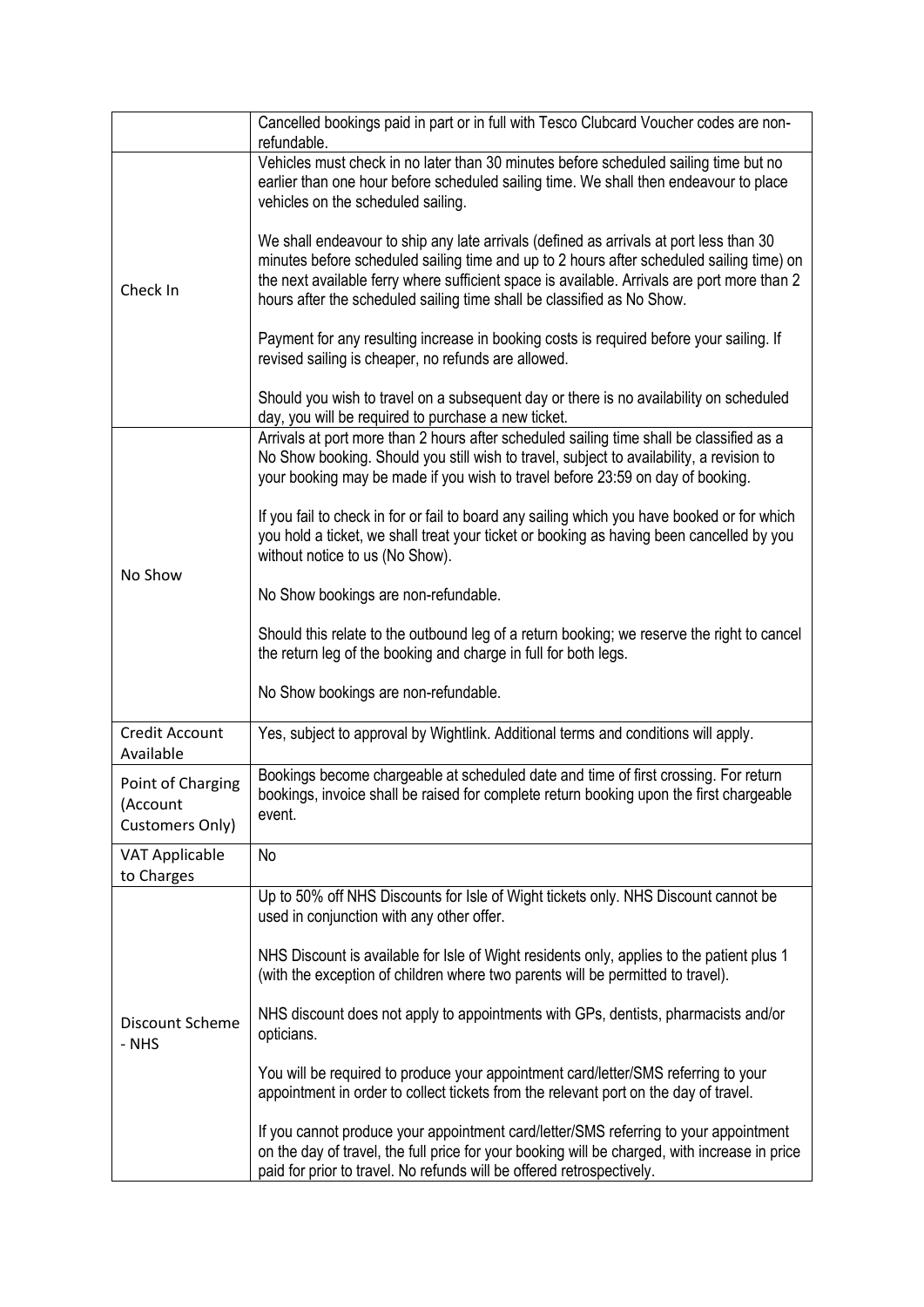| | |
|---|---|
| | Cancelled bookings paid in part or in full with Tesco Clubcard Voucher codes are non-refundable. |
| Check In | Vehicles must check in no later than 30 minutes before scheduled sailing time but no earlier than one hour before scheduled sailing time. We shall then endeavour to place vehicles on the scheduled sailing.<br><br>We shall endeavour to ship any late arrivals (defined as arrivals at port less than 30 minutes before scheduled sailing time and up to 2 hours after scheduled sailing time) on the next available ferry where sufficient space is available. Arrivals are port more than 2 hours after the scheduled sailing time shall be classified as No Show.<br><br>Payment for any resulting increase in booking costs is required before your sailing. If revised sailing is cheaper, no refunds are allowed.<br><br>Should you wish to travel on a subsequent day or there is no availability on scheduled day, you will be required to purchase a new ticket. |
| No Show | Arrivals at port more than 2 hours after scheduled sailing time shall be classified as a No Show booking. Should you still wish to travel, subject to availability, a revision to your booking may be made if you wish to travel before 23:59 on day of booking.<br><br>If you fail to check in for or fail to board any sailing which you have booked or for which you hold a ticket, we shall treat your ticket or booking as having been cancelled by you without notice to us (No Show).<br><br>No Show bookings are non-refundable.<br><br>Should this relate to the outbound leg of a return booking; we reserve the right to cancel the return leg of the booking and charge in full for both legs.<br><br>No Show bookings are non-refundable. |
| Credit Account Available | Yes, subject to approval by Wightlink. Additional terms and conditions will apply. |
| Point of Charging (Account Customers Only) | Bookings become chargeable at scheduled date and time of first crossing. For return bookings, invoice shall be raised for complete return booking upon the first chargeable event. |
| VAT Applicable to Charges | No |
| Discount Scheme - NHS | Up to 50% off NHS Discounts for Isle of Wight tickets only. NHS Discount cannot be used in conjunction with any other offer.<br><br>NHS Discount is available for Isle of Wight residents only, applies to the patient plus 1 (with the exception of children where two parents will be permitted to travel).<br><br>NHS discount does not apply to appointments with GPs, dentists, pharmacists and/or opticians.<br><br>You will be required to produce your appointment card/letter/SMS referring to your appointment in order to collect tickets from the relevant port on the day of travel.<br><br>If you cannot produce your appointment card/letter/SMS referring to your appointment on the day of travel, the full price for your booking will be charged, with increase in price paid for prior to travel. No refunds will be offered retrospectively. |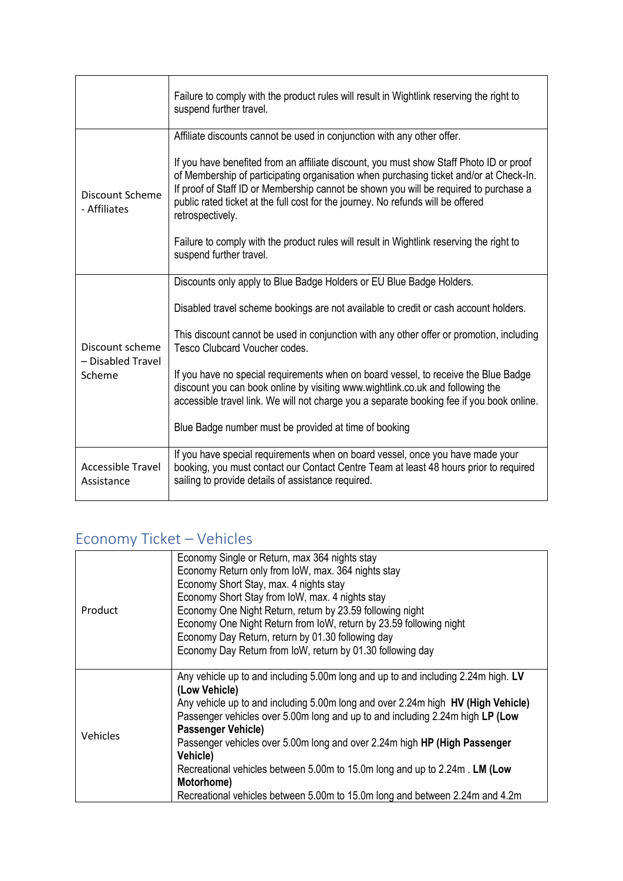| | |
|---|---|
| | Failure to comply with the product rules will result in Wightlink reserving the right to suspend further travel. |
| Discount Scheme - Affiliates | Affiliate discounts cannot be used in conjunction with any other offer.<br><br>If you have benefited from an affiliate discount, you must show Staff Photo ID or proof of Membership of participating organisation when purchasing ticket and/or at Check-In. If proof of Staff ID or Membership cannot be shown you will be required to purchase a public rated ticket at the full cost for the journey. No refunds will be offered retrospectively.<br><br>Failure to comply with the product rules will result in Wightlink reserving the right to suspend further travel. |
| Discount scheme – Disabled Travel Scheme | Discounts only apply to Blue Badge Holders or EU Blue Badge Holders.<br><br>Disabled travel scheme bookings are not available to credit or cash account holders.<br><br>This discount cannot be used in conjunction with any other offer or promotion, including Tesco Clubcard Voucher codes.<br><br>If you have no special requirements when on board vessel, to receive the Blue Badge discount you can book online by visiting www.wightlink.co.uk and following the accessible travel link. We will not charge you a separate booking fee if you book online.<br><br>Blue Badge number must be provided at time of booking |
| Accessible Travel Assistance | If you have special requirements when on board vessel, once you have made your booking, you must contact our Contact Centre Team at least 48 hours prior to required sailing to provide details of assistance required. |

## Economy Ticket – Vehicles

| | |
|---|---|
| Product | Economy Single or Return, max 364 nights stay<br>Economy Return only from IoW, max. 364 nights stay<br>Economy Short Stay, max. 4 nights stay<br>Economy Short Stay from IoW, max. 4 nights stay<br>Economy One Night Return, return by 23.59 following night<br>Economy One Night Return from IoW, return by 23.59 following night<br>Economy Day Return, return by 01.30 following day<br>Economy Day Return from IoW, return by 01.30 following day |
| Vehicles | Any vehicle up to and including 5.00m long and up to and including 2.24m high. **LV (Low Vehicle)**<br>Any vehicle up to and including 5.00m long and over 2.24m high **HV (High Vehicle)**<br>Passenger vehicles over 5.00m long and up to and including 2.24m high **LP (Low Passenger Vehicle)**<br>Passenger vehicles over 5.00m long and over 2.24m high **HP (High Passenger Vehicle)**<br>Recreational vehicles between 5.00m to 15.0m long and up to 2.24m . **LM (Low Motorhome)**<br>Recreational vehicles between 5.00m to 15.0m long and between 2.24m and 4.2m |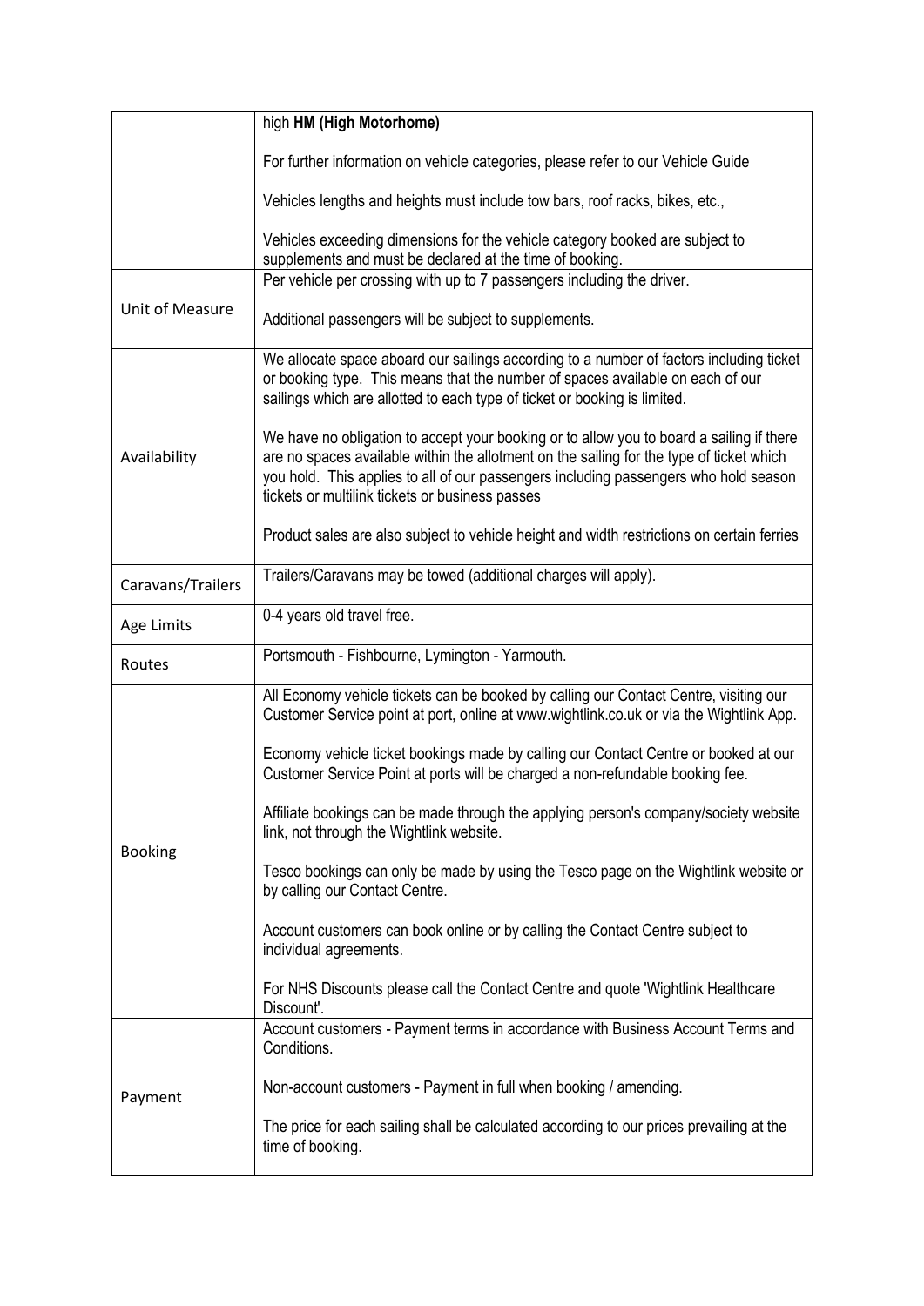| | |
|---|---|
| | high **HM (High Motorhome)**<br><br>For further information on vehicle categories, please refer to our Vehicle Guide<br><br>Vehicles lengths and heights must include tow bars, roof racks, bikes, etc.,<br><br>Vehicles exceeding dimensions for the vehicle category booked are subject to supplements and must be declared at the time of booking. |
| Unit of Measure | Per vehicle per crossing with up to 7 passengers including the driver.<br><br>Additional passengers will be subject to supplements. |
| Availability | We allocate space aboard our sailings according to a number of factors including ticket or booking type. This means that the number of spaces available on each of our sailings which are allotted to each type of ticket or booking is limited.<br><br>We have no obligation to accept your booking or to allow you to board a sailing if there are no spaces available within the allotment on the sailing for the type of ticket which you hold. This applies to all of our passengers including passengers who hold season tickets or multilink tickets or business passes<br><br>Product sales are also subject to vehicle height and width restrictions on certain ferries |
| Caravans/Trailers | Trailers/Caravans may be towed (additional charges will apply). |
| Age Limits | 0-4 years old travel free. |
| Routes | Portsmouth - Fishbourne, Lymington - Yarmouth. |
| Booking | All Economy vehicle tickets can be booked by calling our Contact Centre, visiting our Customer Service point at port, online at www.wightlink.co.uk or via the Wightlink App.<br><br>Economy vehicle ticket bookings made by calling our Contact Centre or booked at our Customer Service Point at ports will be charged a non-refundable booking fee.<br><br>Affiliate bookings can be made through the applying person's company/society website link, not through the Wightlink website.<br><br>Tesco bookings can only be made by using the Tesco page on the Wightlink website or by calling our Contact Centre.<br><br>Account customers can book online or by calling the Contact Centre subject to individual agreements.<br><br>For NHS Discounts please call the Contact Centre and quote 'Wightlink Healthcare Discount'. |
| Payment | Account customers - Payment terms in accordance with Business Account Terms and Conditions.<br><br>Non-account customers - Payment in full when booking / amending.<br><br>The price for each sailing shall be calculated according to our prices prevailing at the time of booking. |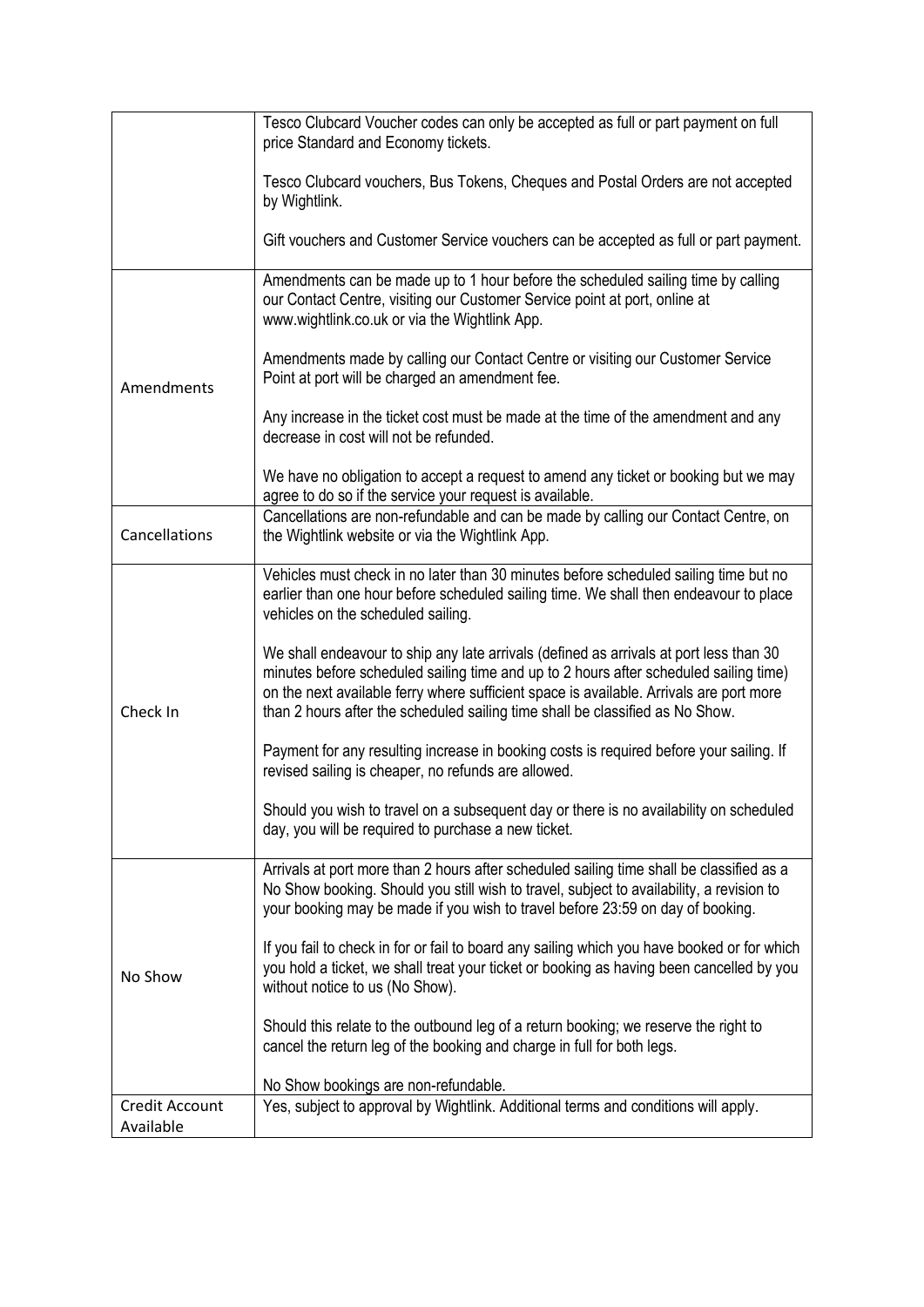| | |
|---|---|
| | Tesco Clubcard Voucher codes can only be accepted as full or part payment on full price Standard and Economy tickets.<br><br>Tesco Clubcard vouchers, Bus Tokens, Cheques and Postal Orders are not accepted by Wightlink.<br><br>Gift vouchers and Customer Service vouchers can be accepted as full or part payment. |
| Amendments | Amendments can be made up to 1 hour before the scheduled sailing time by calling our Contact Centre, visiting our Customer Service point at port, online at www.wightlink.co.uk or via the Wightlink App.<br><br>Amendments made by calling our Contact Centre or visiting our Customer Service Point at port will be charged an amendment fee.<br><br>Any increase in the ticket cost must be made at the time of the amendment and any decrease in cost will not be refunded.<br><br>We have no obligation to accept a request to amend any ticket or booking but we may agree to do so if the service your request is available. |
| Cancellations | Cancellations are non-refundable and can be made by calling our Contact Centre, on the Wightlink website or via the Wightlink App. |
| Check In | Vehicles must check in no later than 30 minutes before scheduled sailing time but no earlier than one hour before scheduled sailing time. We shall then endeavour to place vehicles on the scheduled sailing.<br><br>We shall endeavour to ship any late arrivals (defined as arrivals at port less than 30 minutes before scheduled sailing time and up to 2 hours after scheduled sailing time) on the next available ferry where sufficient space is available. Arrivals are port more than 2 hours after the scheduled sailing time shall be classified as No Show.<br><br>Payment for any resulting increase in booking costs is required before your sailing. If revised sailing is cheaper, no refunds are allowed.<br><br>Should you wish to travel on a subsequent day or there is no availability on scheduled day, you will be required to purchase a new ticket. |
| No Show | Arrivals at port more than 2 hours after scheduled sailing time shall be classified as a No Show booking. Should you still wish to travel, subject to availability, a revision to your booking may be made if you wish to travel before 23:59 on day of booking.<br><br>If you fail to check in for or fail to board any sailing which you have booked or for which you hold a ticket, we shall treat your ticket or booking as having been cancelled by you without notice to us (No Show).<br><br>Should this relate to the outbound leg of a return booking; we reserve the right to cancel the return leg of the booking and charge in full for both legs.<br><br>No Show bookings are non-refundable. |
| Credit Account Available | Yes, subject to approval by Wightlink. Additional terms and conditions will apply. |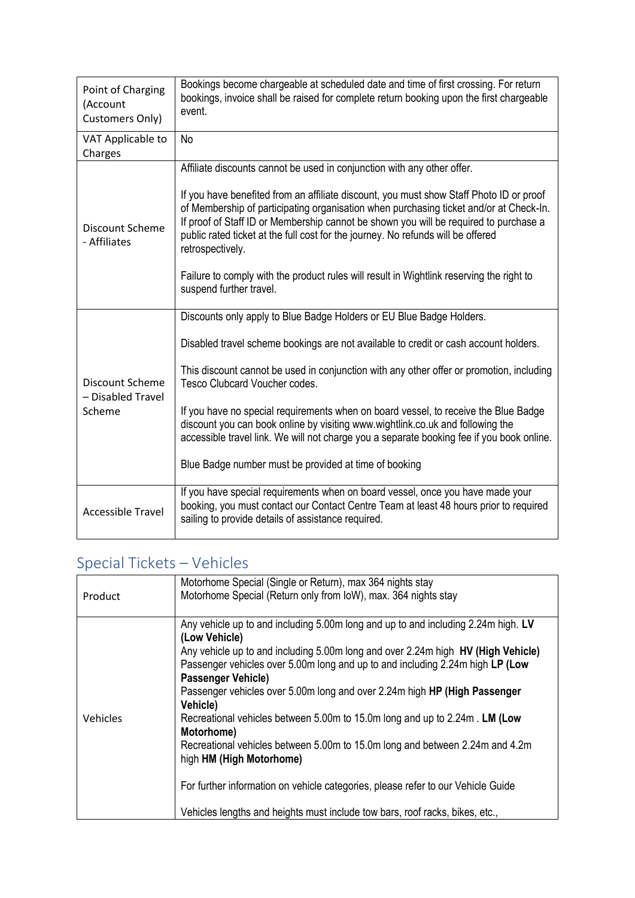| | |
|---|---|
| Point of Charging (Account Customers Only) | Bookings become chargeable at scheduled date and time of first crossing. For return bookings, invoice shall be raised for complete return booking upon the first chargeable event. |
| VAT Applicable to Charges | No |
| Discount Scheme - Affiliates | Affiliate discounts cannot be used in conjunction with any other offer.<br><br>If you have benefited from an affiliate discount, you must show Staff Photo ID or proof of Membership of participating organisation when purchasing ticket and/or at Check-In. If proof of Staff ID or Membership cannot be shown you will be required to purchase a public rated ticket at the full cost for the journey. No refunds will be offered retrospectively.<br><br>Failure to comply with the product rules will result in Wightlink reserving the right to suspend further travel. |
| Discount Scheme – Disabled Travel Scheme | Discounts only apply to Blue Badge Holders or EU Blue Badge Holders.<br><br>Disabled travel scheme bookings are not available to credit or cash account holders.<br><br>This discount cannot be used in conjunction with any other offer or promotion, including Tesco Clubcard Voucher codes.<br><br>If you have no special requirements when on board vessel, to receive the Blue Badge discount you can book online by visiting www.wightlink.co.uk and following the accessible travel link. We will not charge you a separate booking fee if you book online.<br><br>Blue Badge number must be provided at time of booking |
| Accessible Travel | If you have special requirements when on board vessel, once you have made your booking, you must contact our Contact Centre Team at least 48 hours prior to required sailing to provide details of assistance required. |

## Special Tickets – Vehicles

| | |
|---|---|
| Product | Motorhome Special (Single or Return), max 364 nights stay<br>Motorhome Special (Return only from IoW), max. 364 nights stay |
| Vehicles | Any vehicle up to and including 5.00m long and up to and including 2.24m high. **LV (Low Vehicle)**<br>Any vehicle up to and including 5.00m long and over 2.24m high **HV (High Vehicle)**<br>Passenger vehicles over 5.00m long and up to and including 2.24m high **LP (Low Passenger Vehicle)**<br>Passenger vehicles over 5.00m long and over 2.24m high **HP (High Passenger Vehicle)**<br>Recreational vehicles between 5.00m to 15.0m long and up to 2.24m . **LM (Low Motorhome)**<br>Recreational vehicles between 5.00m to 15.0m long and between 2.24m and 4.2m high **HM (High Motorhome)**<br><br>For further information on vehicle categories, please refer to our Vehicle Guide<br><br>Vehicles lengths and heights must include tow bars, roof racks, bikes, etc., |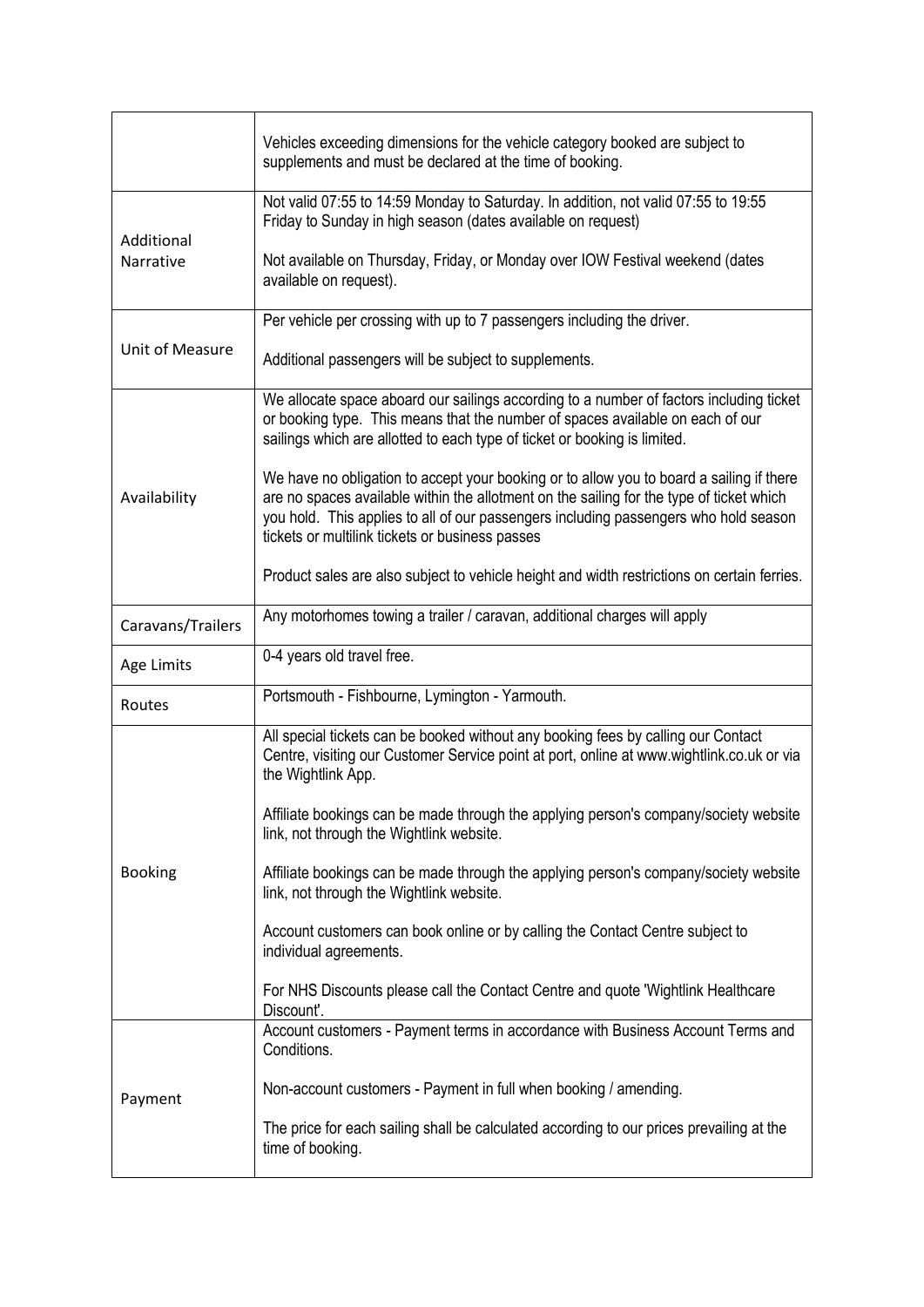|  |  |
| --- | --- |
|  | Vehicles exceeding dimensions for the vehicle category booked are subject to supplements and must be declared at the time of booking. |
| Additional Narrative | Not valid 07:55 to 14:59 Monday to Saturday. In addition, not valid 07:55 to 19:55 Friday to Sunday in high season (dates available on request)<br><br>Not available on Thursday, Friday, or Monday over IOW Festival weekend (dates available on request). |
| Unit of Measure | Per vehicle per crossing with up to 7 passengers including the driver.<br><br>Additional passengers will be subject to supplements. |
| Availability | We allocate space aboard our sailings according to a number of factors including ticket or booking type. This means that the number of spaces available on each of our sailings which are allotted to each type of ticket or booking is limited.<br><br>We have no obligation to accept your booking or to allow you to board a sailing if there are no spaces available within the allotment on the sailing for the type of ticket which you hold. This applies to all of our passengers including passengers who hold season tickets or multilink tickets or business passes<br><br>Product sales are also subject to vehicle height and width restrictions on certain ferries. |
| Caravans/Trailers | Any motorhomes towing a trailer / caravan, additional charges will apply |
| Age Limits | 0-4 years old travel free. |
| Routes | Portsmouth - Fishbourne, Lymington - Yarmouth. |
| Booking | All special tickets can be booked without any booking fees by calling our Contact Centre, visiting our Customer Service point at port, online at www.wightlink.co.uk or via the Wightlink App.<br><br>Affiliate bookings can be made through the applying person's company/society website link, not through the Wightlink website.<br><br>Affiliate bookings can be made through the applying person's company/society website link, not through the Wightlink website.<br><br>Account customers can book online or by calling the Contact Centre subject to individual agreements.<br><br>For NHS Discounts please call the Contact Centre and quote 'Wightlink Healthcare Discount'. |
| Payment | Account customers - Payment terms in accordance with Business Account Terms and Conditions.<br><br>Non-account customers - Payment in full when booking / amending.<br><br>The price for each sailing shall be calculated according to our prices prevailing at the time of booking. |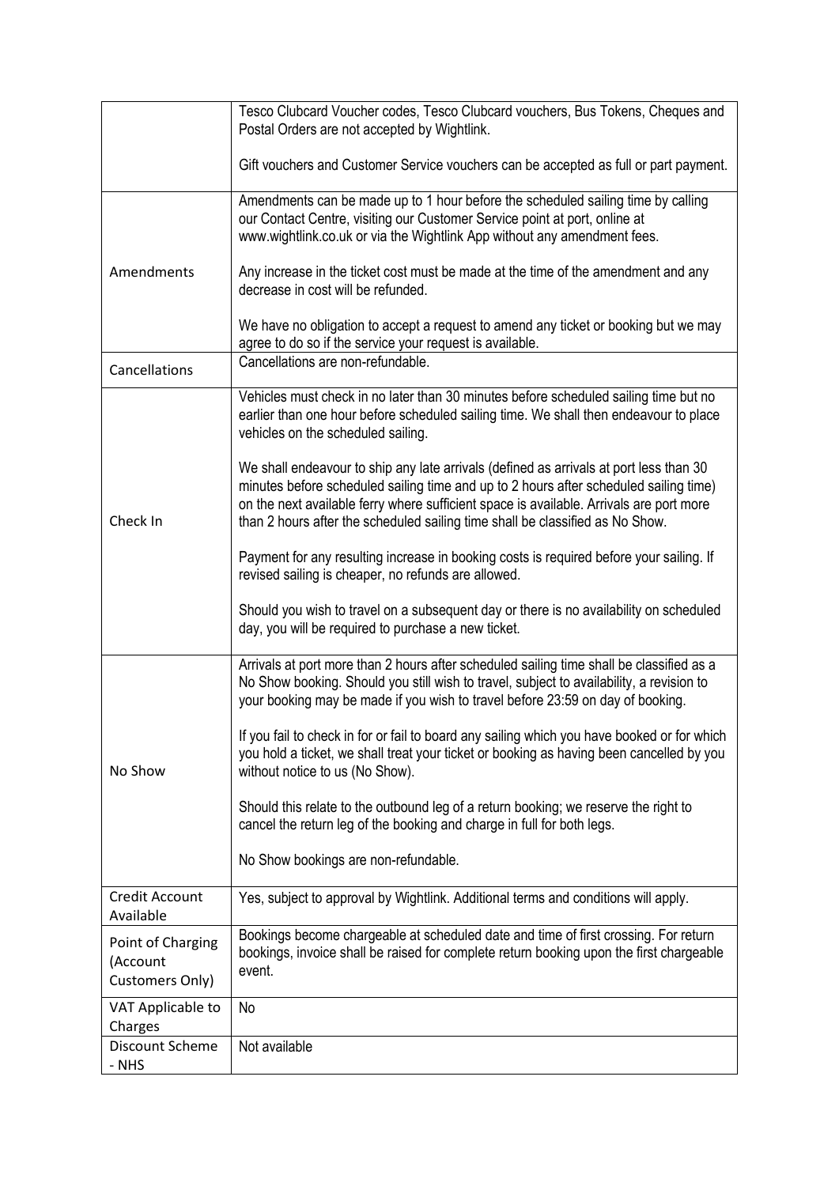| | |
|---|---|
| | Tesco Clubcard Voucher codes, Tesco Clubcard vouchers, Bus Tokens, Cheques and Postal Orders are not accepted by Wightlink.<br><br>Gift vouchers and Customer Service vouchers can be accepted as full or part payment. |
| Amendments | Amendments can be made up to 1 hour before the scheduled sailing time by calling our Contact Centre, visiting our Customer Service point at port, online at www.wightlink.co.uk or via the Wightlink App without any amendment fees.<br><br>Any increase in the ticket cost must be made at the time of the amendment and any decrease in cost will be refunded.<br><br>We have no obligation to accept a request to amend any ticket or booking but we may agree to do so if the service your request is available. |
| Cancellations | Cancellations are non-refundable. |
| Check In | Vehicles must check in no later than 30 minutes before scheduled sailing time but no earlier than one hour before scheduled sailing time. We shall then endeavour to place vehicles on the scheduled sailing.<br><br>We shall endeavour to ship any late arrivals (defined as arrivals at port less than 30 minutes before scheduled sailing time and up to 2 hours after scheduled sailing time) on the next available ferry where sufficient space is available. Arrivals are port more than 2 hours after the scheduled sailing time shall be classified as No Show.<br><br>Payment for any resulting increase in booking costs is required before your sailing. If revised sailing is cheaper, no refunds are allowed.<br><br>Should you wish to travel on a subsequent day or there is no availability on scheduled day, you will be required to purchase a new ticket. |
| No Show | Arrivals at port more than 2 hours after scheduled sailing time shall be classified as a No Show booking. Should you still wish to travel, subject to availability, a revision to your booking may be made if you wish to travel before 23:59 on day of booking.<br><br>If you fail to check in for or fail to board any sailing which you have booked or for which you hold a ticket, we shall treat your ticket or booking as having been cancelled by you without notice to us (No Show).<br><br>Should this relate to the outbound leg of a return booking; we reserve the right to cancel the return leg of the booking and charge in full for both legs.<br><br>No Show bookings are non-refundable. |
| Credit Account Available | Yes, subject to approval by Wightlink. Additional terms and conditions will apply. |
| Point of Charging (Account Customers Only) | Bookings become chargeable at scheduled date and time of first crossing. For return bookings, invoice shall be raised for complete return booking upon the first chargeable event. |
| VAT Applicable to Charges | No |
| Discount Scheme - NHS | Not available |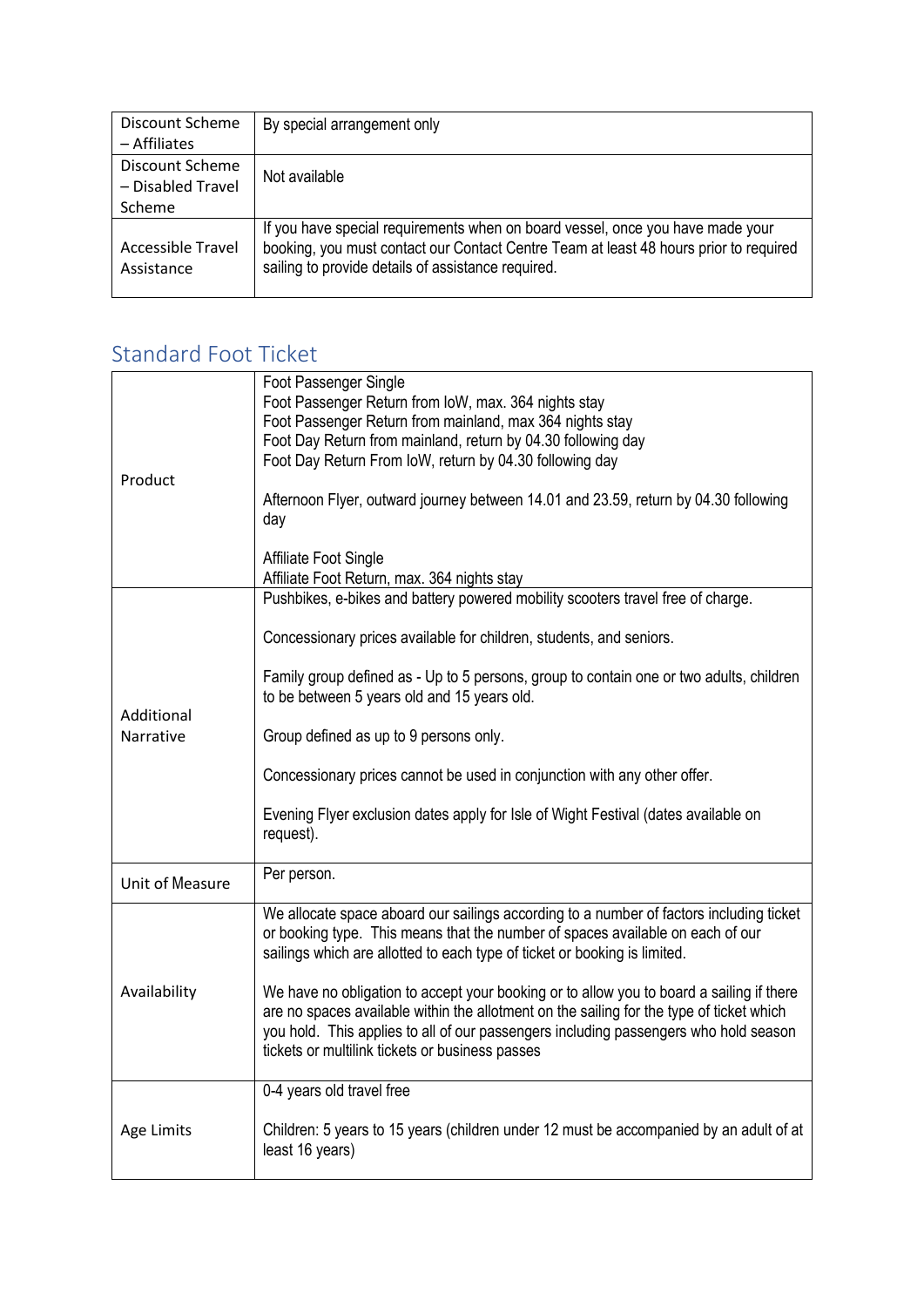| Discount Scheme – Affiliates | By special arrangement only |
|---|---|
| Discount Scheme – Disabled Travel Scheme | Not available |
| Accessible Travel Assistance | If you have special requirements when on board vessel, once you have made your booking, you must contact our Contact Centre Team at least 48 hours prior to required sailing to provide details of assistance required. |

## Standard Foot Ticket

| Product | Foot Passenger Single<br>Foot Passenger Return from IoW, max. 364 nights stay<br>Foot Passenger Return from mainland, max 364 nights stay<br>Foot Day Return from mainland, return by 04.30 following day<br>Foot Day Return From IoW, return by 04.30 following day<br><br>Afternoon Flyer, outward journey between 14.01 and 23.59, return by 04.30 following day<br><br>Affiliate Foot Single<br>Affiliate Foot Return, max. 364 nights stay |
|---|---|
| Additional Narrative | Pushbikes, e-bikes and battery powered mobility scooters travel free of charge.<br><br>Concessionary prices available for children, students, and seniors.<br><br>Family group defined as - Up to 5 persons, group to contain one or two adults, children to be between 5 years old and 15 years old.<br><br>Group defined as up to 9 persons only.<br><br>Concessionary prices cannot be used in conjunction with any other offer.<br><br>Evening Flyer exclusion dates apply for Isle of Wight Festival (dates available on request). |
| Unit of Measure | Per person. |
| Availability | We allocate space aboard our sailings according to a number of factors including ticket or booking type. This means that the number of spaces available on each of our sailings which are allotted to each type of ticket or booking is limited.<br><br>We have no obligation to accept your booking or to allow you to board a sailing if there are no spaces available within the allotment on the sailing for the type of ticket which you hold. This applies to all of our passengers including passengers who hold season tickets or multilink tickets or business passes |
| Age Limits | 0-4 years old travel free<br><br>Children: 5 years to 15 years (children under 12 must be accompanied by an adult of at least 16 years) |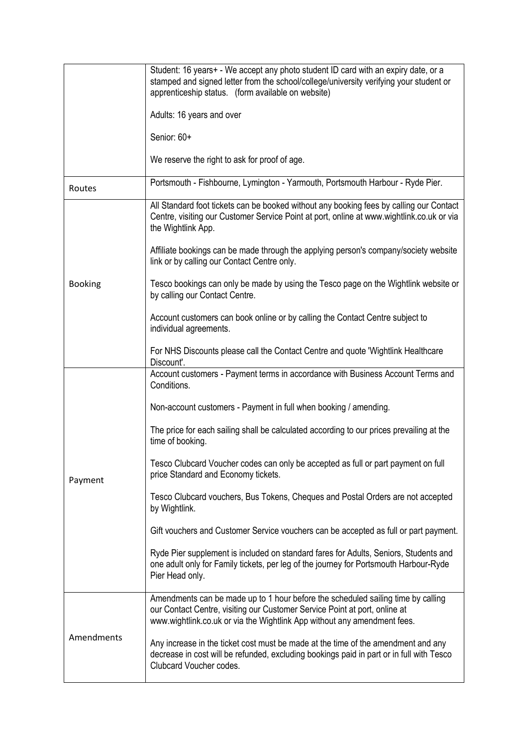| | |
|---|---|
| | Student: 16 years+ - We accept any photo student ID card with an expiry date, or a stamped and signed letter from the school/college/university verifying your student or apprenticeship status. (form available on website)<br><br>Adults: 16 years and over<br><br>Senior: 60+<br><br>We reserve the right to ask for proof of age. |
| Routes | Portsmouth - Fishbourne, Lymington - Yarmouth, Portsmouth Harbour - Ryde Pier. |
| Booking | All Standard foot tickets can be booked without any booking fees by calling our Contact Centre, visiting our Customer Service Point at port, online at www.wightlink.co.uk or via the Wightlink App.<br><br>Affiliate bookings can be made through the applying person's company/society website link or by calling our Contact Centre only.<br><br>Tesco bookings can only be made by using the Tesco page on the Wightlink website or by calling our Contact Centre.<br><br>Account customers can book online or by calling the Contact Centre subject to individual agreements.<br><br>For NHS Discounts please call the Contact Centre and quote 'Wightlink Healthcare Discount'. |
| Payment | Account customers - Payment terms in accordance with Business Account Terms and Conditions.<br><br>Non-account customers - Payment in full when booking / amending.<br><br>The price for each sailing shall be calculated according to our prices prevailing at the time of booking.<br><br>Tesco Clubcard Voucher codes can only be accepted as full or part payment on full price Standard and Economy tickets.<br><br>Tesco Clubcard vouchers, Bus Tokens, Cheques and Postal Orders are not accepted by Wightlink.<br><br>Gift vouchers and Customer Service vouchers can be accepted as full or part payment.<br><br>Ryde Pier supplement is included on standard fares for Adults, Seniors, Students and one adult only for Family tickets, per leg of the journey for Portsmouth Harbour-Ryde Pier Head only. |
| Amendments | Amendments can be made up to 1 hour before the scheduled sailing time by calling our Contact Centre, visiting our Customer Service Point at port, online at www.wightlink.co.uk or via the Wightlink App without any amendment fees.<br><br>Any increase in the ticket cost must be made at the time of the amendment and any decrease in cost will be refunded, excluding bookings paid in part or in full with Tesco Clubcard Voucher codes. |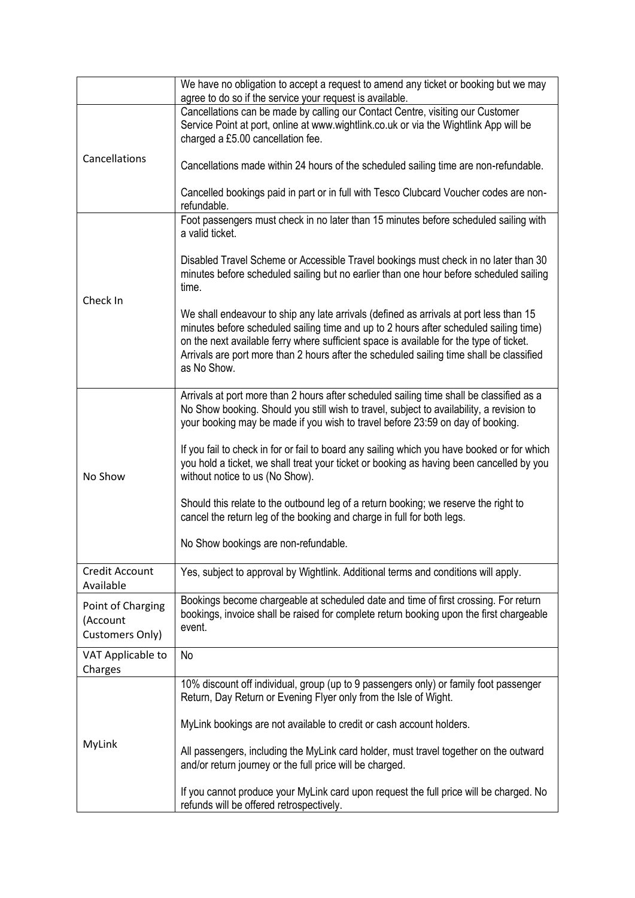| | |
|---|---|
| | We have no obligation to accept a request to amend any ticket or booking but we may agree to do so if the service your request is available. |
| Cancellations | Cancellations can be made by calling our Contact Centre, visiting our Customer Service Point at port, online at www.wightlink.co.uk or via the Wightlink App will be charged a £5.00 cancellation fee.<br><br>Cancellations made within 24 hours of the scheduled sailing time are non-refundable.<br><br>Cancelled bookings paid in part or in full with Tesco Clubcard Voucher codes are non-refundable. |
| Check In | Foot passengers must check in no later than 15 minutes before scheduled sailing with a valid ticket.<br><br>Disabled Travel Scheme or Accessible Travel bookings must check in no later than 30 minutes before scheduled sailing but no earlier than one hour before scheduled sailing time.<br><br>We shall endeavour to ship any late arrivals (defined as arrivals at port less than 15 minutes before scheduled sailing time and up to 2 hours after scheduled sailing time) on the next available ferry where sufficient space is available for the type of ticket. Arrivals are port more than 2 hours after the scheduled sailing time shall be classified as No Show. |
| No Show | Arrivals at port more than 2 hours after scheduled sailing time shall be classified as a No Show booking. Should you still wish to travel, subject to availability, a revision to your booking may be made if you wish to travel before 23:59 on day of booking.<br><br>If you fail to check in for or fail to board any sailing which you have booked or for which you hold a ticket, we shall treat your ticket or booking as having been cancelled by you without notice to us (No Show).<br><br>Should this relate to the outbound leg of a return booking; we reserve the right to cancel the return leg of the booking and charge in full for both legs.<br><br>No Show bookings are non-refundable. |
| Credit Account Available | Yes, subject to approval by Wightlink. Additional terms and conditions will apply. |
| Point of Charging (Account Customers Only) | Bookings become chargeable at scheduled date and time of first crossing. For return bookings, invoice shall be raised for complete return booking upon the first chargeable event. |
| VAT Applicable to Charges | No |
| MyLink | 10% discount off individual, group (up to 9 passengers only) or family foot passenger Return, Day Return or Evening Flyer only from the Isle of Wight.<br><br>MyLink bookings are not available to credit or cash account holders.<br><br>All passengers, including the MyLink card holder, must travel together on the outward and/or return journey or the full price will be charged.<br><br>If you cannot produce your MyLink card upon request the full price will be charged. No refunds will be offered retrospectively. |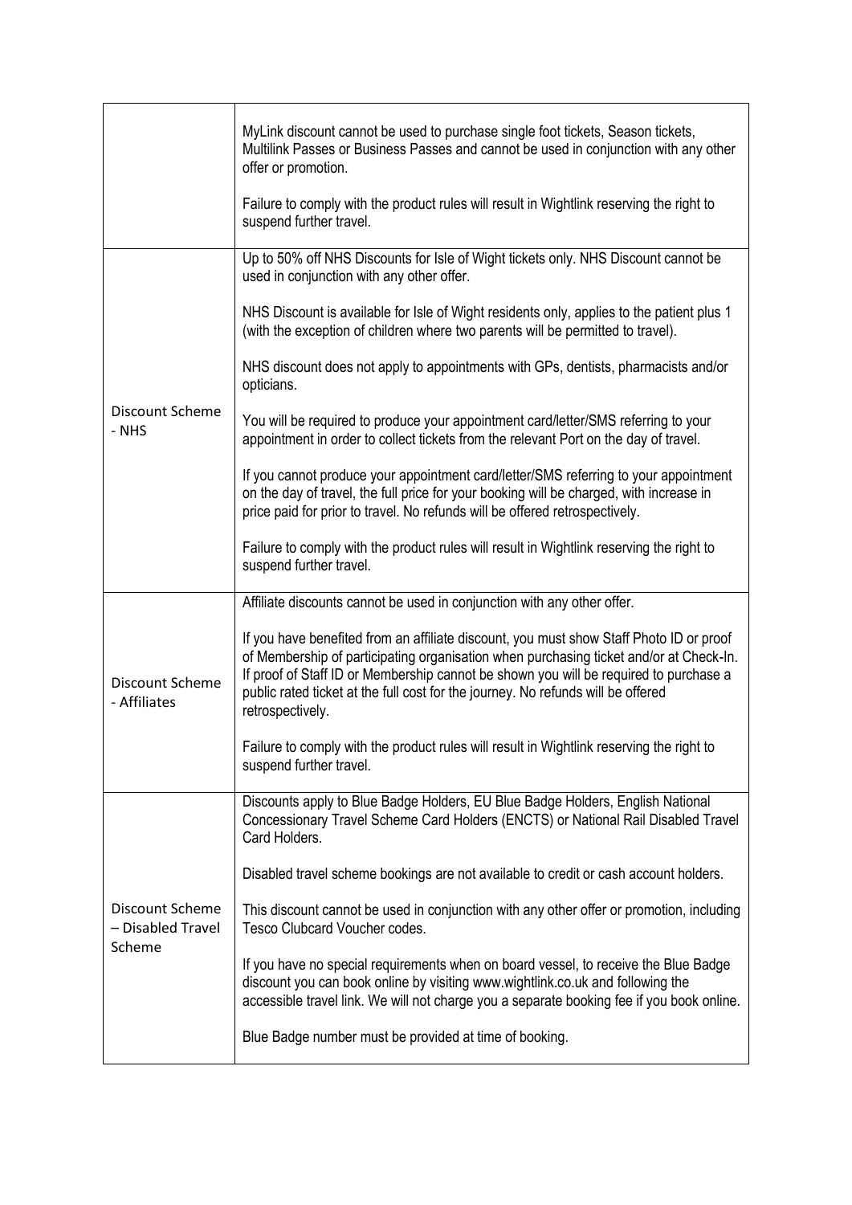| | |
|---|---|
| | MyLink discount cannot be used to purchase single foot tickets, Season tickets, Multilink Passes or Business Passes and cannot be used in conjunction with any other offer or promotion.<br><br>Failure to comply with the product rules will result in Wightlink reserving the right to suspend further travel. |
| Discount Scheme - NHS | Up to 50% off NHS Discounts for Isle of Wight tickets only. NHS Discount cannot be used in conjunction with any other offer.<br><br>NHS Discount is available for Isle of Wight residents only, applies to the patient plus 1 (with the exception of children where two parents will be permitted to travel).<br><br>NHS discount does not apply to appointments with GPs, dentists, pharmacists and/or opticians.<br><br>You will be required to produce your appointment card/letter/SMS referring to your appointment in order to collect tickets from the relevant Port on the day of travel.<br><br>If you cannot produce your appointment card/letter/SMS referring to your appointment on the day of travel, the full price for your booking will be charged, with increase in price paid for prior to travel. No refunds will be offered retrospectively.<br><br>Failure to comply with the product rules will result in Wightlink reserving the right to suspend further travel. |
| Discount Scheme - Affiliates | Affiliate discounts cannot be used in conjunction with any other offer.<br><br>If you have benefited from an affiliate discount, you must show Staff Photo ID or proof of Membership of participating organisation when purchasing ticket and/or at Check-In. If proof of Staff ID or Membership cannot be shown you will be required to purchase a public rated ticket at the full cost for the journey. No refunds will be offered retrospectively.<br><br>Failure to comply with the product rules will result in Wightlink reserving the right to suspend further travel. |
| Discount Scheme – Disabled Travel Scheme | Discounts apply to Blue Badge Holders, EU Blue Badge Holders, English National Concessionary Travel Scheme Card Holders (ENCTS) or National Rail Disabled Travel Card Holders.<br><br>Disabled travel scheme bookings are not available to credit or cash account holders.<br><br>This discount cannot be used in conjunction with any other offer or promotion, including Tesco Clubcard Voucher codes.<br><br>If you have no special requirements when on board vessel, to receive the Blue Badge discount you can book online by visiting www.wightlink.co.uk and following the accessible travel link. We will not charge you a separate booking fee if you book online.<br><br>Blue Badge number must be provided at time of booking. |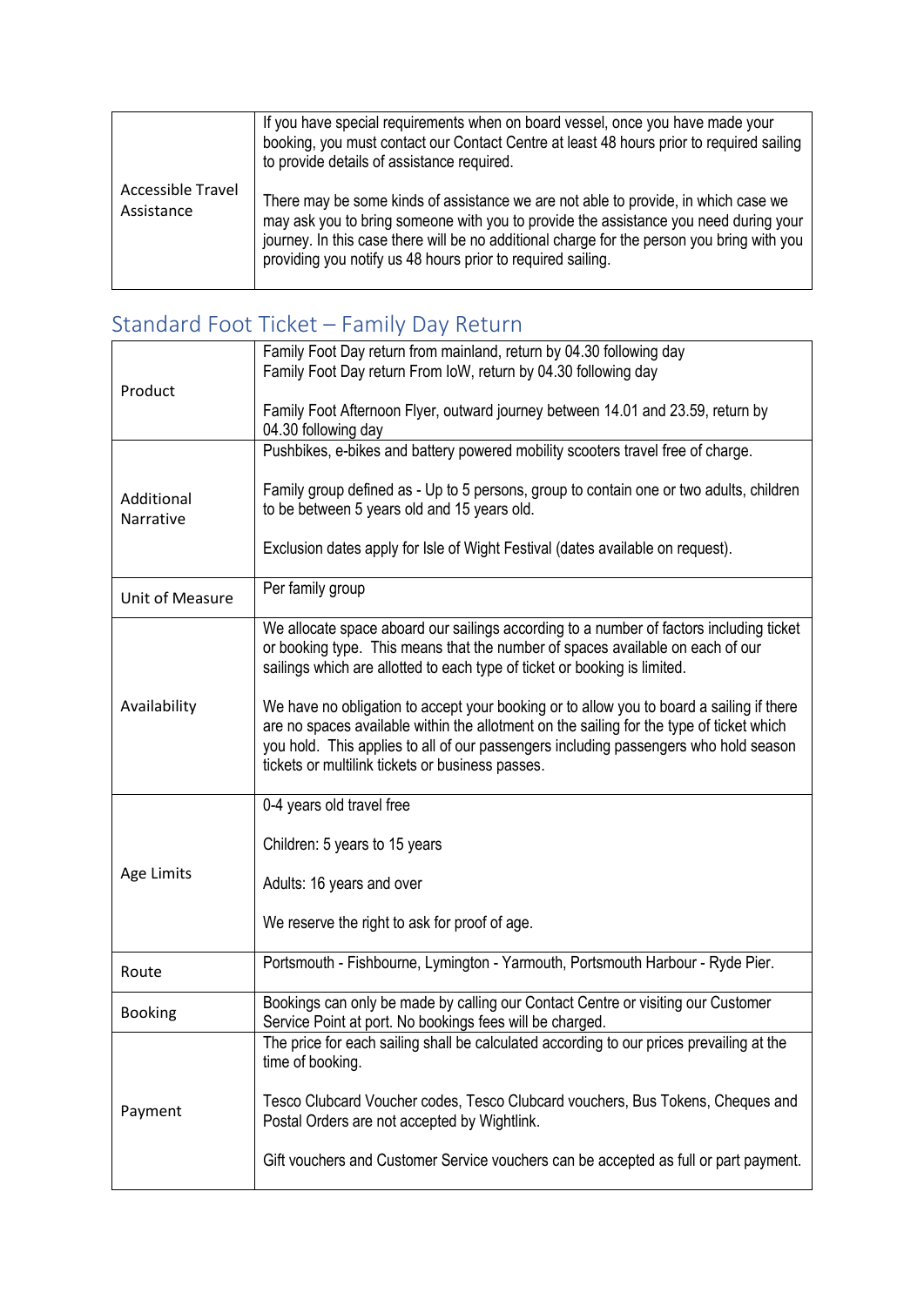| Accessible Travel Assistance | If you have special requirements when on board vessel, once you have made your booking, you must contact our Contact Centre at least 48 hours prior to required sailing to provide details of assistance required.<br><br>There may be some kinds of assistance we are not able to provide, in which case we may ask you to bring someone with you to provide the assistance you need during your journey. In this case there will be no additional charge for the person you bring with you providing you notify us 48 hours prior to required sailing. |
|---|---|

## Standard Foot Ticket – Family Day Return

| Product | Family Foot Day return from mainland, return by 04.30 following day<br>Family Foot Day return From IoW, return by 04.30 following day<br><br>Family Foot Afternoon Flyer, outward journey between 14.01 and 23.59, return by 04.30 following day |
|---|---|
| Additional Narrative | Pushbikes, e-bikes and battery powered mobility scooters travel free of charge.<br><br>Family group defined as - Up to 5 persons, group to contain one or two adults, children to be between 5 years old and 15 years old.<br><br>Exclusion dates apply for Isle of Wight Festival (dates available on request). |
| Unit of Measure | Per family group |
| Availability | We allocate space aboard our sailings according to a number of factors including ticket or booking type. This means that the number of spaces available on each of our sailings which are allotted to each type of ticket or booking is limited.<br><br>We have no obligation to accept your booking or to allow you to board a sailing if there are no spaces available within the allotment on the sailing for the type of ticket which you hold. This applies to all of our passengers including passengers who hold season tickets or multilink tickets or business passes. |
| Age Limits | 0-4 years old travel free<br><br>Children: 5 years to 15 years<br><br>Adults: 16 years and over<br><br>We reserve the right to ask for proof of age. |
| Route | Portsmouth - Fishbourne, Lymington - Yarmouth, Portsmouth Harbour - Ryde Pier. |
| Booking | Bookings can only be made by calling our Contact Centre or visiting our Customer Service Point at port. No bookings fees will be charged. |
| Payment | The price for each sailing shall be calculated according to our prices prevailing at the time of booking.<br><br>Tesco Clubcard Voucher codes, Tesco Clubcard vouchers, Bus Tokens, Cheques and Postal Orders are not accepted by Wightlink.<br><br>Gift vouchers and Customer Service vouchers can be accepted as full or part payment. |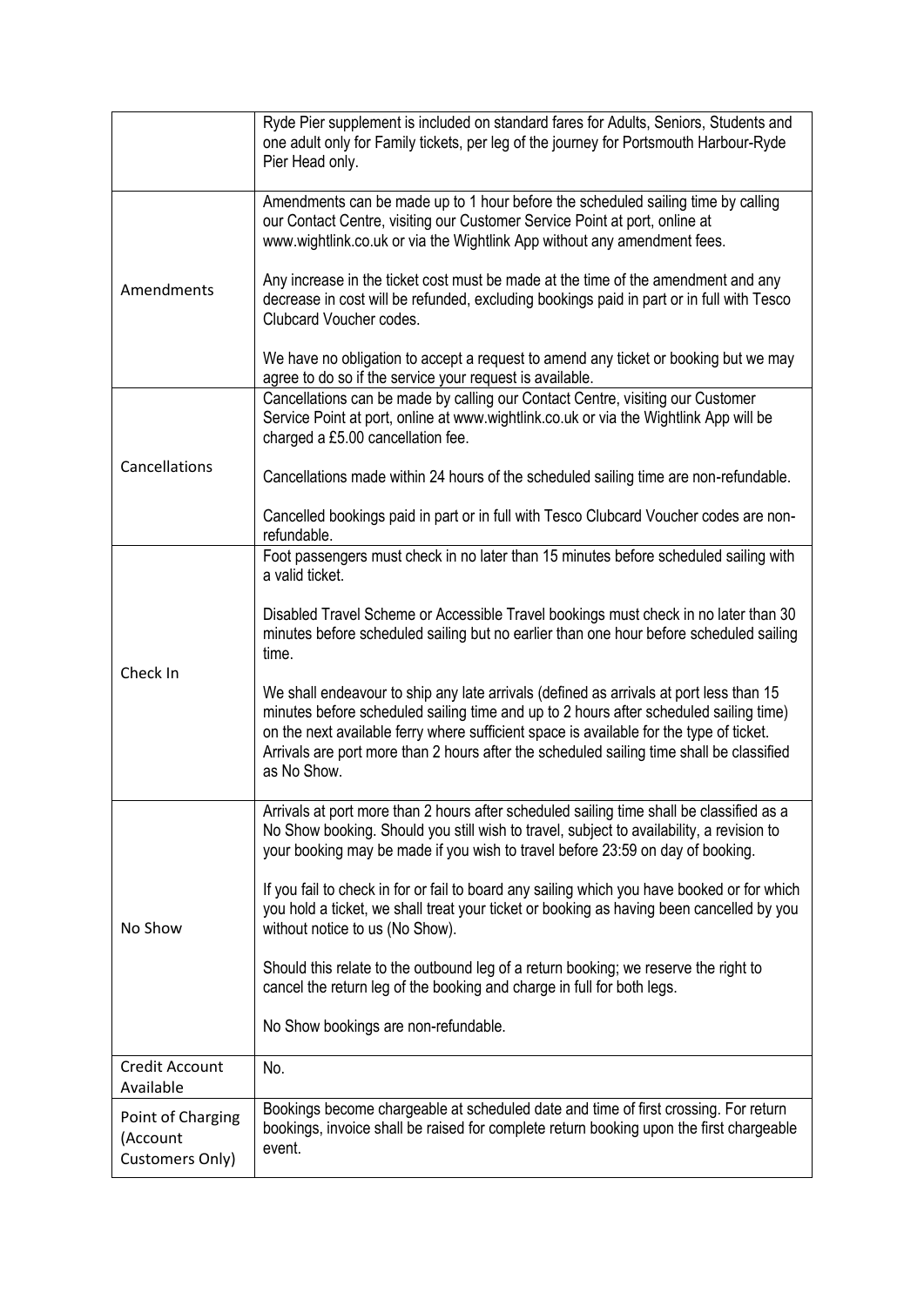|  |  |
|---|---|
|  | Ryde Pier supplement is included on standard fares for Adults, Seniors, Students and one adult only for Family tickets, per leg of the journey for Portsmouth Harbour-Ryde Pier Head only. |
| Amendments | Amendments can be made up to 1 hour before the scheduled sailing time by calling our Contact Centre, visiting our Customer Service Point at port, online at www.wightlink.co.uk or via the Wightlink App without any amendment fees.<br><br>Any increase in the ticket cost must be made at the time of the amendment and any decrease in cost will be refunded, excluding bookings paid in part or in full with Tesco Clubcard Voucher codes.<br><br>We have no obligation to accept a request to amend any ticket or booking but we may agree to do so if the service your request is available. |
| Cancellations | Cancellations can be made by calling our Contact Centre, visiting our Customer Service Point at port, online at www.wightlink.co.uk or via the Wightlink App will be charged a £5.00 cancellation fee.<br><br>Cancellations made within 24 hours of the scheduled sailing time are non-refundable.<br><br>Cancelled bookings paid in part or in full with Tesco Clubcard Voucher codes are non-refundable. |
| Check In | Foot passengers must check in no later than 15 minutes before scheduled sailing with a valid ticket.<br><br>Disabled Travel Scheme or Accessible Travel bookings must check in no later than 30 minutes before scheduled sailing but no earlier than one hour before scheduled sailing time.<br><br>We shall endeavour to ship any late arrivals (defined as arrivals at port less than 15 minutes before scheduled sailing time and up to 2 hours after scheduled sailing time) on the next available ferry where sufficient space is available for the type of ticket. Arrivals are port more than 2 hours after the scheduled sailing time shall be classified as No Show. |
| No Show | Arrivals at port more than 2 hours after scheduled sailing time shall be classified as a No Show booking. Should you still wish to travel, subject to availability, a revision to your booking may be made if you wish to travel before 23:59 on day of booking.<br><br>If you fail to check in for or fail to board any sailing which you have booked or for which you hold a ticket, we shall treat your ticket or booking as having been cancelled by you without notice to us (No Show).<br><br>Should this relate to the outbound leg of a return booking; we reserve the right to cancel the return leg of the booking and charge in full for both legs.<br><br>No Show bookings are non-refundable. |
| Credit Account Available | No. |
| Point of Charging (Account Customers Only) | Bookings become chargeable at scheduled date and time of first crossing. For return bookings, invoice shall be raised for complete return booking upon the first chargeable event. |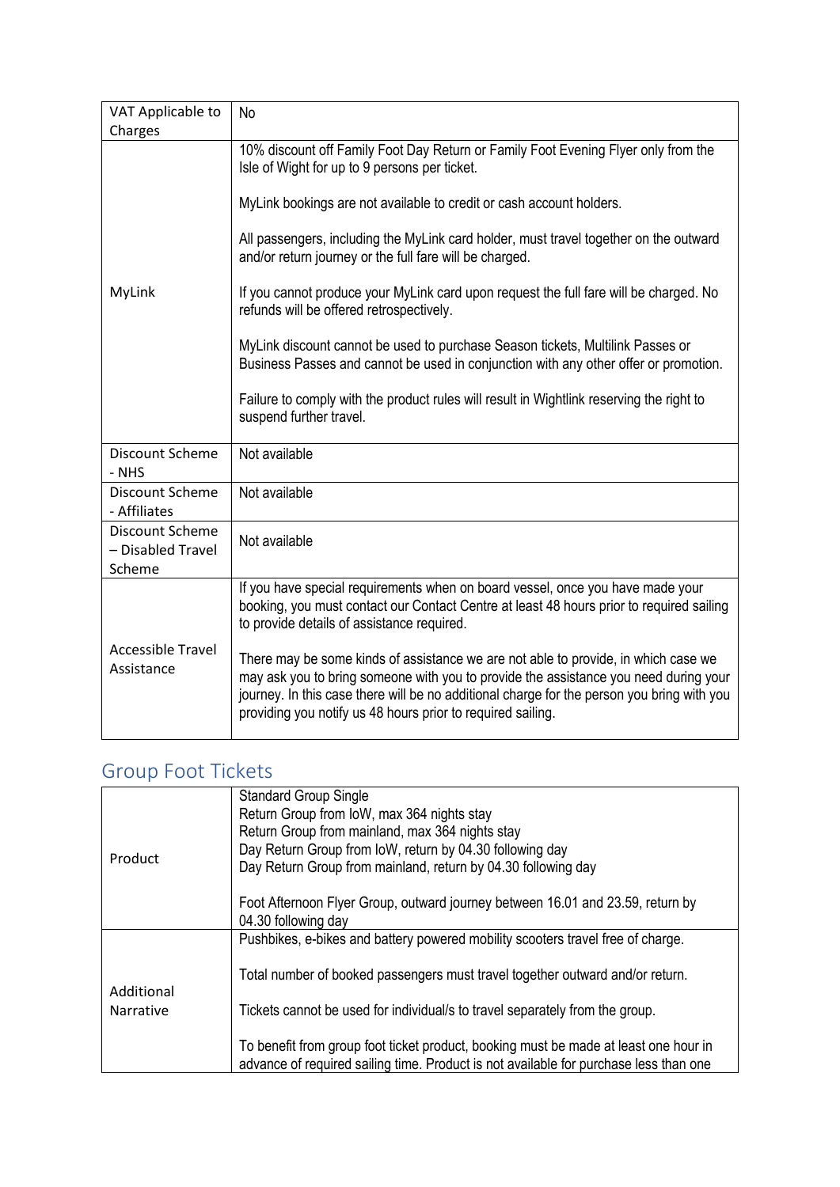| VAT Applicable to Charges | No |
|---|---|
| MyLink | 10% discount off Family Foot Day Return or Family Foot Evening Flyer only from the Isle of Wight for up to 9 persons per ticket.<br><br>MyLink bookings are not available to credit or cash account holders.<br><br>All passengers, including the MyLink card holder, must travel together on the outward and/or return journey or the full fare will be charged.<br><br>If you cannot produce your MyLink card upon request the full fare will be charged. No refunds will be offered retrospectively.<br><br>MyLink discount cannot be used to purchase Season tickets, Multilink Passes or Business Passes and cannot be used in conjunction with any other offer or promotion.<br><br>Failure to comply with the product rules will result in Wightlink reserving the right to suspend further travel. |
| Discount Scheme - NHS | Not available |
| Discount Scheme - Affiliates | Not available |
| Discount Scheme – Disabled Travel Scheme | Not available |
| Accessible Travel Assistance | If you have special requirements when on board vessel, once you have made your booking, you must contact our Contact Centre at least 48 hours prior to required sailing to provide details of assistance required.<br><br>There may be some kinds of assistance we are not able to provide, in which case we may ask you to bring someone with you to provide the assistance you need during your journey. In this case there will be no additional charge for the person you bring with you providing you notify us 48 hours prior to required sailing. |

## Group Foot Tickets

| Product | Standard Group Single<br>Return Group from IoW, max 364 nights stay<br>Return Group from mainland, max 364 nights stay<br>Day Return Group from IoW, return by 04.30 following day<br>Day Return Group from mainland, return by 04.30 following day<br><br>Foot Afternoon Flyer Group, outward journey between 16.01 and 23.59, return by 04.30 following day |
|---|---|
| Additional Narrative | Pushbikes, e-bikes and battery powered mobility scooters travel free of charge.<br><br>Total number of booked passengers must travel together outward and/or return.<br><br>Tickets cannot be used for individual/s to travel separately from the group.<br><br>To benefit from group foot ticket product, booking must be made at least one hour in advance of required sailing time. Product is not available for purchase less than one |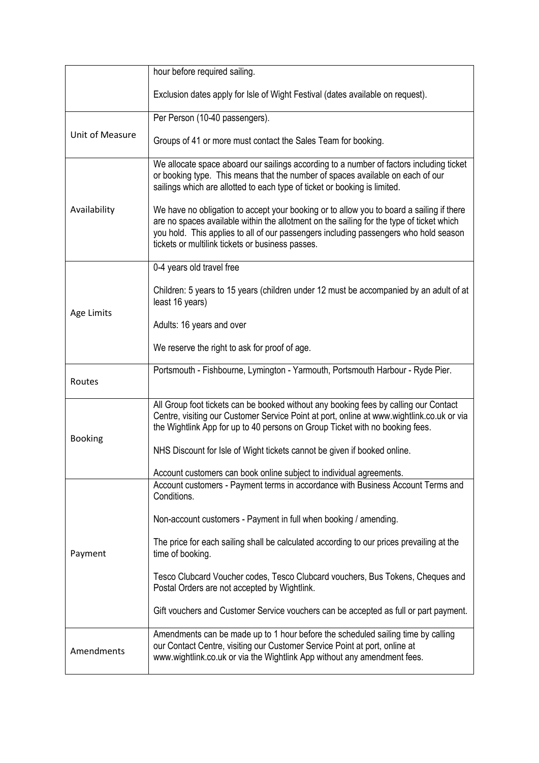| | |
|---|---|
| | hour before required sailing.<br><br>Exclusion dates apply for Isle of Wight Festival (dates available on request). |
| Unit of Measure | Per Person (10-40 passengers).<br><br>Groups of 41 or more must contact the Sales Team for booking. |
| Availability | We allocate space aboard our sailings according to a number of factors including ticket or booking type. This means that the number of spaces available on each of our sailings which are allotted to each type of ticket or booking is limited.<br><br>We have no obligation to accept your booking or to allow you to board a sailing if there are no spaces available within the allotment on the sailing for the type of ticket which you hold. This applies to all of our passengers including passengers who hold season tickets or multilink tickets or business passes. |
| Age Limits | 0-4 years old travel free<br><br>Children: 5 years to 15 years (children under 12 must be accompanied by an adult of at least 16 years)<br><br>Adults: 16 years and over<br><br>We reserve the right to ask for proof of age. |
| Routes | Portsmouth - Fishbourne, Lymington - Yarmouth, Portsmouth Harbour - Ryde Pier. |
| Booking | All Group foot tickets can be booked without any booking fees by calling our Contact Centre, visiting our Customer Service Point at port, online at www.wightlink.co.uk or via the Wightlink App for up to 40 persons on Group Ticket with no booking fees.<br><br>NHS Discount for Isle of Wight tickets cannot be given if booked online.<br><br>Account customers can book online subject to individual agreements. |
| Payment | Account customers - Payment terms in accordance with Business Account Terms and Conditions.<br><br>Non-account customers - Payment in full when booking / amending.<br><br>The price for each sailing shall be calculated according to our prices prevailing at the time of booking.<br><br>Tesco Clubcard Voucher codes, Tesco Clubcard vouchers, Bus Tokens, Cheques and Postal Orders are not accepted by Wightlink.<br><br>Gift vouchers and Customer Service vouchers can be accepted as full or part payment. |
| Amendments | Amendments can be made up to 1 hour before the scheduled sailing time by calling our Contact Centre, visiting our Customer Service Point at port, online at www.wightlink.co.uk or via the Wightlink App without any amendment fees. |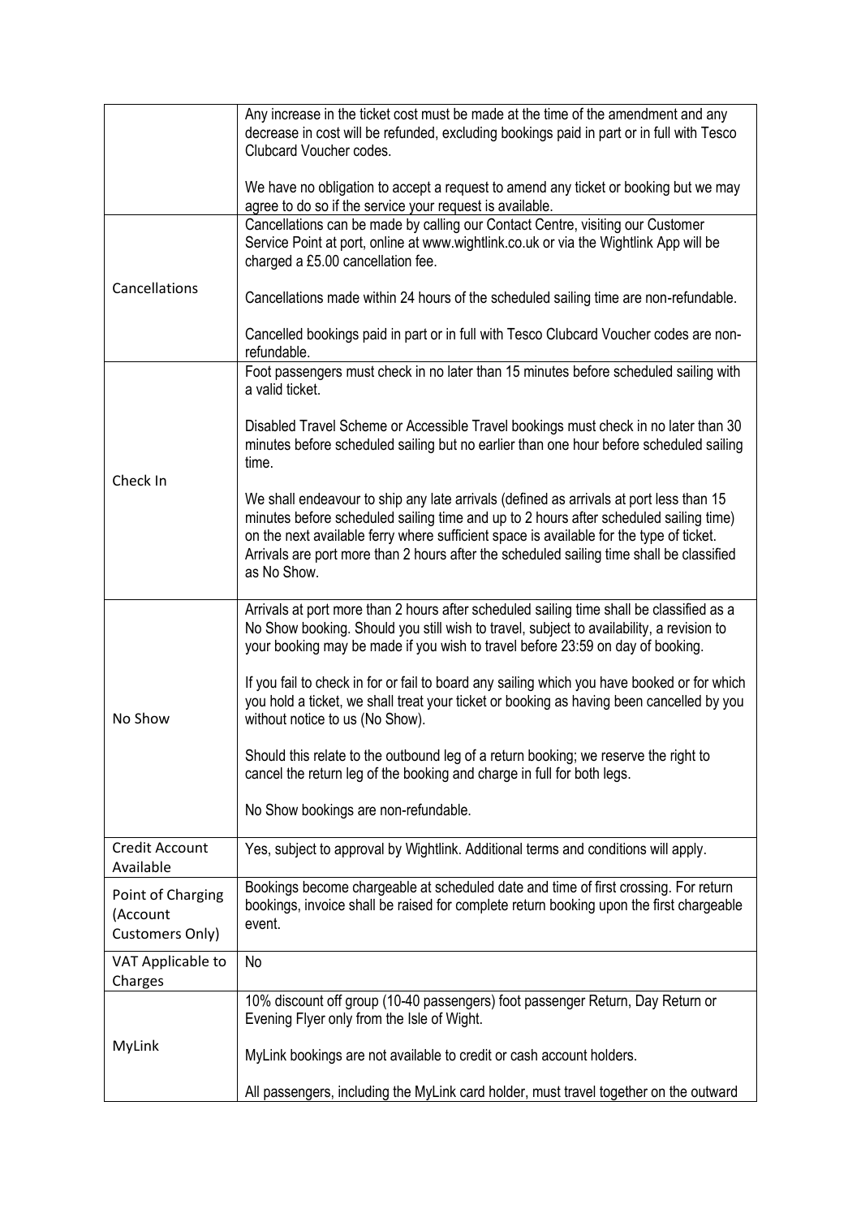| | |
|---|---|
| | Any increase in the ticket cost must be made at the time of the amendment and any decrease in cost will be refunded, excluding bookings paid in part or in full with Tesco Clubcard Voucher codes.<br><br>We have no obligation to accept a request to amend any ticket or booking but we may agree to do so if the service your request is available. |
| Cancellations | Cancellations can be made by calling our Contact Centre, visiting our Customer Service Point at port, online at www.wightlink.co.uk or via the Wightlink App will be charged a £5.00 cancellation fee.<br><br>Cancellations made within 24 hours of the scheduled sailing time are non-refundable.<br><br>Cancelled bookings paid in part or in full with Tesco Clubcard Voucher codes are non-refundable. |
| Check In | Foot passengers must check in no later than 15 minutes before scheduled sailing with a valid ticket.<br><br>Disabled Travel Scheme or Accessible Travel bookings must check in no later than 30 minutes before scheduled sailing but no earlier than one hour before scheduled sailing time.<br><br>We shall endeavour to ship any late arrivals (defined as arrivals at port less than 15 minutes before scheduled sailing time and up to 2 hours after scheduled sailing time) on the next available ferry where sufficient space is available for the type of ticket. Arrivals are port more than 2 hours after the scheduled sailing time shall be classified as No Show. |
| No Show | Arrivals at port more than 2 hours after scheduled sailing time shall be classified as a No Show booking. Should you still wish to travel, subject to availability, a revision to your booking may be made if you wish to travel before 23:59 on day of booking.<br><br>If you fail to check in for or fail to board any sailing which you have booked or for which you hold a ticket, we shall treat your ticket or booking as having been cancelled by you without notice to us (No Show).<br><br>Should this relate to the outbound leg of a return booking; we reserve the right to cancel the return leg of the booking and charge in full for both legs.<br><br>No Show bookings are non-refundable. |
| Credit Account Available | Yes, subject to approval by Wightlink. Additional terms and conditions will apply. |
| Point of Charging (Account Customers Only) | Bookings become chargeable at scheduled date and time of first crossing. For return bookings, invoice shall be raised for complete return booking upon the first chargeable event. |
| VAT Applicable to Charges | No |
| MyLink | 10% discount off group (10-40 passengers) foot passenger Return, Day Return or Evening Flyer only from the Isle of Wight.<br><br>MyLink bookings are not available to credit or cash account holders.<br><br>All passengers, including the MyLink card holder, must travel together on the outward |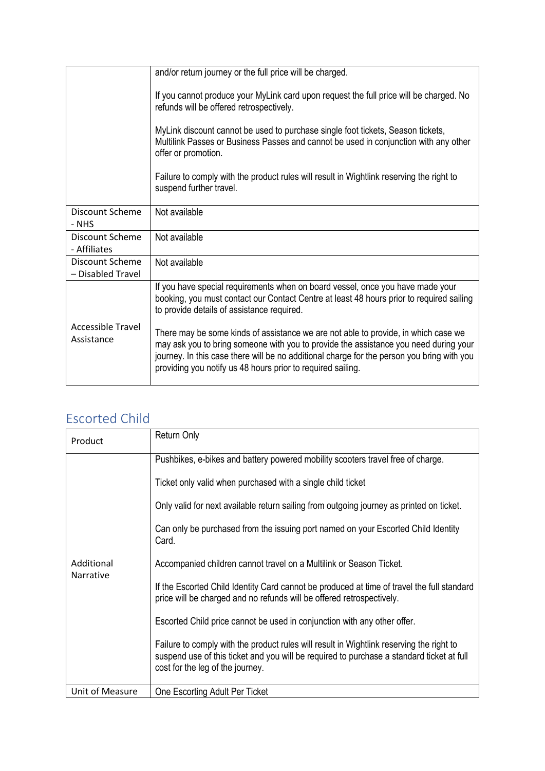| | |
|---|---|
| | and/or return journey or the full price will be charged.<br><br>If you cannot produce your MyLink card upon request the full price will be charged. No refunds will be offered retrospectively.<br><br>MyLink discount cannot be used to purchase single foot tickets, Season tickets, Multilink Passes or Business Passes and cannot be used in conjunction with any other offer or promotion.<br><br>Failure to comply with the product rules will result in Wightlink reserving the right to suspend further travel. |
| Discount Scheme - NHS | Not available |
| Discount Scheme - Affiliates | Not available |
| Discount Scheme – Disabled Travel | Not available |
| Accessible Travel Assistance | If you have special requirements when on board vessel, once you have made your booking, you must contact our Contact Centre at least 48 hours prior to required sailing to provide details of assistance required.<br><br>There may be some kinds of assistance we are not able to provide, in which case we may ask you to bring someone with you to provide the assistance you need during your journey. In this case there will be no additional charge for the person you bring with you providing you notify us 48 hours prior to required sailing. |

## Escorted Child

| Product | Return Only |
|---|---|
| Additional Narrative | Pushbikes, e-bikes and battery powered mobility scooters travel free of charge.<br><br>Ticket only valid when purchased with a single child ticket<br><br>Only valid for next available return sailing from outgoing journey as printed on ticket.<br><br>Can only be purchased from the issuing port named on your Escorted Child Identity Card.<br><br>Accompanied children cannot travel on a Multilink or Season Ticket.<br><br>If the Escorted Child Identity Card cannot be produced at time of travel the full standard price will be charged and no refunds will be offered retrospectively.<br><br>Escorted Child price cannot be used in conjunction with any other offer.<br><br>Failure to comply with the product rules will result in Wightlink reserving the right to suspend use of this ticket and you will be required to purchase a standard ticket at full cost for the leg of the journey. |
| Unit of Measure | One Escorting Adult Per Ticket |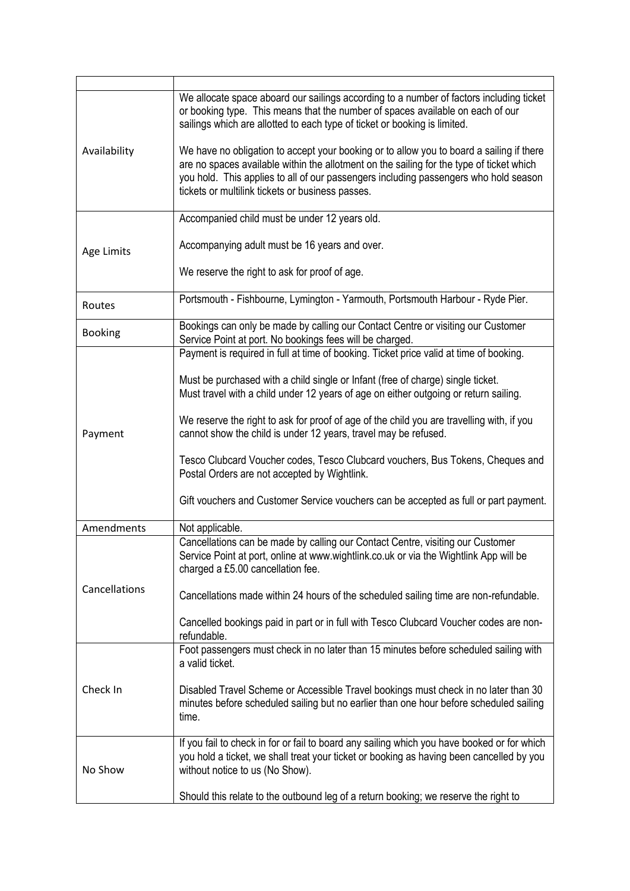| | |
|---|---|
| Availability | We allocate space aboard our sailings according to a number of factors including ticket or booking type. This means that the number of spaces available on each of our sailings which are allotted to each type of ticket or booking is limited.<br><br>We have no obligation to accept your booking or to allow you to board a sailing if there are no spaces available within the allotment on the sailing for the type of ticket which you hold. This applies to all of our passengers including passengers who hold season tickets or multilink tickets or business passes. |
| Age Limits | Accompanied child must be under 12 years old.<br><br>Accompanying adult must be 16 years and over.<br><br>We reserve the right to ask for proof of age. |
| Routes | Portsmouth - Fishbourne, Lymington - Yarmouth, Portsmouth Harbour - Ryde Pier. |
| Booking | Bookings can only be made by calling our Contact Centre or visiting our Customer Service Point at port. No bookings fees will be charged. |
| Payment | Payment is required in full at time of booking. Ticket price valid at time of booking.<br><br>Must be purchased with a child single or Infant (free of charge) single ticket. Must travel with a child under 12 years of age on either outgoing or return sailing.<br><br>We reserve the right to ask for proof of age of the child you are travelling with, if you cannot show the child is under 12 years, travel may be refused.<br><br>Tesco Clubcard Voucher codes, Tesco Clubcard vouchers, Bus Tokens, Cheques and Postal Orders are not accepted by Wightlink.<br><br>Gift vouchers and Customer Service vouchers can be accepted as full or part payment. |
| Amendments | Not applicable. |
| Cancellations | Cancellations can be made by calling our Contact Centre, visiting our Customer Service Point at port, online at www.wightlink.co.uk or via the Wightlink App will be charged a £5.00 cancellation fee.<br><br>Cancellations made within 24 hours of the scheduled sailing time are non-refundable.<br><br>Cancelled bookings paid in part or in full with Tesco Clubcard Voucher codes are non-refundable. |
| Check In | Foot passengers must check in no later than 15 minutes before scheduled sailing with a valid ticket.<br><br>Disabled Travel Scheme or Accessible Travel bookings must check in no later than 30 minutes before scheduled sailing but no earlier than one hour before scheduled sailing time. |
| No Show | If you fail to check in for or fail to board any sailing which you have booked or for which you hold a ticket, we shall treat your ticket or booking as having been cancelled by you without notice to us (No Show).<br><br>Should this relate to the outbound leg of a return booking; we reserve the right to |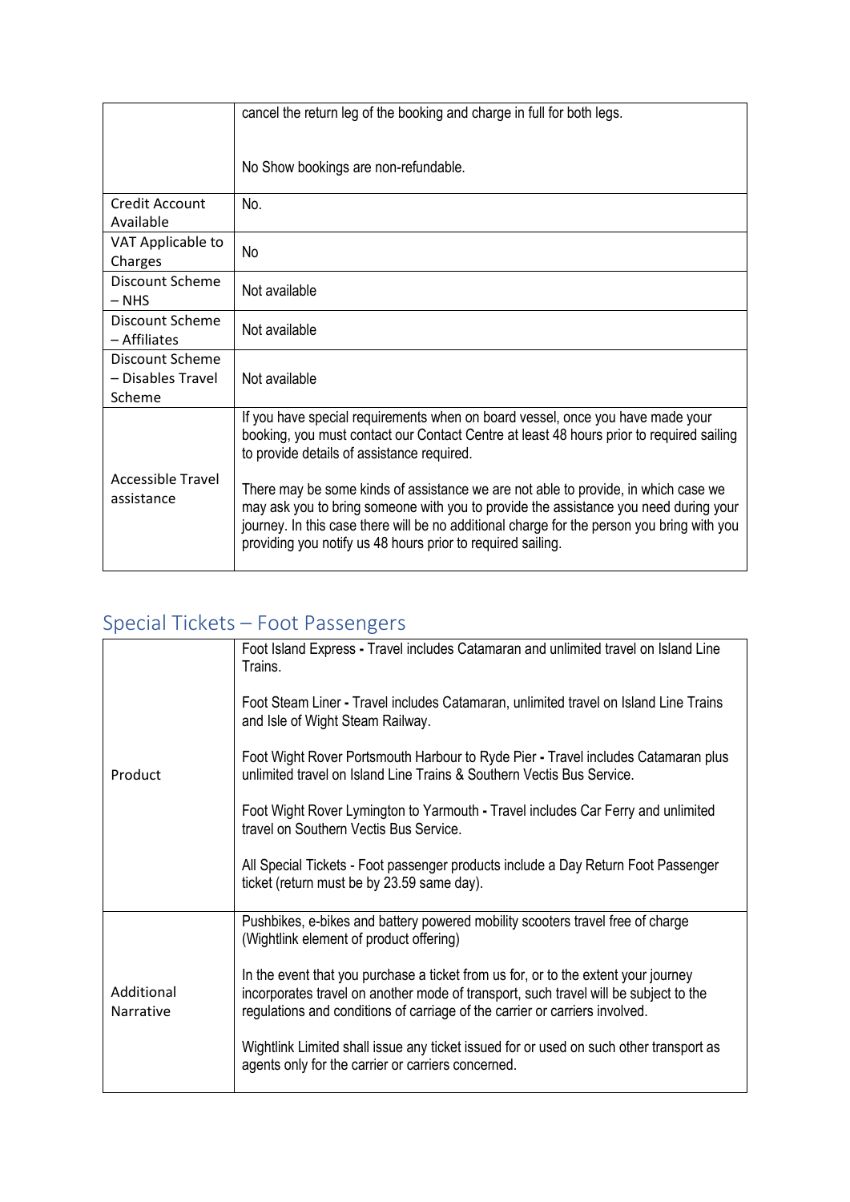| | |
|---|---|
| | cancel the return leg of the booking and charge in full for both legs.<br><br>No Show bookings are non-refundable. |
| Credit Account Available | No. |
| VAT Applicable to Charges | No |
| Discount Scheme – NHS | Not available |
| Discount Scheme – Affiliates | Not available |
| Discount Scheme – Disables Travel Scheme | Not available |
| Accessible Travel assistance | If you have special requirements when on board vessel, once you have made your booking, you must contact our Contact Centre at least 48 hours prior to required sailing to provide details of assistance required.<br><br>There may be some kinds of assistance we are not able to provide, in which case we may ask you to bring someone with you to provide the assistance you need during your journey. In this case there will be no additional charge for the person you bring with you providing you notify us 48 hours prior to required sailing. |

## Special Tickets – Foot Passengers

| | |
|---|---|
| Product | Foot Island Express - Travel includes Catamaran and unlimited travel on Island Line Trains.<br><br>Foot Steam Liner - Travel includes Catamaran, unlimited travel on Island Line Trains and Isle of Wight Steam Railway.<br><br>Foot Wight Rover Portsmouth Harbour to Ryde Pier - Travel includes Catamaran plus unlimited travel on Island Line Trains & Southern Vectis Bus Service.<br><br>Foot Wight Rover Lymington to Yarmouth - Travel includes Car Ferry and unlimited travel on Southern Vectis Bus Service.<br><br>All Special Tickets - Foot passenger products include a Day Return Foot Passenger ticket (return must be by 23.59 same day). |
| Additional Narrative | Pushbikes, e-bikes and battery powered mobility scooters travel free of charge (Wightlink element of product offering)<br><br>In the event that you purchase a ticket from us for, or to the extent your journey incorporates travel on another mode of transport, such travel will be subject to the regulations and conditions of carriage of the carrier or carriers involved.<br><br>Wightlink Limited shall issue any ticket issued for or used on such other transport as agents only for the carrier or carriers concerned. |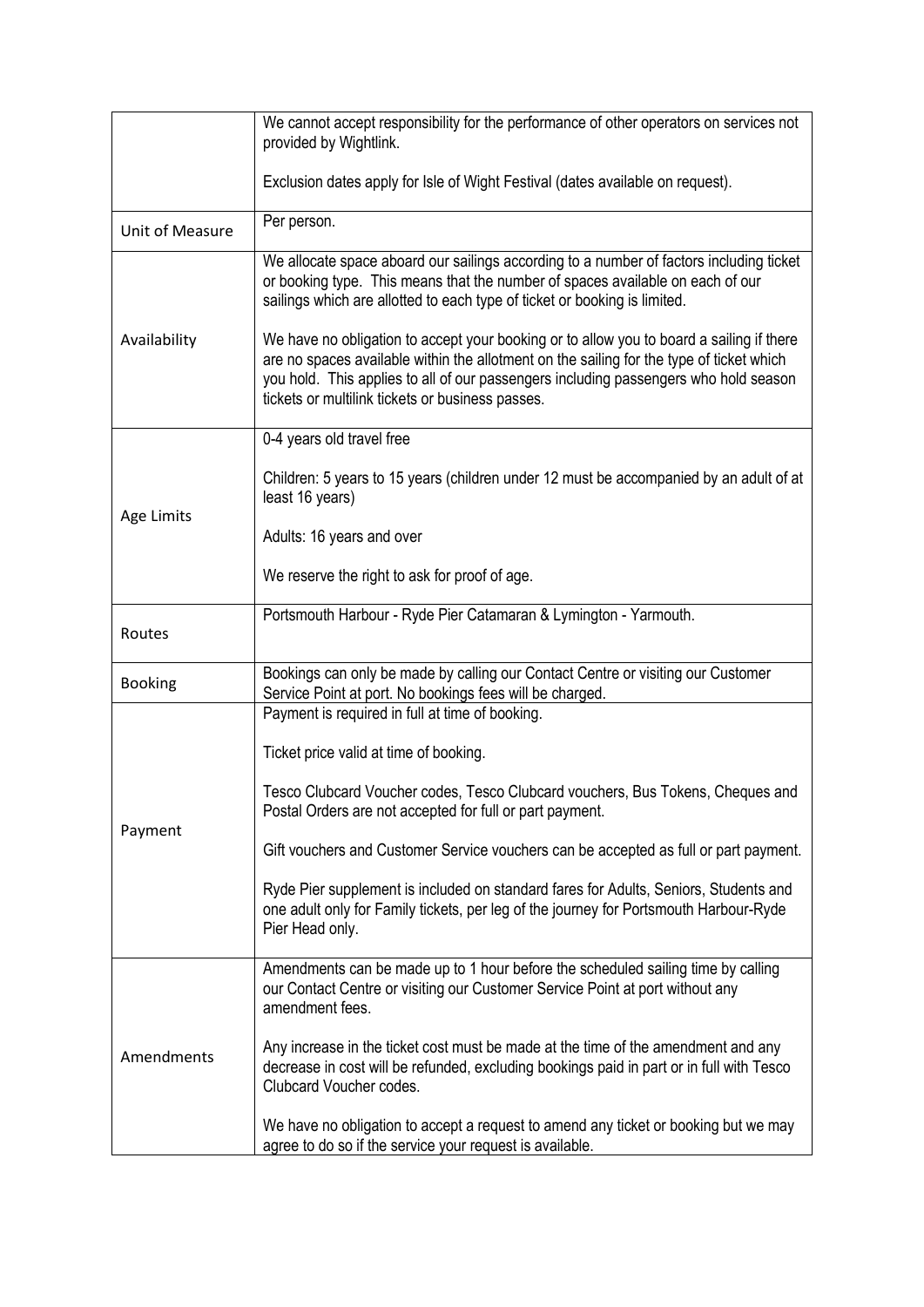| | |
|---|---|
| | We cannot accept responsibility for the performance of other operators on services not provided by Wightlink.<br><br>Exclusion dates apply for Isle of Wight Festival (dates available on request). |
| Unit of Measure | Per person. |
| Availability | We allocate space aboard our sailings according to a number of factors including ticket or booking type. This means that the number of spaces available on each of our sailings which are allotted to each type of ticket or booking is limited.<br><br>We have no obligation to accept your booking or to allow you to board a sailing if there are no spaces available within the allotment on the sailing for the type of ticket which you hold. This applies to all of our passengers including passengers who hold season tickets or multilink tickets or business passes. |
| Age Limits | 0-4 years old travel free<br><br>Children: 5 years to 15 years (children under 12 must be accompanied by an adult of at least 16 years)<br><br>Adults: 16 years and over<br><br>We reserve the right to ask for proof of age. |
| Routes | Portsmouth Harbour - Ryde Pier Catamaran & Lymington - Yarmouth. |
| Booking | Bookings can only be made by calling our Contact Centre or visiting our Customer Service Point at port. No bookings fees will be charged. |
| Payment | Payment is required in full at time of booking.<br><br>Ticket price valid at time of booking.<br><br>Tesco Clubcard Voucher codes, Tesco Clubcard vouchers, Bus Tokens, Cheques and Postal Orders are not accepted for full or part payment.<br><br>Gift vouchers and Customer Service vouchers can be accepted as full or part payment.<br><br>Ryde Pier supplement is included on standard fares for Adults, Seniors, Students and one adult only for Family tickets, per leg of the journey for Portsmouth Harbour-Ryde Pier Head only. |
| Amendments | Amendments can be made up to 1 hour before the scheduled sailing time by calling our Contact Centre or visiting our Customer Service Point at port without any amendment fees.<br><br>Any increase in the ticket cost must be made at the time of the amendment and any decrease in cost will be refunded, excluding bookings paid in part or in full with Tesco Clubcard Voucher codes.<br><br>We have no obligation to accept a request to amend any ticket or booking but we may agree to do so if the service your request is available. |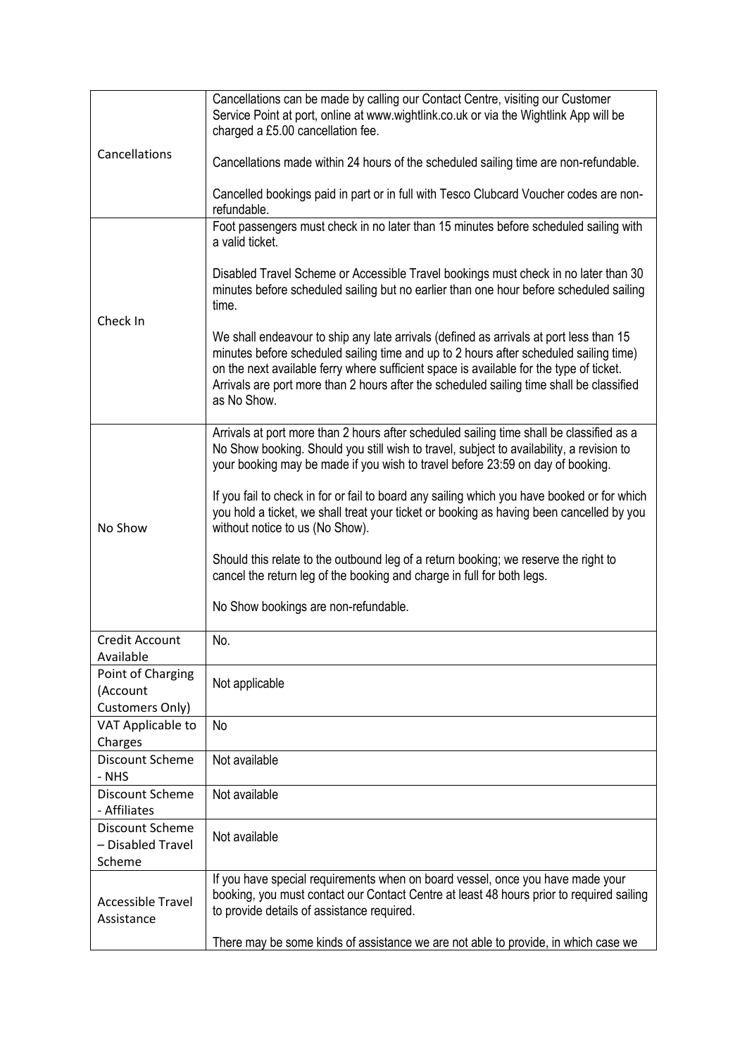| | |
|---|---|
| Cancellations | Cancellations can be made by calling our Contact Centre, visiting our Customer Service Point at port, online at www.wightlink.co.uk or via the Wightlink App will be charged a £5.00 cancellation fee.<br><br>Cancellations made within 24 hours of the scheduled sailing time are non-refundable.<br><br>Cancelled bookings paid in part or in full with Tesco Clubcard Voucher codes are non-refundable. |
| Check In | Foot passengers must check in no later than 15 minutes before scheduled sailing with a valid ticket.<br><br>Disabled Travel Scheme or Accessible Travel bookings must check in no later than 30 minutes before scheduled sailing but no earlier than one hour before scheduled sailing time.<br><br>We shall endeavour to ship any late arrivals (defined as arrivals at port less than 15 minutes before scheduled sailing time and up to 2 hours after scheduled sailing time) on the next available ferry where sufficient space is available for the type of ticket. Arrivals are port more than 2 hours after the scheduled sailing time shall be classified as No Show. |
| No Show | Arrivals at port more than 2 hours after scheduled sailing time shall be classified as a No Show booking. Should you still wish to travel, subject to availability, a revision to your booking may be made if you wish to travel before 23:59 on day of booking.<br><br>If you fail to check in for or fail to board any sailing which you have booked or for which you hold a ticket, we shall treat your ticket or booking as having been cancelled by you without notice to us (No Show).<br><br>Should this relate to the outbound leg of a return booking; we reserve the right to cancel the return leg of the booking and charge in full for both legs.<br><br>No Show bookings are non-refundable. |
| Credit Account Available | No. |
| Point of Charging (Account Customers Only) | Not applicable |
| VAT Applicable to Charges | No |
| Discount Scheme - NHS | Not available |
| Discount Scheme - Affiliates | Not available |
| Discount Scheme – Disabled Travel Scheme | Not available |
| Accessible Travel Assistance | If you have special requirements when on board vessel, once you have made your booking, you must contact our Contact Centre at least 48 hours prior to required sailing to provide details of assistance required.<br><br>There may be some kinds of assistance we are not able to provide, in which case we |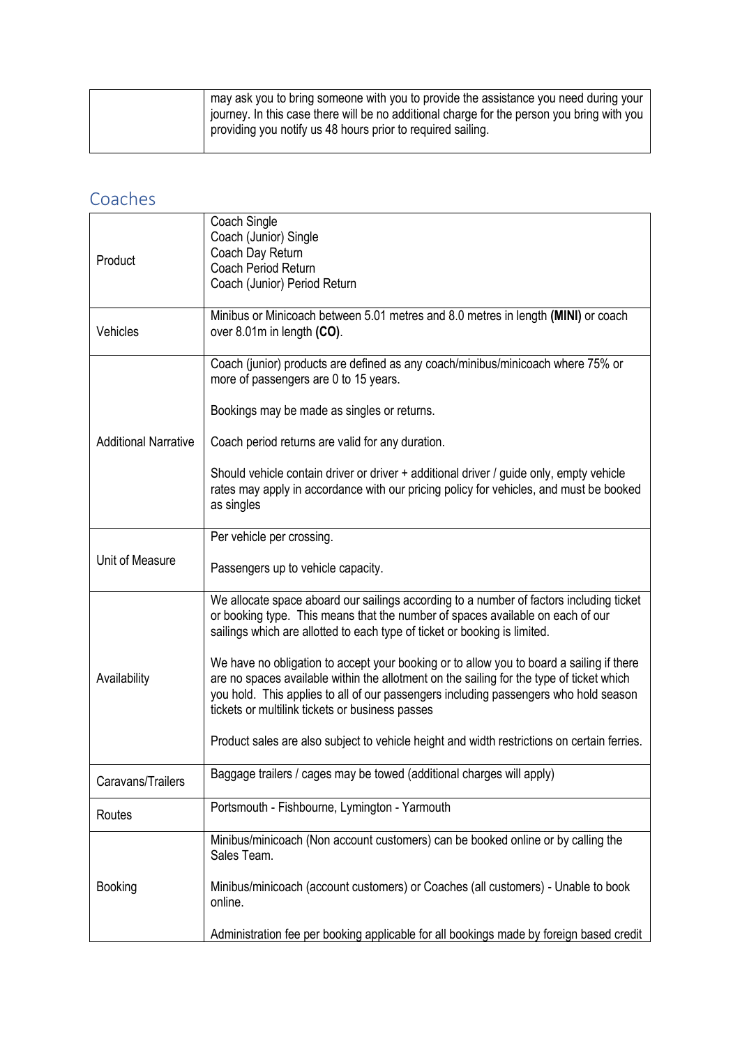| | may ask you to bring someone with you to provide the assistance you need during your journey. In this case there will be no additional charge for the person you bring with you providing you notify us 48 hours prior to required sailing. |
|---|---|

## Coaches

| | |
|---|---|
| Product | Coach Single<br>Coach (Junior) Single<br>Coach Day Return<br>Coach Period Return<br>Coach (Junior) Period Return |
| Vehicles | Minibus or Minicoach between 5.01 metres and 8.0 metres in length **(MINI)** or coach over 8.01m in length **(CO)**. |
| Additional Narrative | Coach (junior) products are defined as any coach/minibus/minicoach where 75% or more of passengers are 0 to 15 years.<br><br>Bookings may be made as singles or returns.<br><br>Coach period returns are valid for any duration.<br><br>Should vehicle contain driver or driver + additional driver / guide only, empty vehicle rates may apply in accordance with our pricing policy for vehicles, and must be booked as singles |
| Unit of Measure | Per vehicle per crossing.<br><br>Passengers up to vehicle capacity. |
| Availability | We allocate space aboard our sailings according to a number of factors including ticket or booking type. This means that the number of spaces available on each of our sailings which are allotted to each type of ticket or booking is limited.<br><br>We have no obligation to accept your booking or to allow you to board a sailing if there are no spaces available within the allotment on the sailing for the type of ticket which you hold. This applies to all of our passengers including passengers who hold season tickets or multilink tickets or business passes<br><br>Product sales are also subject to vehicle height and width restrictions on certain ferries. |
| Caravans/Trailers | Baggage trailers / cages may be towed (additional charges will apply) |
| Routes | Portsmouth - Fishbourne, Lymington - Yarmouth |
| Booking | Minibus/minicoach (Non account customers) can be booked online or by calling the Sales Team.<br><br>Minibus/minicoach (account customers) or Coaches (all customers) - Unable to book online.<br><br>Administration fee per booking applicable for all bookings made by foreign based credit |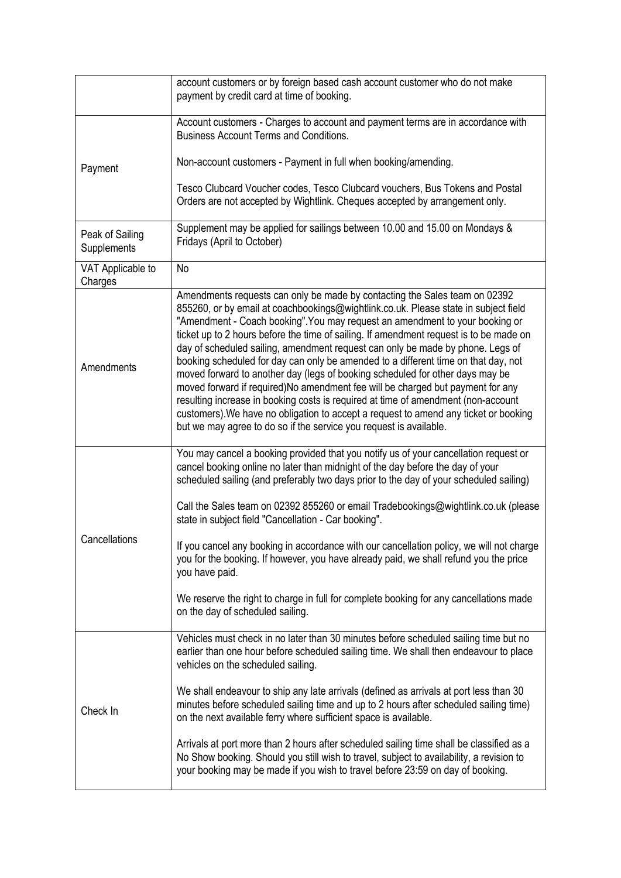| | |
|---|---|
| | account customers or by foreign based cash account customer who do not make payment by credit card at time of booking. |
| Payment | Account customers - Charges to account and payment terms are in accordance with Business Account Terms and Conditions.<br><br>Non-account customers - Payment in full when booking/amending.<br><br>Tesco Clubcard Voucher codes, Tesco Clubcard vouchers, Bus Tokens and Postal Orders are not accepted by Wightlink. Cheques accepted by arrangement only. |
| Peak of Sailing Supplements | Supplement may be applied for sailings between 10.00 and 15.00 on Mondays & Fridays (April to October) |
| VAT Applicable to Charges | No |
| Amendments | Amendments requests can only be made by contacting the Sales team on 02392 855260, or by email at coachbookings@wightlink.co.uk. Please state in subject field "Amendment - Coach booking".You may request an amendment to your booking or ticket up to 2 hours before the time of sailing. If amendment request is to be made on day of scheduled sailing, amendment request can only be made by phone. Legs of booking scheduled for day can only be amended to a different time on that day, not moved forward to another day (legs of booking scheduled for other days may be moved forward if required)No amendment fee will be charged but payment for any resulting increase in booking costs is required at time of amendment (non-account customers).We have no obligation to accept a request to amend any ticket or booking but we may agree to do so if the service you request is available. |
| Cancellations | You may cancel a booking provided that you notify us of your cancellation request or cancel booking online no later than midnight of the day before the day of your scheduled sailing (and preferably two days prior to the day of your scheduled sailing)<br><br>Call the Sales team on 02392 855260 or email Tradebookings@wightlink.co.uk (please state in subject field "Cancellation - Car booking".<br><br>If you cancel any booking in accordance with our cancellation policy, we will not charge you for the booking. If however, you have already paid, we shall refund you the price you have paid.<br><br>We reserve the right to charge in full for complete booking for any cancellations made on the day of scheduled sailing. |
| Check In | Vehicles must check in no later than 30 minutes before scheduled sailing time but no earlier than one hour before scheduled sailing time. We shall then endeavour to place vehicles on the scheduled sailing.<br><br>We shall endeavour to ship any late arrivals (defined as arrivals at port less than 30 minutes before scheduled sailing time and up to 2 hours after scheduled sailing time) on the next available ferry where sufficient space is available.<br><br>Arrivals at port more than 2 hours after scheduled sailing time shall be classified as a No Show booking. Should you still wish to travel, subject to availability, a revision to your booking may be made if you wish to travel before 23:59 on day of booking. |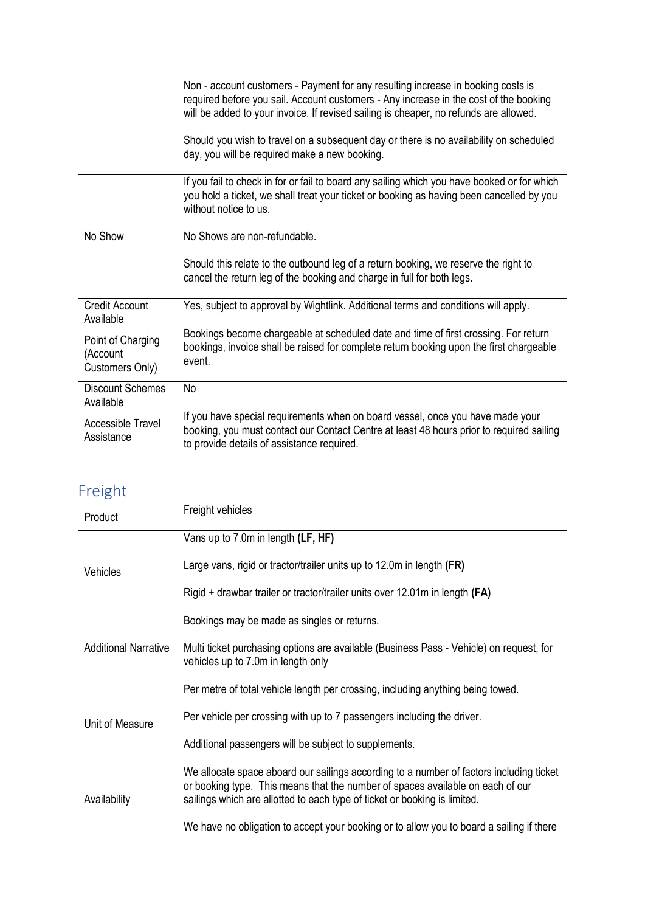| | |
|---|---|
| | Non - account customers - Payment for any resulting increase in booking costs is required before you sail. Account customers - Any increase in the cost of the booking will be added to your invoice. If revised sailing is cheaper, no refunds are allowed.<br><br>Should you wish to travel on a subsequent day or there is no availability on scheduled day, you will be required make a new booking. |
| No Show | If you fail to check in for or fail to board any sailing which you have booked or for which you hold a ticket, we shall treat your ticket or booking as having been cancelled by you without notice to us.<br><br>No Shows are non-refundable.<br><br>Should this relate to the outbound leg of a return booking, we reserve the right to cancel the return leg of the booking and charge in full for both legs. |
| Credit Account Available | Yes, subject to approval by Wightlink. Additional terms and conditions will apply. |
| Point of Charging (Account Customers Only) | Bookings become chargeable at scheduled date and time of first crossing. For return bookings, invoice shall be raised for complete return booking upon the first chargeable event. |
| Discount Schemes Available | No |
| Accessible Travel Assistance | If you have special requirements when on board vessel, once you have made your booking, you must contact our Contact Centre at least 48 hours prior to required sailing to provide details of assistance required. |

## Freight

| Product | Freight vehicles |
|---|---|
| Vehicles | Vans up to 7.0m in length **(LF, HF)**<br><br>Large vans, rigid or tractor/trailer units up to 12.0m in length **(FR)**<br><br>Rigid + drawbar trailer or tractor/trailer units over 12.01m in length **(FA)** |
| Additional Narrative | Bookings may be made as singles or returns.<br><br>Multi ticket purchasing options are available (Business Pass - Vehicle) on request, for vehicles up to 7.0m in length only |
| Unit of Measure | Per metre of total vehicle length per crossing, including anything being towed.<br><br>Per vehicle per crossing with up to 7 passengers including the driver.<br><br>Additional passengers will be subject to supplements. |
| Availability | We allocate space aboard our sailings according to a number of factors including ticket or booking type. This means that the number of spaces available on each of our sailings which are allotted to each type of ticket or booking is limited.<br><br>We have no obligation to accept your booking or to allow you to board a sailing if there |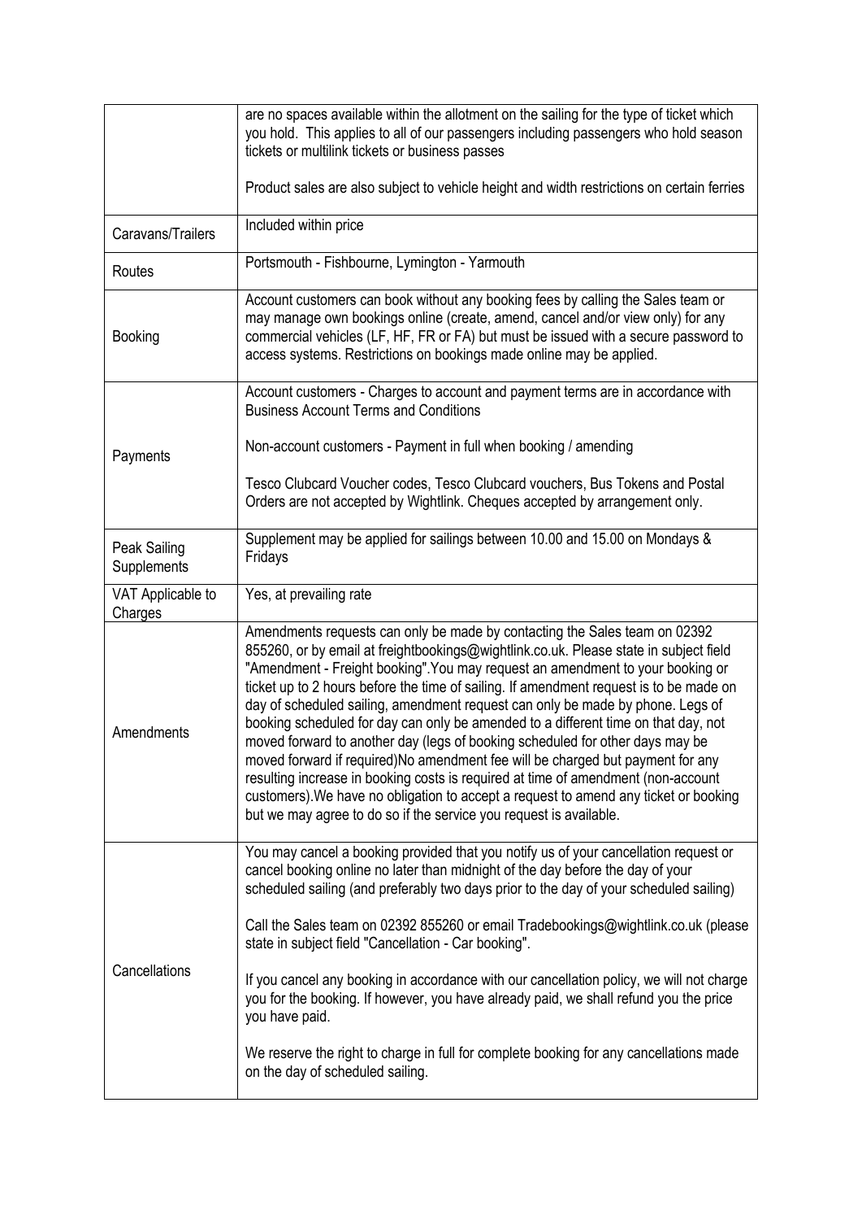| | |
|---|---|
| | are no spaces available within the allotment on the sailing for the type of ticket which you hold. This applies to all of our passengers including passengers who hold season tickets or multilink tickets or business passes<br><br>Product sales are also subject to vehicle height and width restrictions on certain ferries |
| Caravans/Trailers | Included within price |
| Routes | Portsmouth - Fishbourne, Lymington - Yarmouth |
| Booking | Account customers can book without any booking fees by calling the Sales team or may manage own bookings online (create, amend, cancel and/or view only) for any commercial vehicles (LF, HF, FR or FA) but must be issued with a secure password to access systems. Restrictions on bookings made online may be applied. |
| Payments | Account customers - Charges to account and payment terms are in accordance with Business Account Terms and Conditions<br><br>Non-account customers - Payment in full when booking / amending<br><br>Tesco Clubcard Voucher codes, Tesco Clubcard vouchers, Bus Tokens and Postal Orders are not accepted by Wightlink. Cheques accepted by arrangement only. |
| Peak Sailing Supplements | Supplement may be applied for sailings between 10.00 and 15.00 on Mondays & Fridays |
| VAT Applicable to Charges | Yes, at prevailing rate |
| Amendments | Amendments requests can only be made by contacting the Sales team on 02392 855260, or by email at freightbookings@wightlink.co.uk. Please state in subject field "Amendment - Freight booking".You may request an amendment to your booking or ticket up to 2 hours before the time of sailing. If amendment request is to be made on day of scheduled sailing, amendment request can only be made by phone. Legs of booking scheduled for day can only be amended to a different time on that day, not moved forward to another day (legs of booking scheduled for other days may be moved forward if required)No amendment fee will be charged but payment for any resulting increase in booking costs is required at time of amendment (non-account customers).We have no obligation to accept a request to amend any ticket or booking but we may agree to do so if the service you request is available. |
| Cancellations | You may cancel a booking provided that you notify us of your cancellation request or cancel booking online no later than midnight of the day before the day of your scheduled sailing (and preferably two days prior to the day of your scheduled sailing)<br><br>Call the Sales team on 02392 855260 or email Tradebookings@wightlink.co.uk (please state in subject field "Cancellation - Car booking".<br><br>If you cancel any booking in accordance with our cancellation policy, we will not charge you for the booking. If however, you have already paid, we shall refund you the price you have paid.<br><br>We reserve the right to charge in full for complete booking for any cancellations made on the day of scheduled sailing. |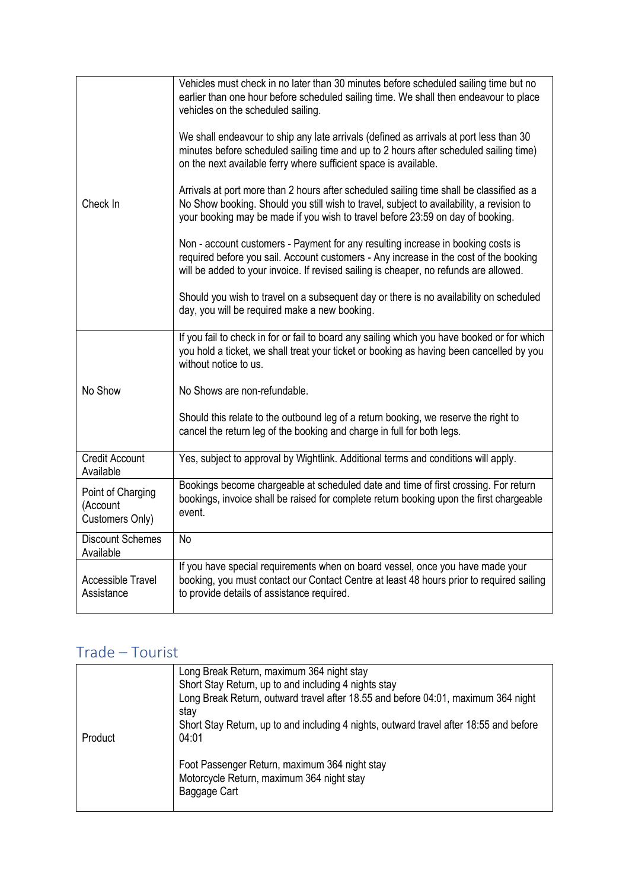| | |
|---|---|
| Check In | Vehicles must check in no later than 30 minutes before scheduled sailing time but no earlier than one hour before scheduled sailing time. We shall then endeavour to place vehicles on the scheduled sailing.<br><br>We shall endeavour to ship any late arrivals (defined as arrivals at port less than 30 minutes before scheduled sailing time and up to 2 hours after scheduled sailing time) on the next available ferry where sufficient space is available.<br><br>Arrivals at port more than 2 hours after scheduled sailing time shall be classified as a No Show booking. Should you still wish to travel, subject to availability, a revision to your booking may be made if you wish to travel before 23:59 on day of booking.<br><br>Non - account customers - Payment for any resulting increase in booking costs is required before you sail. Account customers - Any increase in the cost of the booking will be added to your invoice. If revised sailing is cheaper, no refunds are allowed.<br><br>Should you wish to travel on a subsequent day or there is no availability on scheduled day, you will be required make a new booking. |
| No Show | If you fail to check in for or fail to board any sailing which you have booked or for which you hold a ticket, we shall treat your ticket or booking as having been cancelled by you without notice to us.<br><br>No Shows are non-refundable.<br><br>Should this relate to the outbound leg of a return booking, we reserve the right to cancel the return leg of the booking and charge in full for both legs. |
| Credit Account Available | Yes, subject to approval by Wightlink. Additional terms and conditions will apply. |
| Point of Charging (Account Customers Only) | Bookings become chargeable at scheduled date and time of first crossing. For return bookings, invoice shall be raised for complete return booking upon the first chargeable event. |
| Discount Schemes Available | No |
| Accessible Travel Assistance | If you have special requirements when on board vessel, once you have made your booking, you must contact our Contact Centre at least 48 hours prior to required sailing to provide details of assistance required. |

## Trade – Tourist

| | |
|---|---|
| Product | Long Break Return, maximum 364 night stay<br>Short Stay Return, up to and including 4 nights stay<br>Long Break Return, outward travel after 18.55 and before 04:01, maximum 364 night stay<br>Short Stay Return, up to and including 4 nights, outward travel after 18:55 and before 04:01<br><br>Foot Passenger Return, maximum 364 night stay<br>Motorcycle Return, maximum 364 night stay<br>Baggage Cart |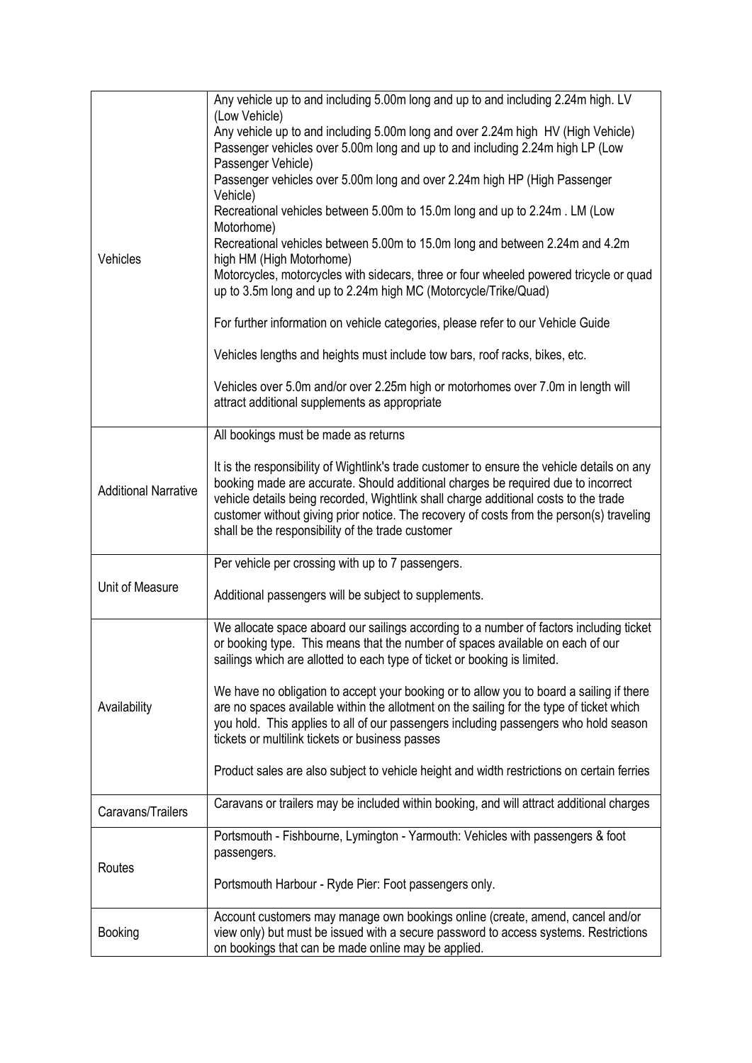| | |
|---|---|
| Vehicles | Any vehicle up to and including 5.00m long and up to and including 2.24m high. LV (Low Vehicle)<br>Any vehicle up to and including 5.00m long and over 2.24m high HV (High Vehicle)<br>Passenger vehicles over 5.00m long and up to and including 2.24m high LP (Low Passenger Vehicle)<br>Passenger vehicles over 5.00m long and over 2.24m high HP (High Passenger Vehicle)<br>Recreational vehicles between 5.00m to 15.0m long and up to 2.24m . LM (Low Motorhome)<br>Recreational vehicles between 5.00m to 15.0m long and between 2.24m and 4.2m high HM (High Motorhome)<br>Motorcycles, motorcycles with sidecars, three or four wheeled powered tricycle or quad up to 3.5m long and up to 2.24m high MC (Motorcycle/Trike/Quad)<br><br>For further information on vehicle categories, please refer to our Vehicle Guide<br><br>Vehicles lengths and heights must include tow bars, roof racks, bikes, etc.<br><br>Vehicles over 5.0m and/or over 2.25m high or motorhomes over 7.0m in length will attract additional supplements as appropriate |
| Additional Narrative | All bookings must be made as returns<br><br>It is the responsibility of Wightlink's trade customer to ensure the vehicle details on any booking made are accurate. Should additional charges be required due to incorrect vehicle details being recorded, Wightlink shall charge additional costs to the trade customer without giving prior notice. The recovery of costs from the person(s) traveling shall be the responsibility of the trade customer |
| Unit of Measure | Per vehicle per crossing with up to 7 passengers.<br><br>Additional passengers will be subject to supplements. |
| Availability | We allocate space aboard our sailings according to a number of factors including ticket or booking type. This means that the number of spaces available on each of our sailings which are allotted to each type of ticket or booking is limited.<br><br>We have no obligation to accept your booking or to allow you to board a sailing if there are no spaces available within the allotment on the sailing for the type of ticket which you hold. This applies to all of our passengers including passengers who hold season tickets or multilink tickets or business passes<br><br>Product sales are also subject to vehicle height and width restrictions on certain ferries |
| Caravans/Trailers | Caravans or trailers may be included within booking, and will attract additional charges |
| Routes | Portsmouth - Fishbourne, Lymington - Yarmouth: Vehicles with passengers & foot passengers.<br><br>Portsmouth Harbour - Ryde Pier: Foot passengers only. |
| Booking | Account customers may manage own bookings online (create, amend, cancel and/or view only) but must be issued with a secure password to access systems. Restrictions on bookings that can be made online may be applied. |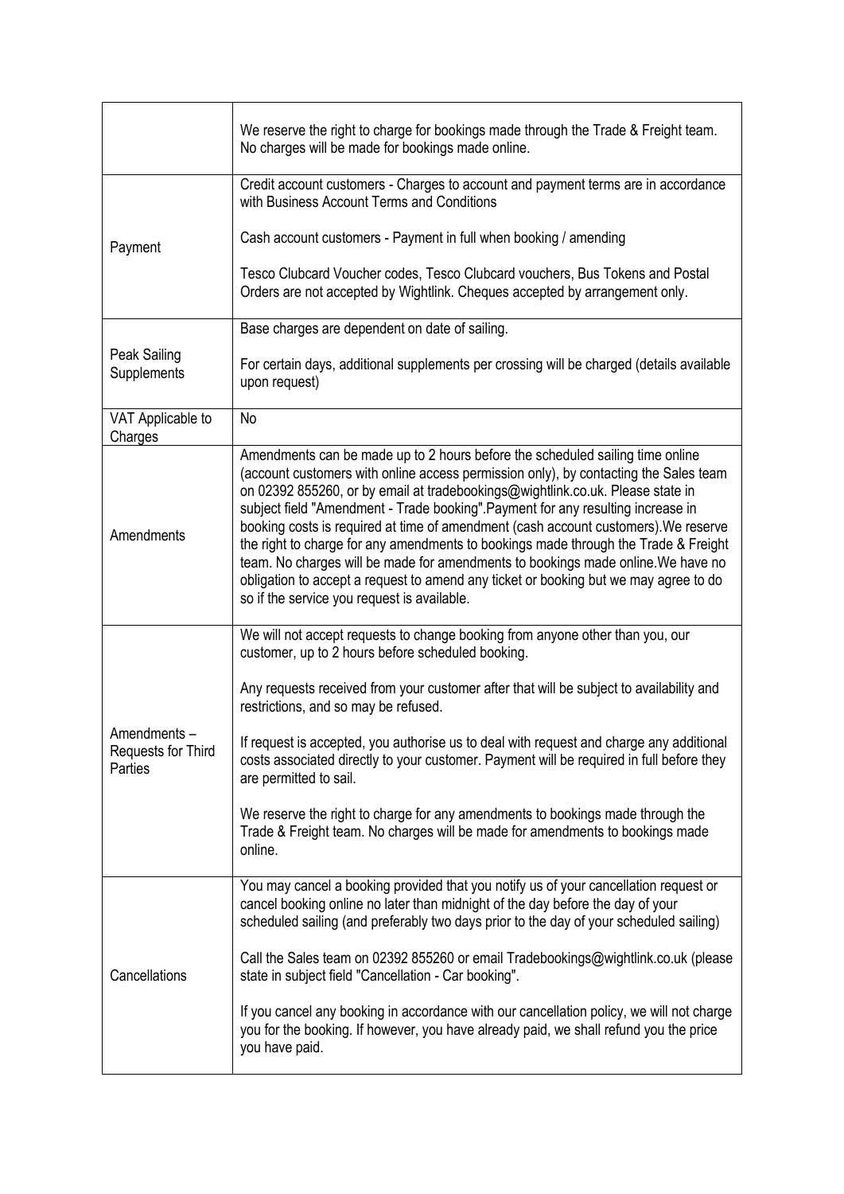| | |
|---|---|
| | We reserve the right to charge for bookings made through the Trade & Freight team. No charges will be made for bookings made online. |
| Payment | Credit account customers - Charges to account and payment terms are in accordance with Business Account Terms and Conditions<br><br>Cash account customers - Payment in full when booking / amending<br><br>Tesco Clubcard Voucher codes, Tesco Clubcard vouchers, Bus Tokens and Postal Orders are not accepted by Wightlink. Cheques accepted by arrangement only. |
| Peak Sailing Supplements | Base charges are dependent on date of sailing.<br><br>For certain days, additional supplements per crossing will be charged (details available upon request) |
| VAT Applicable to Charges | No |
| Amendments | Amendments can be made up to 2 hours before the scheduled sailing time online (account customers with online access permission only), by contacting the Sales team on 02392 855260, or by email at tradebookings@wightlink.co.uk. Please state in subject field "Amendment - Trade booking".Payment for any resulting increase in booking costs is required at time of amendment (cash account customers).We reserve the right to charge for any amendments to bookings made through the Trade & Freight team. No charges will be made for amendments to bookings made online.We have no obligation to accept a request to amend any ticket or booking but we may agree to do so if the service you request is available. |
| Amendments – Requests for Third Parties | We will not accept requests to change booking from anyone other than you, our customer, up to 2 hours before scheduled booking.<br><br>Any requests received from your customer after that will be subject to availability and restrictions, and so may be refused.<br><br>If request is accepted, you authorise us to deal with request and charge any additional costs associated directly to your customer. Payment will be required in full before they are permitted to sail.<br><br>We reserve the right to charge for any amendments to bookings made through the Trade & Freight team. No charges will be made for amendments to bookings made online. |
| Cancellations | You may cancel a booking provided that you notify us of your cancellation request or cancel booking online no later than midnight of the day before the day of your scheduled sailing (and preferably two days prior to the day of your scheduled sailing)<br><br>Call the Sales team on 02392 855260 or email Tradebookings@wightlink.co.uk (please state in subject field "Cancellation - Car booking".<br><br>If you cancel any booking in accordance with our cancellation policy, we will not charge you for the booking. If however, you have already paid, we shall refund you the price you have paid. |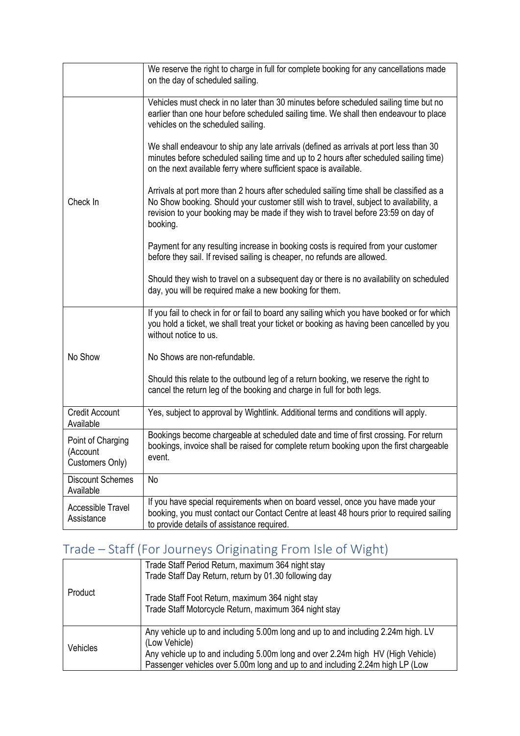| | |
|---|---|
| | We reserve the right to charge in full for complete booking for any cancellations made on the day of scheduled sailing. |
| Check In | Vehicles must check in no later than 30 minutes before scheduled sailing time but no earlier than one hour before scheduled sailing time. We shall then endeavour to place vehicles on the scheduled sailing.<br><br>We shall endeavour to ship any late arrivals (defined as arrivals at port less than 30 minutes before scheduled sailing time and up to 2 hours after scheduled sailing time) on the next available ferry where sufficient space is available.<br><br>Arrivals at port more than 2 hours after scheduled sailing time shall be classified as a No Show booking. Should your customer still wish to travel, subject to availability, a revision to your booking may be made if they wish to travel before 23:59 on day of booking.<br><br>Payment for any resulting increase in booking costs is required from your customer before they sail. If revised sailing is cheaper, no refunds are allowed.<br><br>Should they wish to travel on a subsequent day or there is no availability on scheduled day, you will be required make a new booking for them. |
| No Show | If you fail to check in for or fail to board any sailing which you have booked or for which you hold a ticket, we shall treat your ticket or booking as having been cancelled by you without notice to us.<br><br>No Shows are non-refundable.<br><br>Should this relate to the outbound leg of a return booking, we reserve the right to cancel the return leg of the booking and charge in full for both legs. |
| Credit Account Available | Yes, subject to approval by Wightlink. Additional terms and conditions will apply. |
| Point of Charging (Account Customers Only) | Bookings become chargeable at scheduled date and time of first crossing. For return bookings, invoice shall be raised for complete return booking upon the first chargeable event. |
| Discount Schemes Available | No |
| Accessible Travel Assistance | If you have special requirements when on board vessel, once you have made your booking, you must contact our Contact Centre at least 48 hours prior to required sailing to provide details of assistance required. |

## Trade – Staff (For Journeys Originating From Isle of Wight)

| | |
|---|---|
| Product | Trade Staff Period Return, maximum 364 night stay<br>Trade Staff Day Return, return by 01.30 following day<br><br>Trade Staff Foot Return, maximum 364 night stay<br>Trade Staff Motorcycle Return, maximum 364 night stay |
| Vehicles | Any vehicle up to and including 5.00m long and up to and including 2.24m high. LV (Low Vehicle)<br>Any vehicle up to and including 5.00m long and over 2.24m high HV (High Vehicle)<br>Passenger vehicles over 5.00m long and up to and including 2.24m high LP (Low |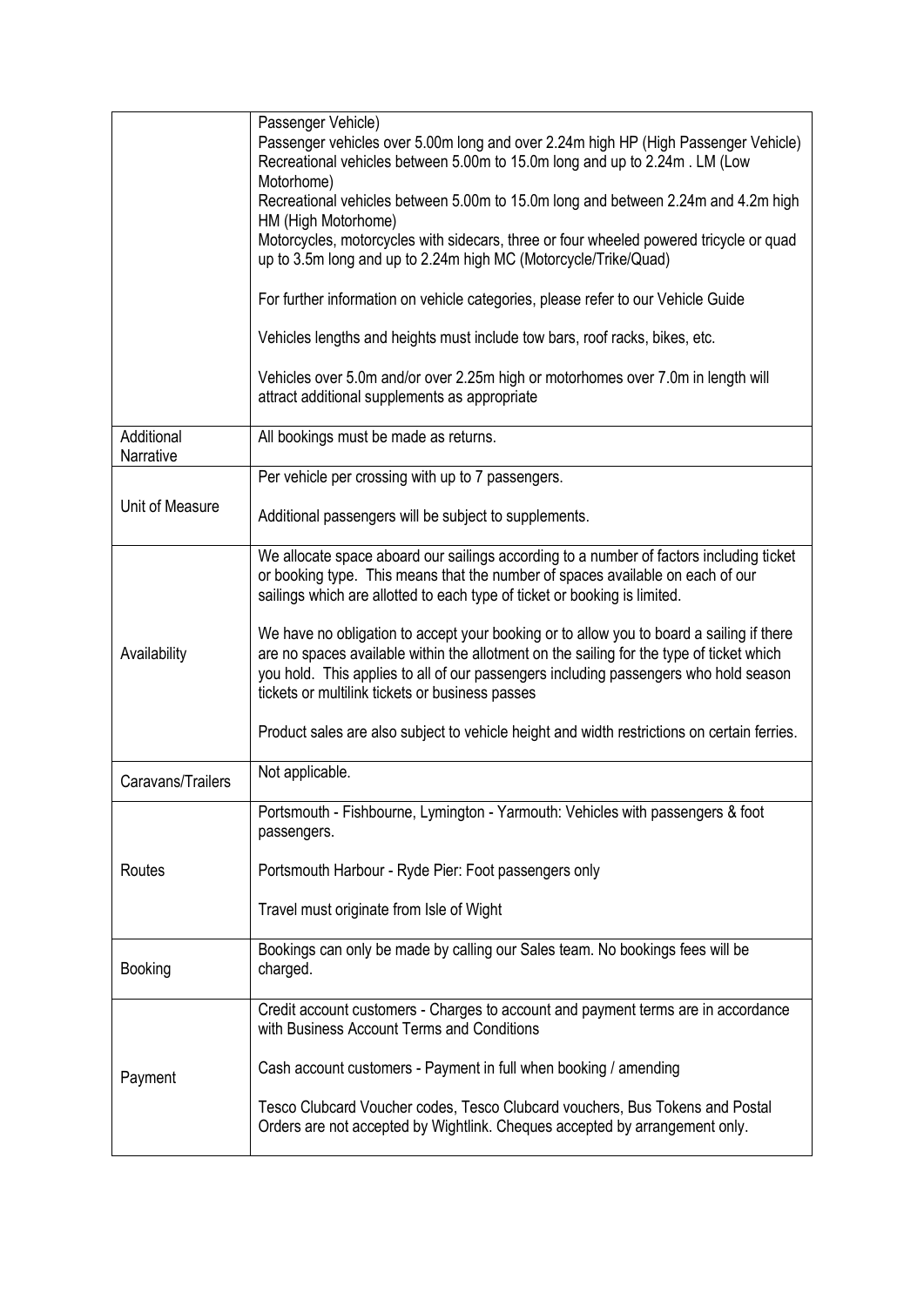| | |
|---|---|
| | Passenger Vehicle)<br>Passenger vehicles over 5.00m long and over 2.24m high HP (High Passenger Vehicle)<br>Recreational vehicles between 5.00m to 15.0m long and up to 2.24m . LM (Low Motorhome)<br>Recreational vehicles between 5.00m to 15.0m long and between 2.24m and 4.2m high HM (High Motorhome)<br>Motorcycles, motorcycles with sidecars, three or four wheeled powered tricycle or quad up to 3.5m long and up to 2.24m high MC (Motorcycle/Trike/Quad)<br><br>For further information on vehicle categories, please refer to our Vehicle Guide<br><br>Vehicles lengths and heights must include tow bars, roof racks, bikes, etc.<br><br>Vehicles over 5.0m and/or over 2.25m high or motorhomes over 7.0m in length will attract additional supplements as appropriate |
| Additional Narrative | All bookings must be made as returns. |
| Unit of Measure | Per vehicle per crossing with up to 7 passengers.<br><br>Additional passengers will be subject to supplements. |
| Availability | We allocate space aboard our sailings according to a number of factors including ticket or booking type. This means that the number of spaces available on each of our sailings which are allotted to each type of ticket or booking is limited.<br><br>We have no obligation to accept your booking or to allow you to board a sailing if there are no spaces available within the allotment on the sailing for the type of ticket which you hold. This applies to all of our passengers including passengers who hold season tickets or multilink tickets or business passes<br><br>Product sales are also subject to vehicle height and width restrictions on certain ferries. |
| Caravans/Trailers | Not applicable. |
| Routes | Portsmouth - Fishbourne, Lymington - Yarmouth: Vehicles with passengers & foot passengers.<br><br>Portsmouth Harbour - Ryde Pier: Foot passengers only<br><br>Travel must originate from Isle of Wight |
| Booking | Bookings can only be made by calling our Sales team. No bookings fees will be charged. |
| Payment | Credit account customers - Charges to account and payment terms are in accordance with Business Account Terms and Conditions<br><br>Cash account customers - Payment in full when booking / amending<br><br>Tesco Clubcard Voucher codes, Tesco Clubcard vouchers, Bus Tokens and Postal Orders are not accepted by Wightlink. Cheques accepted by arrangement only. |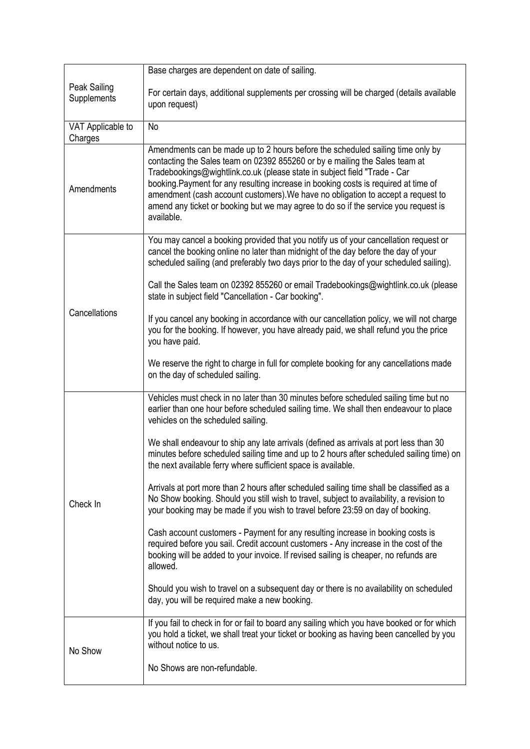| | |
|---|---|
| Peak Sailing Supplements | Base charges are dependent on date of sailing.<br><br>For certain days, additional supplements per crossing will be charged (details available upon request) |
| VAT Applicable to Charges | No |
| Amendments | Amendments can be made up to 2 hours before the scheduled sailing time only by contacting the Sales team on 02392 855260 or by e mailing the Sales team at Tradebookings@wightlink.co.uk (please state in subject field "Trade - Car booking.Payment for any resulting increase in booking costs is required at time of amendment (cash account customers).We have no obligation to accept a request to amend any ticket or booking but we may agree to do so if the service you request is available. |
| Cancellations | You may cancel a booking provided that you notify us of your cancellation request or cancel the booking online no later than midnight of the day before the day of your scheduled sailing (and preferably two days prior to the day of your scheduled sailing).<br><br>Call the Sales team on 02392 855260 or email Tradebookings@wightlink.co.uk (please state in subject field "Cancellation - Car booking".<br><br>If you cancel any booking in accordance with our cancellation policy, we will not charge you for the booking. If however, you have already paid, we shall refund you the price you have paid.<br><br>We reserve the right to charge in full for complete booking for any cancellations made on the day of scheduled sailing. |
| Check In | Vehicles must check in no later than 30 minutes before scheduled sailing time but no earlier than one hour before scheduled sailing time. We shall then endeavour to place vehicles on the scheduled sailing.<br><br>We shall endeavour to ship any late arrivals (defined as arrivals at port less than 30 minutes before scheduled sailing time and up to 2 hours after scheduled sailing time) on the next available ferry where sufficient space is available.<br><br>Arrivals at port more than 2 hours after scheduled sailing time shall be classified as a No Show booking. Should you still wish to travel, subject to availability, a revision to your booking may be made if you wish to travel before 23:59 on day of booking.<br><br>Cash account customers - Payment for any resulting increase in booking costs is required before you sail. Credit account customers - Any increase in the cost of the booking will be added to your invoice. If revised sailing is cheaper, no refunds are allowed.<br><br>Should you wish to travel on a subsequent day or there is no availability on scheduled day, you will be required make a new booking. |
| No Show | If you fail to check in for or fail to board any sailing which you have booked or for which you hold a ticket, we shall treat your ticket or booking as having been cancelled by you without notice to us.<br><br>No Shows are non-refundable. |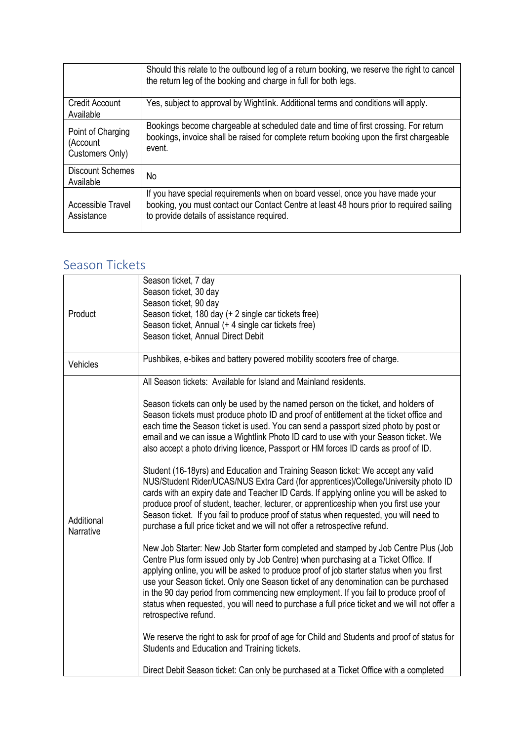| | |
|---|---|
| | Should this relate to the outbound leg of a return booking, we reserve the right to cancel the return leg of the booking and charge in full for both legs. |
| Credit Account Available | Yes, subject to approval by Wightlink. Additional terms and conditions will apply. |
| Point of Charging (Account Customers Only) | Bookings become chargeable at scheduled date and time of first crossing. For return bookings, invoice shall be raised for complete return booking upon the first chargeable event. |
| Discount Schemes Available | No |
| Accessible Travel Assistance | If you have special requirements when on board vessel, once you have made your booking, you must contact our Contact Centre at least 48 hours prior to required sailing to provide details of assistance required. |

## Season Tickets

| | |
|---|---|
| Product | Season ticket, 7 day<br>Season ticket, 30 day<br>Season ticket, 90 day<br>Season ticket, 180 day (+ 2 single car tickets free)<br>Season ticket, Annual (+ 4 single car tickets free)<br>Season ticket, Annual Direct Debit |
| Vehicles | Pushbikes, e-bikes and battery powered mobility scooters free of charge. |
| Additional Narrative | All Season tickets: Available for Island and Mainland residents.<br><br>Season tickets can only be used by the named person on the ticket, and holders of Season tickets must produce photo ID and proof of entitlement at the ticket office and each time the Season ticket is used. You can send a passport sized photo by post or email and we can issue a Wightlink Photo ID card to use with your Season ticket. We also accept a photo driving licence, Passport or HM forces ID cards as proof of ID.<br><br>Student (16-18yrs) and Education and Training Season ticket: We accept any valid NUS/Student Rider/UCAS/NUS Extra Card (for apprentices)/College/University photo ID cards with an expiry date and Teacher ID Cards. If applying online you will be asked to produce proof of student, teacher, lecturer, or apprenticeship when you first use your Season ticket. If you fail to produce proof of status when requested, you will need to purchase a full price ticket and we will not offer a retrospective refund.<br><br>New Job Starter: New Job Starter form completed and stamped by Job Centre Plus (Job Centre Plus form issued only by Job Centre) when purchasing at a Ticket Office. If applying online, you will be asked to produce proof of job starter status when you first use your Season ticket. Only one Season ticket of any denomination can be purchased in the 90 day period from commencing new employment. If you fail to produce proof of status when requested, you will need to purchase a full price ticket and we will not offer a retrospective refund.<br><br>We reserve the right to ask for proof of age for Child and Students and proof of status for Students and Education and Training tickets.<br><br>Direct Debit Season ticket: Can only be purchased at a Ticket Office with a completed |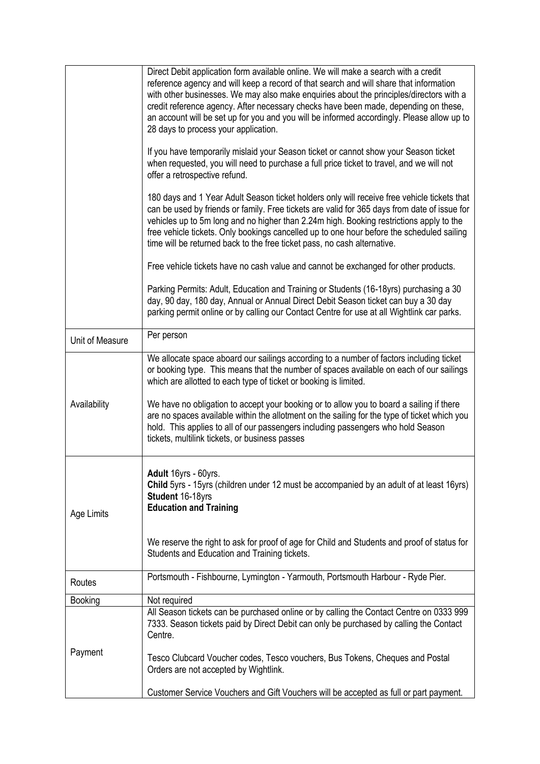| | |
|---|---|
| | Direct Debit application form available online. We will make a search with a credit reference agency and will keep a record of that search and will share that information with other businesses. We may also make enquiries about the principles/directors with a credit reference agency. After necessary checks have been made, depending on these, an account will be set up for you and you will be informed accordingly. Please allow up to 28 days to process your application.<br><br>If you have temporarily mislaid your Season ticket or cannot show your Season ticket when requested, you will need to purchase a full price ticket to travel, and we will not offer a retrospective refund.<br><br>180 days and 1 Year Adult Season ticket holders only will receive free vehicle tickets that can be used by friends or family. Free tickets are valid for 365 days from date of issue for vehicles up to 5m long and no higher than 2.24m high. Booking restrictions apply to the free vehicle tickets. Only bookings cancelled up to one hour before the scheduled sailing time will be returned back to the free ticket pass, no cash alternative.<br><br>Free vehicle tickets have no cash value and cannot be exchanged for other products.<br><br>Parking Permits: Adult, Education and Training or Students (16-18yrs) purchasing a 30 day, 90 day, 180 day, Annual or Annual Direct Debit Season ticket can buy a 30 day parking permit online or by calling our Contact Centre for use at all Wightlink car parks. |
| Unit of Measure | Per person |
| Availability | We allocate space aboard our sailings according to a number of factors including ticket or booking type. This means that the number of spaces available on each of our sailings which are allotted to each type of ticket or booking is limited.<br><br>We have no obligation to accept your booking or to allow you to board a sailing if there are no spaces available within the allotment on the sailing for the type of ticket which you hold. This applies to all of our passengers including passengers who hold Season tickets, multilink tickets, or business passes |
| Age Limits | **Adult** 16yrs - 60yrs.<br>**Child** 5yrs - 15yrs (children under 12 must be accompanied by an adult of at least 16yrs)<br>**Student** 16-18yrs<br>**Education and Training**<br><br>We reserve the right to ask for proof of age for Child and Students and proof of status for Students and Education and Training tickets. |
| Routes | Portsmouth - Fishbourne, Lymington - Yarmouth, Portsmouth Harbour - Ryde Pier. |
| Booking | Not required |
| Payment | All Season tickets can be purchased online or by calling the Contact Centre on 0333 999 7333. Season tickets paid by Direct Debit can only be purchased by calling the Contact Centre.<br><br>Tesco Clubcard Voucher codes, Tesco vouchers, Bus Tokens, Cheques and Postal Orders are not accepted by Wightlink.<br><br>Customer Service Vouchers and Gift Vouchers will be accepted as full or part payment. |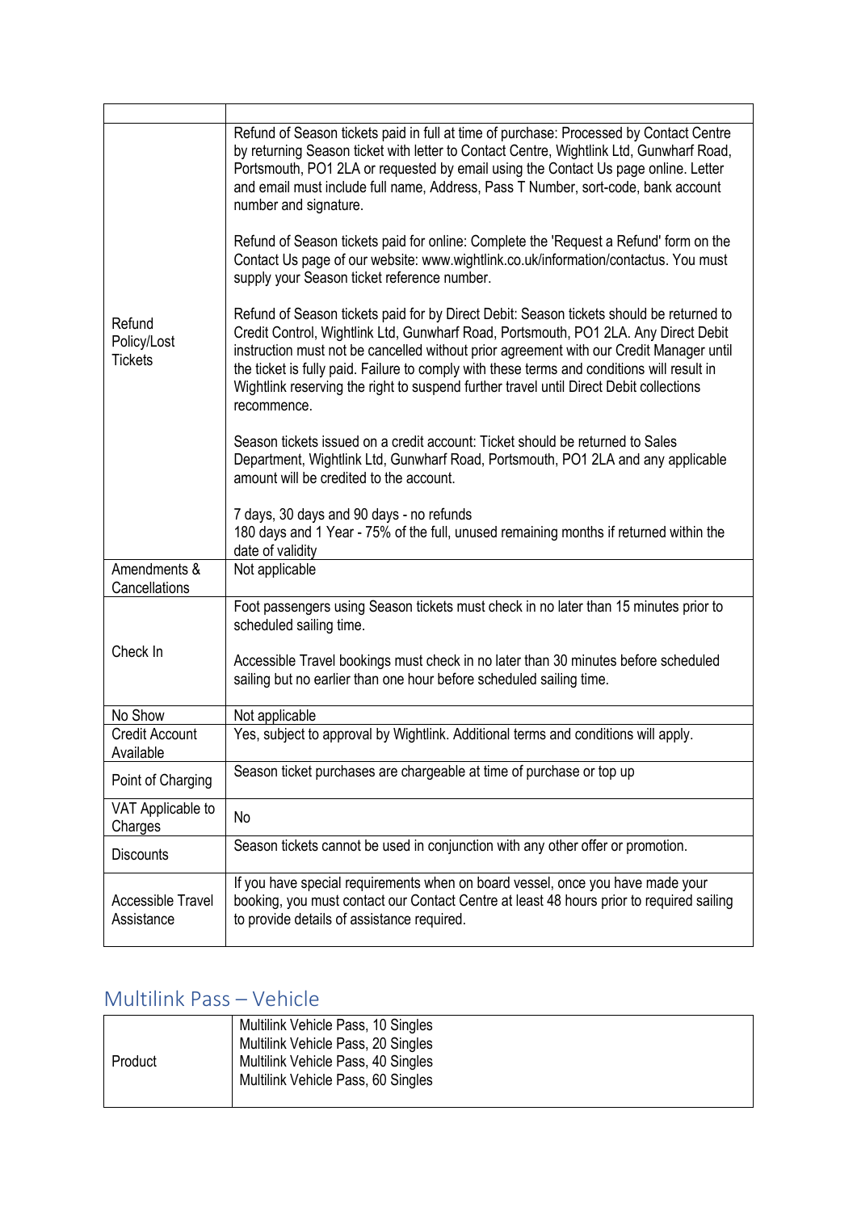| | |
|---|---|
| Refund Policy/Lost Tickets | Refund of Season tickets paid in full at time of purchase: Processed by Contact Centre by returning Season ticket with letter to Contact Centre, Wightlink Ltd, Gunwharf Road, Portsmouth, PO1 2LA or requested by email using the Contact Us page online. Letter and email must include full name, Address, Pass T Number, sort-code, bank account number and signature.<br><br>Refund of Season tickets paid for online: Complete the 'Request a Refund' form on the Contact Us page of our website: www.wightlink.co.uk/information/contactus. You must supply your Season ticket reference number.<br><br>Refund of Season tickets paid for by Direct Debit: Season tickets should be returned to Credit Control, Wightlink Ltd, Gunwharf Road, Portsmouth, PO1 2LA. Any Direct Debit instruction must not be cancelled without prior agreement with our Credit Manager until the ticket is fully paid. Failure to comply with these terms and conditions will result in Wightlink reserving the right to suspend further travel until Direct Debit collections recommence.<br><br>Season tickets issued on a credit account: Ticket should be returned to Sales Department, Wightlink Ltd, Gunwharf Road, Portsmouth, PO1 2LA and any applicable amount will be credited to the account.<br><br>7 days, 30 days and 90 days - no refunds<br>180 days and 1 Year - 75% of the full, unused remaining months if returned within the date of validity |
| Amendments & Cancellations | Not applicable |
| Check In | Foot passengers using Season tickets must check in no later than 15 minutes prior to scheduled sailing time.<br><br>Accessible Travel bookings must check in no later than 30 minutes before scheduled sailing but no earlier than one hour before scheduled sailing time. |
| No Show | Not applicable |
| Credit Account Available | Yes, subject to approval by Wightlink. Additional terms and conditions will apply. |
| Point of Charging | Season ticket purchases are chargeable at time of purchase or top up |
| VAT Applicable to Charges | No |
| Discounts | Season tickets cannot be used in conjunction with any other offer or promotion. |
| Accessible Travel Assistance | If you have special requirements when on board vessel, once you have made your booking, you must contact our Contact Centre at least 48 hours prior to required sailing to provide details of assistance required. |

## Multilink Pass – Vehicle

| | |
|---|---|
| Product | Multilink Vehicle Pass, 10 Singles<br>Multilink Vehicle Pass, 20 Singles<br>Multilink Vehicle Pass, 40 Singles<br>Multilink Vehicle Pass, 60 Singles |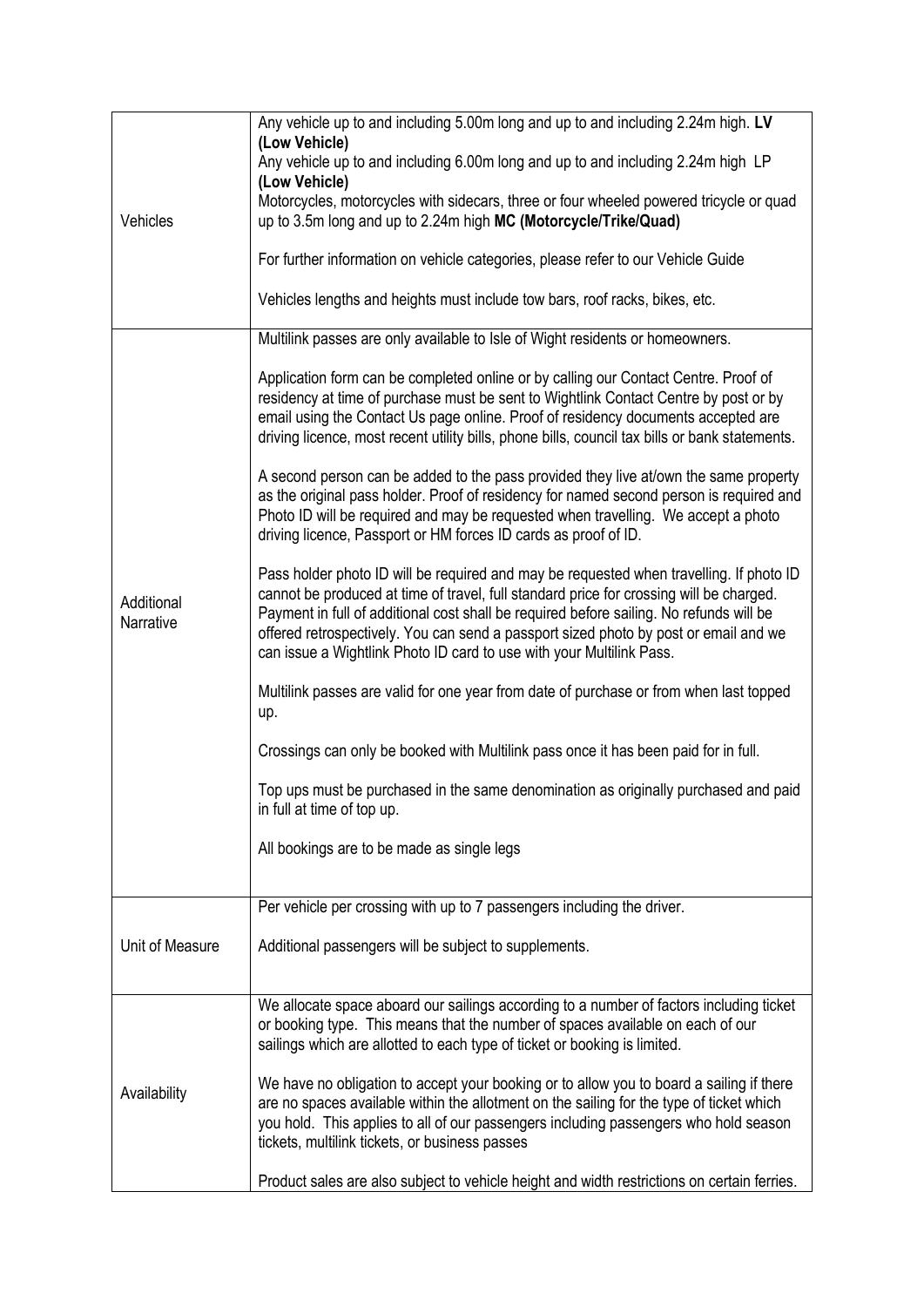| | |
|---|---|
| Vehicles | Any vehicle up to and including 5.00m long and up to and including 2.24m high. **LV (Low Vehicle)**<br>Any vehicle up to and including 6.00m long and up to and including 2.24m high LP **(Low Vehicle)**<br>Motorcycles, motorcycles with sidecars, three or four wheeled powered tricycle or quad up to 3.5m long and up to 2.24m high **MC (Motorcycle/Trike/Quad)**<br><br>For further information on vehicle categories, please refer to our Vehicle Guide<br><br>Vehicles lengths and heights must include tow bars, roof racks, bikes, etc. |
| Additional Narrative | Multilink passes are only available to Isle of Wight residents or homeowners.<br><br>Application form can be completed online or by calling our Contact Centre. Proof of residency at time of purchase must be sent to Wightlink Contact Centre by post or by email using the Contact Us page online. Proof of residency documents accepted are driving licence, most recent utility bills, phone bills, council tax bills or bank statements.<br><br>A second person can be added to the pass provided they live at/own the same property as the original pass holder. Proof of residency for named second person is required and Photo ID will be required and may be requested when travelling. We accept a photo driving licence, Passport or HM forces ID cards as proof of ID.<br><br>Pass holder photo ID will be required and may be requested when travelling. If photo ID cannot be produced at time of travel, full standard price for crossing will be charged. Payment in full of additional cost shall be required before sailing. No refunds will be offered retrospectively. You can send a passport sized photo by post or email and we can issue a Wightlink Photo ID card to use with your Multilink Pass.<br><br>Multilink passes are valid for one year from date of purchase or from when last topped up.<br><br>Crossings can only be booked with Multilink pass once it has been paid for in full.<br><br>Top ups must be purchased in the same denomination as originally purchased and paid in full at time of top up.<br><br>All bookings are to be made as single legs |
| Unit of Measure | Per vehicle per crossing with up to 7 passengers including the driver.<br><br>Additional passengers will be subject to supplements. |
| Availability | We allocate space aboard our sailings according to a number of factors including ticket or booking type. This means that the number of spaces available on each of our sailings which are allotted to each type of ticket or booking is limited.<br><br>We have no obligation to accept your booking or to allow you to board a sailing if there are no spaces available within the allotment on the sailing for the type of ticket which you hold. This applies to all of our passengers including passengers who hold season tickets, multilink tickets, or business passes<br><br>Product sales are also subject to vehicle height and width restrictions on certain ferries. |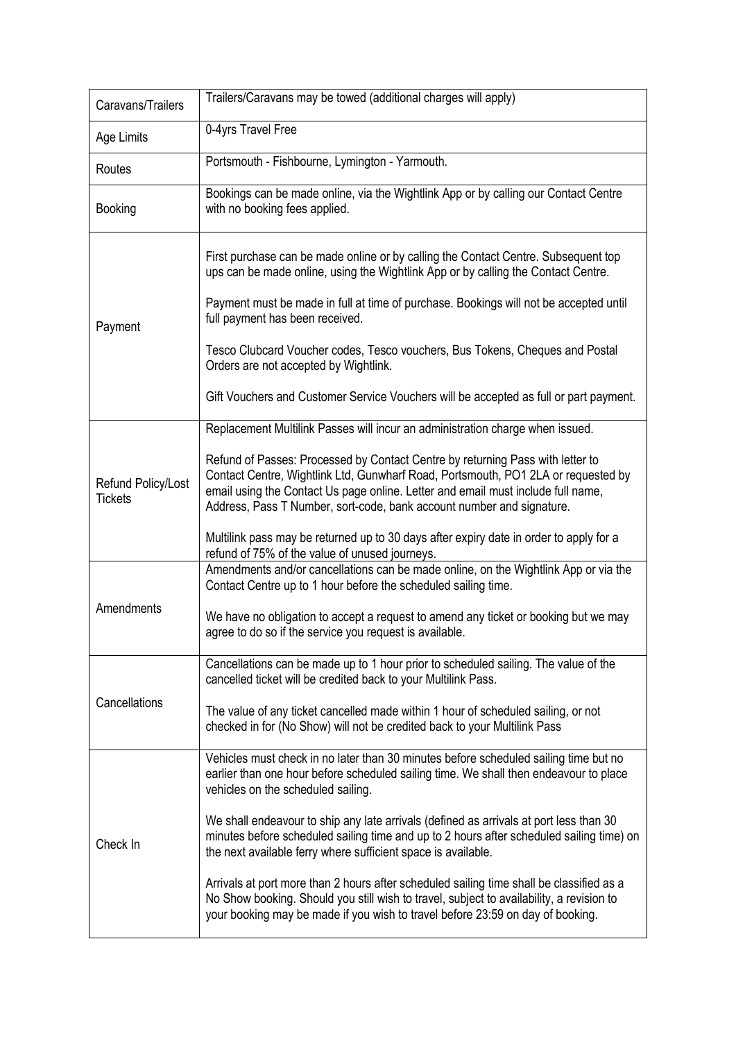| Caravans/Trailers | Trailers/Caravans may be towed (additional charges will apply) |
| --- | --- |
| Age Limits | 0-4yrs Travel Free |
| Routes | Portsmouth - Fishbourne, Lymington - Yarmouth. |
| Booking | Bookings can be made online, via the Wightlink App or by calling our Contact Centre with no booking fees applied. |
| Payment | First purchase can be made online or by calling the Contact Centre. Subsequent top ups can be made online, using the Wightlink App or by calling the Contact Centre.<br><br>Payment must be made in full at time of purchase. Bookings will not be accepted until full payment has been received.<br><br>Tesco Clubcard Voucher codes, Tesco vouchers, Bus Tokens, Cheques and Postal Orders are not accepted by Wightlink.<br><br>Gift Vouchers and Customer Service Vouchers will be accepted as full or part payment. |
| Refund Policy/Lost Tickets | Replacement Multilink Passes will incur an administration charge when issued.<br><br>Refund of Passes: Processed by Contact Centre by returning Pass with letter to Contact Centre, Wightlink Ltd, Gunwharf Road, Portsmouth, PO1 2LA or requested by email using the Contact Us page online. Letter and email must include full name, Address, Pass T Number, sort-code, bank account number and signature.<br><br>Multilink pass may be returned up to 30 days after expiry date in order to apply for a refund of 75% of the value of unused journeys. |
| Amendments | Amendments and/or cancellations can be made online, on the Wightlink App or via the Contact Centre up to 1 hour before the scheduled sailing time.<br><br>We have no obligation to accept a request to amend any ticket or booking but we may agree to do so if the service you request is available. |
| Cancellations | Cancellations can be made up to 1 hour prior to scheduled sailing. The value of the cancelled ticket will be credited back to your Multilink Pass.<br><br>The value of any ticket cancelled made within 1 hour of scheduled sailing, or not checked in for (No Show) will not be credited back to your Multilink Pass |
| Check In | Vehicles must check in no later than 30 minutes before scheduled sailing time but no earlier than one hour before scheduled sailing time. We shall then endeavour to place vehicles on the scheduled sailing.<br><br>We shall endeavour to ship any late arrivals (defined as arrivals at port less than 30 minutes before scheduled sailing time and up to 2 hours after scheduled sailing time) on the next available ferry where sufficient space is available.<br><br>Arrivals at port more than 2 hours after scheduled sailing time shall be classified as a No Show booking. Should you still wish to travel, subject to availability, a revision to your booking may be made if you wish to travel before 23:59 on day of booking. |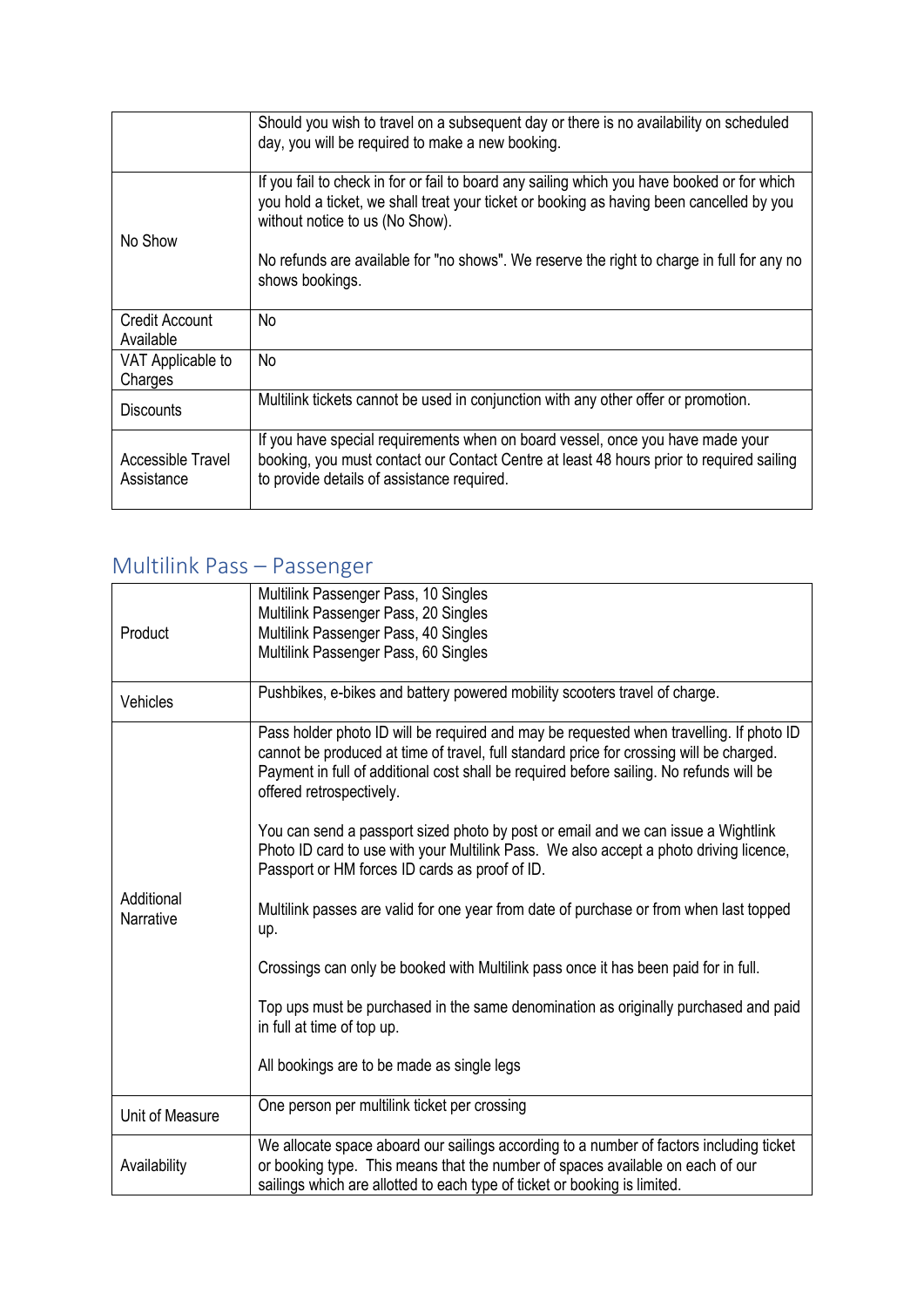| | |
|---|---|
| | Should you wish to travel on a subsequent day or there is no availability on scheduled day, you will be required to make a new booking. |
| No Show | If you fail to check in for or fail to board any sailing which you have booked or for which you hold a ticket, we shall treat your ticket or booking as having been cancelled by you without notice to us (No Show).<br><br>No refunds are available for "no shows". We reserve the right to charge in full for any no shows bookings. |
| Credit Account Available | No |
| VAT Applicable to Charges | No |
| Discounts | Multilink tickets cannot be used in conjunction with any other offer or promotion. |
| Accessible Travel Assistance | If you have special requirements when on board vessel, once you have made your booking, you must contact our Contact Centre at least 48 hours prior to required sailing to provide details of assistance required. |

## Multilink Pass – Passenger

| | |
|---|---|
| Product | Multilink Passenger Pass, 10 Singles<br>Multilink Passenger Pass, 20 Singles<br>Multilink Passenger Pass, 40 Singles<br>Multilink Passenger Pass, 60 Singles |
| Vehicles | Pushbikes, e-bikes and battery powered mobility scooters travel of charge. |
| Additional Narrative | Pass holder photo ID will be required and may be requested when travelling. If photo ID cannot be produced at time of travel, full standard price for crossing will be charged. Payment in full of additional cost shall be required before sailing. No refunds will be offered retrospectively.<br><br>You can send a passport sized photo by post or email and we can issue a Wightlink Photo ID card to use with your Multilink Pass. We also accept a photo driving licence, Passport or HM forces ID cards as proof of ID.<br><br>Multilink passes are valid for one year from date of purchase or from when last topped up.<br><br>Crossings can only be booked with Multilink pass once it has been paid for in full.<br><br>Top ups must be purchased in the same denomination as originally purchased and paid in full at time of top up.<br><br>All bookings are to be made as single legs |
| Unit of Measure | One person per multilink ticket per crossing |
| Availability | We allocate space aboard our sailings according to a number of factors including ticket or booking type. This means that the number of spaces available on each of our sailings which are allotted to each type of ticket or booking is limited. |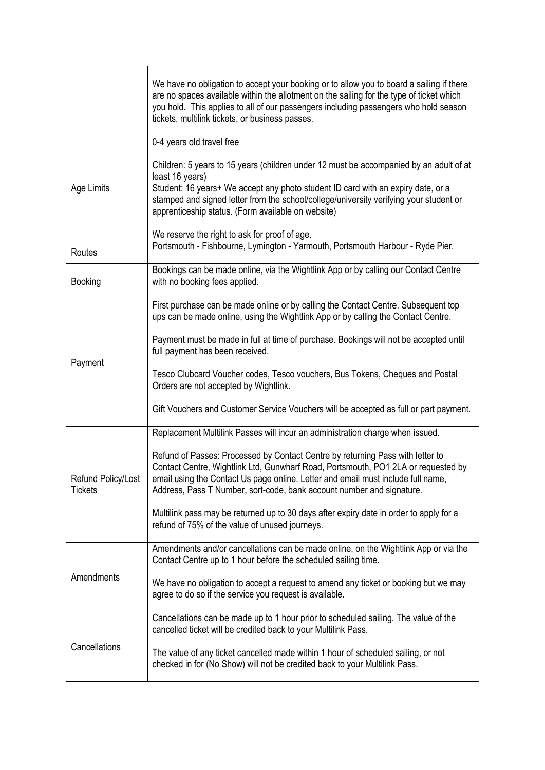| | |
|---|---|
| | We have no obligation to accept your booking or to allow you to board a sailing if there are no spaces available within the allotment on the sailing for the type of ticket which you hold. This applies to all of our passengers including passengers who hold season tickets, multilink tickets, or business passes. |
| Age Limits | 0-4 years old travel free<br><br>Children: 5 years to 15 years (children under 12 must be accompanied by an adult of at least 16 years)<br>Student: 16 years+ We accept any photo student ID card with an expiry date, or a stamped and signed letter from the school/college/university verifying your student or apprenticeship status. (Form available on website)<br><br>We reserve the right to ask for proof of age. |
| Routes | Portsmouth - Fishbourne, Lymington - Yarmouth, Portsmouth Harbour - Ryde Pier. |
| Booking | Bookings can be made online, via the Wightlink App or by calling our Contact Centre with no booking fees applied. |
| Payment | First purchase can be made online or by calling the Contact Centre. Subsequent top ups can be made online, using the Wightlink App or by calling the Contact Centre.<br><br>Payment must be made in full at time of purchase. Bookings will not be accepted until full payment has been received.<br><br>Tesco Clubcard Voucher codes, Tesco vouchers, Bus Tokens, Cheques and Postal Orders are not accepted by Wightlink.<br><br>Gift Vouchers and Customer Service Vouchers will be accepted as full or part payment. |
| Refund Policy/Lost Tickets | Replacement Multilink Passes will incur an administration charge when issued.<br><br>Refund of Passes: Processed by Contact Centre by returning Pass with letter to Contact Centre, Wightlink Ltd, Gunwharf Road, Portsmouth, PO1 2LA or requested by email using the Contact Us page online. Letter and email must include full name, Address, Pass T Number, sort-code, bank account number and signature.<br><br>Multilink pass may be returned up to 30 days after expiry date in order to apply for a refund of 75% of the value of unused journeys. |
| Amendments | Amendments and/or cancellations can be made online, on the Wightlink App or via the Contact Centre up to 1 hour before the scheduled sailing time.<br><br>We have no obligation to accept a request to amend any ticket or booking but we may agree to do so if the service you request is available. |
| Cancellations | Cancellations can be made up to 1 hour prior to scheduled sailing. The value of the cancelled ticket will be credited back to your Multilink Pass.<br><br>The value of any ticket cancelled made within 1 hour of scheduled sailing, or not checked in for (No Show) will not be credited back to your Multilink Pass. |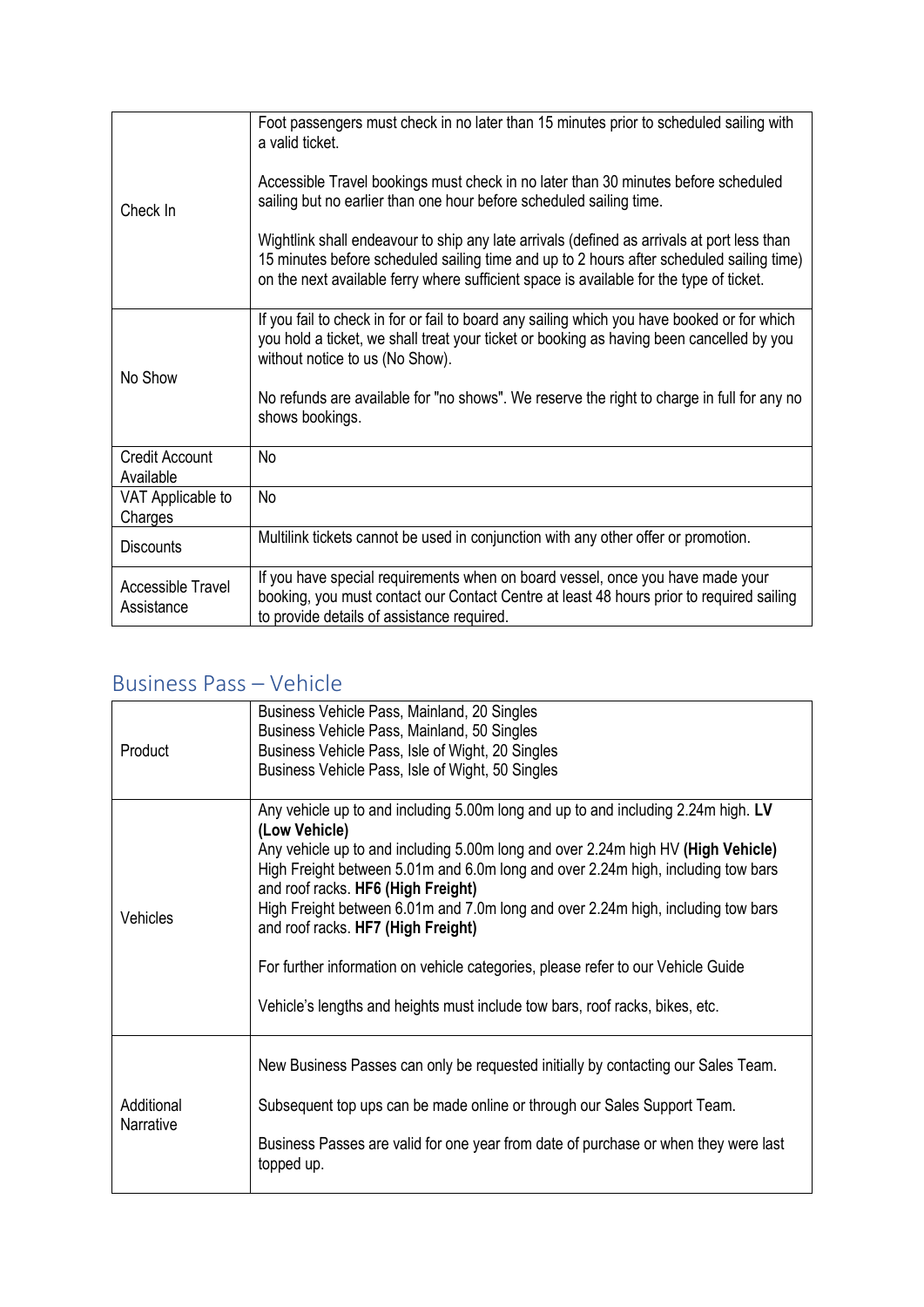| | |
|---|---|
| Check In | Foot passengers must check in no later than 15 minutes prior to scheduled sailing with a valid ticket.<br><br>Accessible Travel bookings must check in no later than 30 minutes before scheduled sailing but no earlier than one hour before scheduled sailing time.<br><br>Wightlink shall endeavour to ship any late arrivals (defined as arrivals at port less than 15 minutes before scheduled sailing time and up to 2 hours after scheduled sailing time) on the next available ferry where sufficient space is available for the type of ticket. |
| No Show | If you fail to check in for or fail to board any sailing which you have booked or for which you hold a ticket, we shall treat your ticket or booking as having been cancelled by you without notice to us (No Show).<br><br>No refunds are available for "no shows". We reserve the right to charge in full for any no shows bookings. |
| Credit Account Available | No |
| VAT Applicable to Charges | No |
| Discounts | Multilink tickets cannot be used in conjunction with any other offer or promotion. |
| Accessible Travel Assistance | If you have special requirements when on board vessel, once you have made your booking, you must contact our Contact Centre at least 48 hours prior to required sailing to provide details of assistance required. |

## Business Pass – Vehicle

| | |
|---|---|
| Product | Business Vehicle Pass, Mainland, 20 Singles<br>Business Vehicle Pass, Mainland, 50 Singles<br>Business Vehicle Pass, Isle of Wight, 20 Singles<br>Business Vehicle Pass, Isle of Wight, 50 Singles |
| Vehicles | Any vehicle up to and including 5.00m long and up to and including 2.24m high. **LV (Low Vehicle)**<br>Any vehicle up to and including 5.00m long and over 2.24m high HV **(High Vehicle)**<br>High Freight between 5.01m and 6.0m long and over 2.24m high, including tow bars and roof racks. **HF6 (High Freight)**<br>High Freight between 6.01m and 7.0m long and over 2.24m high, including tow bars and roof racks. **HF7 (High Freight)**<br><br>For further information on vehicle categories, please refer to our Vehicle Guide<br><br>Vehicle's lengths and heights must include tow bars, roof racks, bikes, etc. |
| Additional Narrative | New Business Passes can only be requested initially by contacting our Sales Team.<br><br>Subsequent top ups can be made online or through our Sales Support Team.<br><br>Business Passes are valid for one year from date of purchase or when they were last topped up. |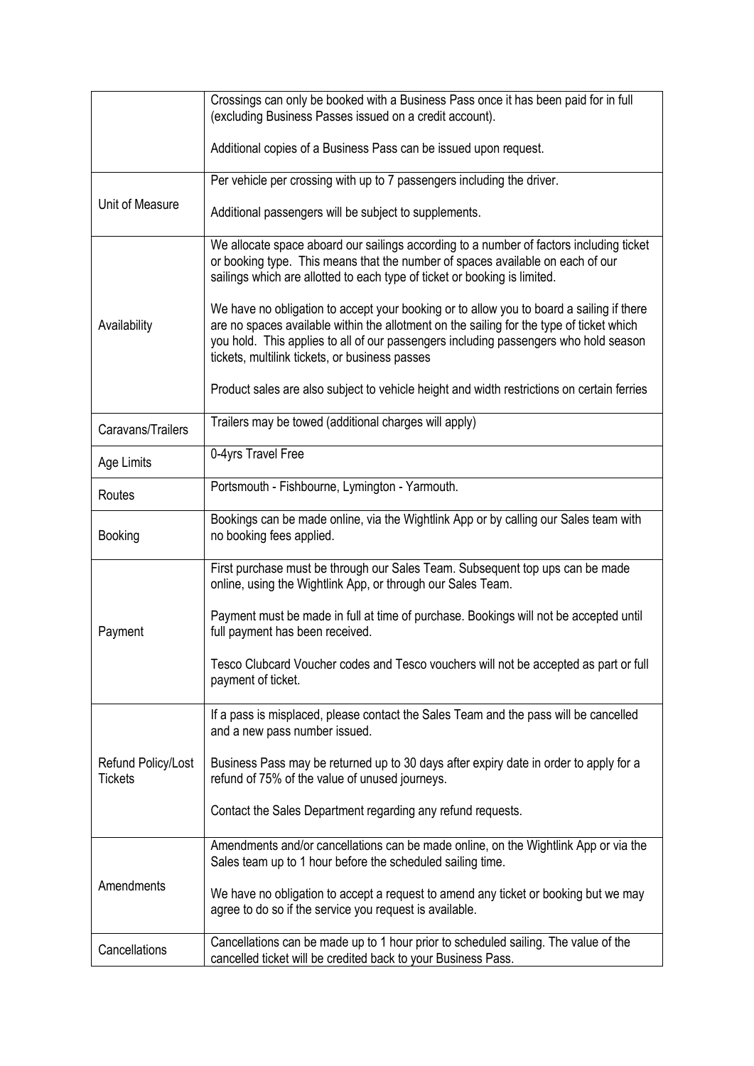| | |
|---|---|
| | Crossings can only be booked with a Business Pass once it has been paid for in full (excluding Business Passes issued on a credit account).<br><br>Additional copies of a Business Pass can be issued upon request. |
| Unit of Measure | Per vehicle per crossing with up to 7 passengers including the driver.<br><br>Additional passengers will be subject to supplements. |
| Availability | We allocate space aboard our sailings according to a number of factors including ticket or booking type. This means that the number of spaces available on each of our sailings which are allotted to each type of ticket or booking is limited.<br><br>We have no obligation to accept your booking or to allow you to board a sailing if there are no spaces available within the allotment on the sailing for the type of ticket which you hold. This applies to all of our passengers including passengers who hold season tickets, multilink tickets, or business passes<br><br>Product sales are also subject to vehicle height and width restrictions on certain ferries |
| Caravans/Trailers | Trailers may be towed (additional charges will apply) |
| Age Limits | 0-4yrs Travel Free |
| Routes | Portsmouth - Fishbourne, Lymington - Yarmouth. |
| Booking | Bookings can be made online, via the Wightlink App or by calling our Sales team with no booking fees applied. |
| Payment | First purchase must be through our Sales Team. Subsequent top ups can be made online, using the Wightlink App, or through our Sales Team.<br><br>Payment must be made in full at time of purchase. Bookings will not be accepted until full payment has been received.<br><br>Tesco Clubcard Voucher codes and Tesco vouchers will not be accepted as part or full payment of ticket. |
| Refund Policy/Lost Tickets | If a pass is misplaced, please contact the Sales Team and the pass will be cancelled and a new pass number issued.<br><br>Business Pass may be returned up to 30 days after expiry date in order to apply for a refund of 75% of the value of unused journeys.<br><br>Contact the Sales Department regarding any refund requests. |
| Amendments | Amendments and/or cancellations can be made online, on the Wightlink App or via the Sales team up to 1 hour before the scheduled sailing time.<br><br>We have no obligation to accept a request to amend any ticket or booking but we may agree to do so if the service you request is available. |
| Cancellations | Cancellations can be made up to 1 hour prior to scheduled sailing. The value of the cancelled ticket will be credited back to your Business Pass. |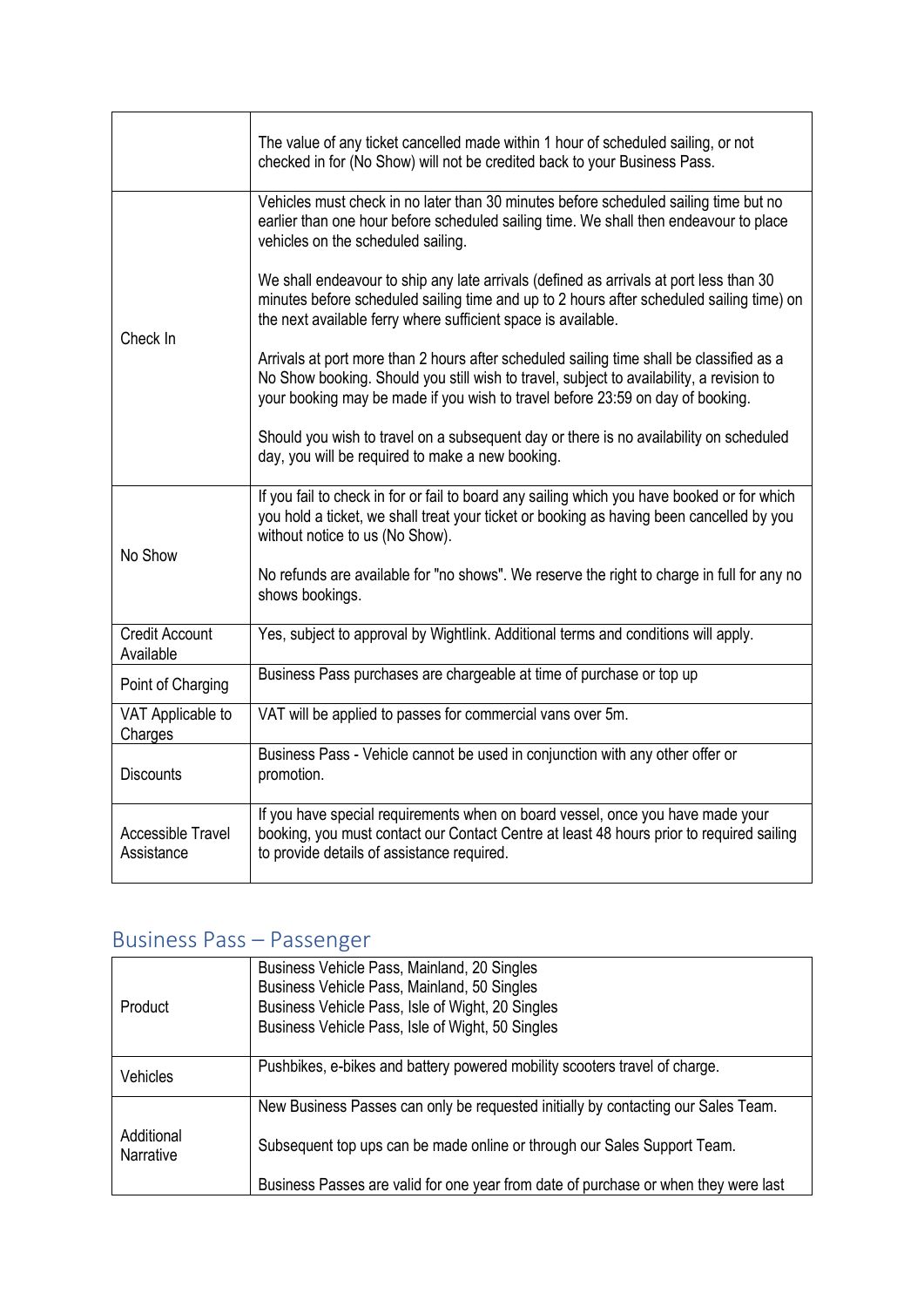| | |
|---|---|
| | The value of any ticket cancelled made within 1 hour of scheduled sailing, or not checked in for (No Show) will not be credited back to your Business Pass. |
| Check In | Vehicles must check in no later than 30 minutes before scheduled sailing time but no earlier than one hour before scheduled sailing time. We shall then endeavour to place vehicles on the scheduled sailing.<br><br>We shall endeavour to ship any late arrivals (defined as arrivals at port less than 30 minutes before scheduled sailing time and up to 2 hours after scheduled sailing time) on the next available ferry where sufficient space is available.<br><br>Arrivals at port more than 2 hours after scheduled sailing time shall be classified as a No Show booking. Should you still wish to travel, subject to availability, a revision to your booking may be made if you wish to travel before 23:59 on day of booking.<br><br>Should you wish to travel on a subsequent day or there is no availability on scheduled day, you will be required to make a new booking. |
| No Show | If you fail to check in for or fail to board any sailing which you have booked or for which you hold a ticket, we shall treat your ticket or booking as having been cancelled by you without notice to us (No Show).<br><br>No refunds are available for "no shows". We reserve the right to charge in full for any no shows bookings. |
| Credit Account Available | Yes, subject to approval by Wightlink. Additional terms and conditions will apply. |
| Point of Charging | Business Pass purchases are chargeable at time of purchase or top up |
| VAT Applicable to Charges | VAT will be applied to passes for commercial vans over 5m. |
| Discounts | Business Pass - Vehicle cannot be used in conjunction with any other offer or promotion. |
| Accessible Travel Assistance | If you have special requirements when on board vessel, once you have made your booking, you must contact our Contact Centre at least 48 hours prior to required sailing to provide details of assistance required. |

## Business Pass – Passenger

| | |
|---|---|
| Product | Business Vehicle Pass, Mainland, 20 Singles<br>Business Vehicle Pass, Mainland, 50 Singles<br>Business Vehicle Pass, Isle of Wight, 20 Singles<br>Business Vehicle Pass, Isle of Wight, 50 Singles |
| Vehicles | Pushbikes, e-bikes and battery powered mobility scooters travel of charge. |
| Additional Narrative | New Business Passes can only be requested initially by contacting our Sales Team.<br><br>Subsequent top ups can be made online or through our Sales Support Team.<br><br>Business Passes are valid for one year from date of purchase or when they were last |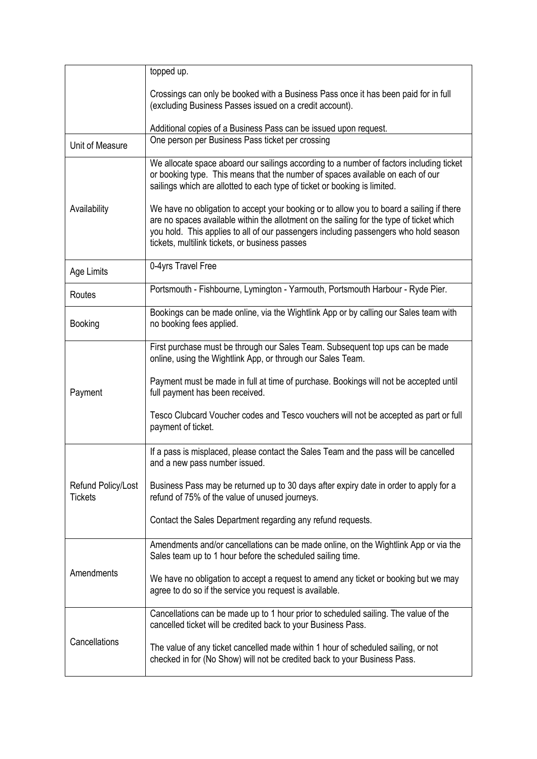| | |
|---|---|
| | topped up.<br><br>Crossings can only be booked with a Business Pass once it has been paid for in full (excluding Business Passes issued on a credit account).<br><br>Additional copies of a Business Pass can be issued upon request. |
| Unit of Measure | One person per Business Pass ticket per crossing |
| Availability | We allocate space aboard our sailings according to a number of factors including ticket or booking type. This means that the number of spaces available on each of our sailings which are allotted to each type of ticket or booking is limited.<br><br>We have no obligation to accept your booking or to allow you to board a sailing if there are no spaces available within the allotment on the sailing for the type of ticket which you hold. This applies to all of our passengers including passengers who hold season tickets, multilink tickets, or business passes |
| Age Limits | 0-4yrs Travel Free |
| Routes | Portsmouth - Fishbourne, Lymington - Yarmouth, Portsmouth Harbour - Ryde Pier. |
| Booking | Bookings can be made online, via the Wightlink App or by calling our Sales team with no booking fees applied. |
| Payment | First purchase must be through our Sales Team. Subsequent top ups can be made online, using the Wightlink App, or through our Sales Team.<br><br>Payment must be made in full at time of purchase. Bookings will not be accepted until full payment has been received.<br><br>Tesco Clubcard Voucher codes and Tesco vouchers will not be accepted as part or full payment of ticket. |
| Refund Policy/Lost Tickets | If a pass is misplaced, please contact the Sales Team and the pass will be cancelled and a new pass number issued.<br><br>Business Pass may be returned up to 30 days after expiry date in order to apply for a refund of 75% of the value of unused journeys.<br><br>Contact the Sales Department regarding any refund requests. |
| Amendments | Amendments and/or cancellations can be made online, on the Wightlink App or via the Sales team up to 1 hour before the scheduled sailing time.<br><br>We have no obligation to accept a request to amend any ticket or booking but we may agree to do so if the service you request is available. |
| Cancellations | Cancellations can be made up to 1 hour prior to scheduled sailing. The value of the cancelled ticket will be credited back to your Business Pass.<br><br>The value of any ticket cancelled made within 1 hour of scheduled sailing, or not checked in for (No Show) will not be credited back to your Business Pass. |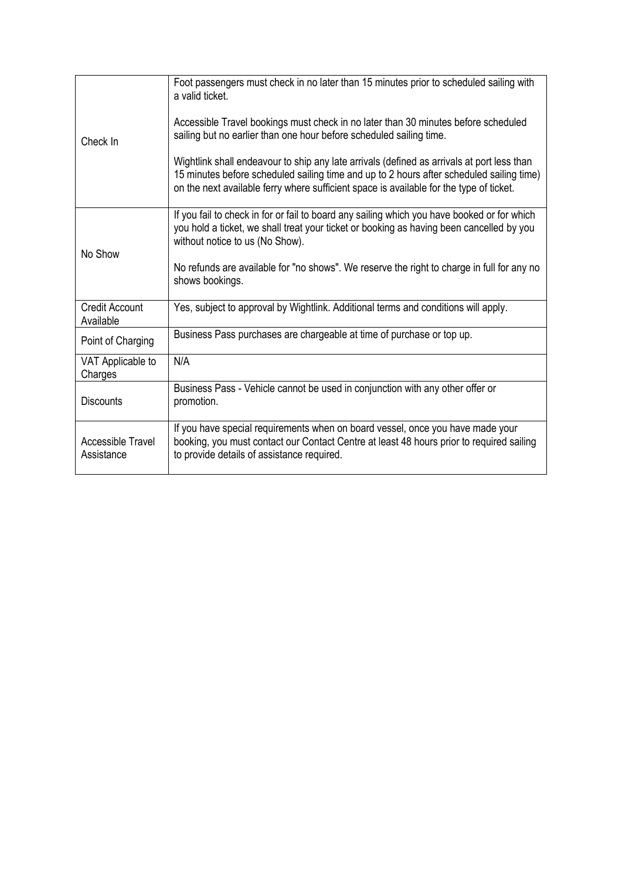| | |
|---|---|
| Check In | Foot passengers must check in no later than 15 minutes prior to scheduled sailing with a valid ticket.<br><br>Accessible Travel bookings must check in no later than 30 minutes before scheduled sailing but no earlier than one hour before scheduled sailing time.<br><br>Wightlink shall endeavour to ship any late arrivals (defined as arrivals at port less than 15 minutes before scheduled sailing time and up to 2 hours after scheduled sailing time) on the next available ferry where sufficient space is available for the type of ticket. |
| No Show | If you fail to check in for or fail to board any sailing which you have booked or for which you hold a ticket, we shall treat your ticket or booking as having been cancelled by you without notice to us (No Show).<br><br>No refunds are available for "no shows". We reserve the right to charge in full for any no shows bookings. |
| Credit Account Available | Yes, subject to approval by Wightlink. Additional terms and conditions will apply. |
| Point of Charging | Business Pass purchases are chargeable at time of purchase or top up. |
| VAT Applicable to Charges | N/A |
| Discounts | Business Pass - Vehicle cannot be used in conjunction with any other offer or promotion. |
| Accessible Travel Assistance | If you have special requirements when on board vessel, once you have made your booking, you must contact our Contact Centre at least 48 hours prior to required sailing to provide details of assistance required. |